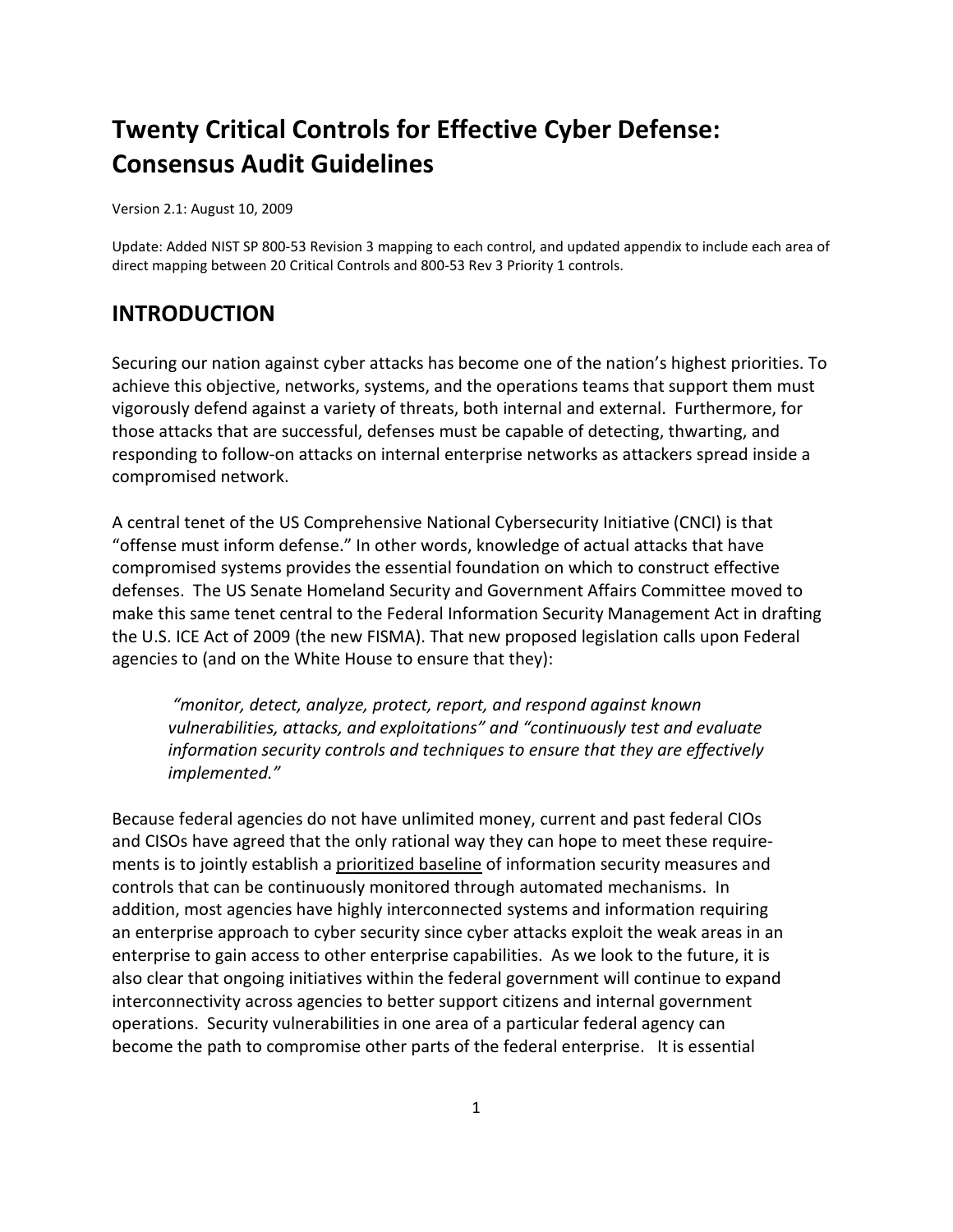# Twenty Critical Controls for Effective Cyber Defense: Consensus Audit Guidelines

Version 2.1: August 10, 2009

Update: Added NIST SP 800-53 Revision 3 mapping to each control, and updated appendix to include each area of direct mapping between 20 Critical Controls and 800-53 Rev 3 Priority 1 controls.

## INTRODUCTION

Securing our nation against cyber attacks has become one of the nation's highest priorities. To achieve this objective, networks, systems, and the operations teams that support them must vigorously defend against a variety of threats, both internal and external. Furthermore, for those attacks that are successful, defenses must be capable of detecting, thwarting, and responding to follow-on attacks on internal enterprise networks as attackers spread inside a compromised network.

A central tenet of the US Comprehensive National Cybersecurity Initiative (CNCI) is that "offense must inform defense." In other words, knowledge of actual attacks that have compromised systems provides the essential foundation on which to construct effective defenses. The US Senate Homeland Security and Government Affairs Committee moved to make this same tenet central to the Federal Information Security Management Act in drafting the U.S. ICE Act of 2009 (the new FISMA). That new proposed legislation calls upon Federal agencies to (and on the White House to ensure that they):

> *"monitor, detect, analyze, protect, report, and respond against known vulnerabilities, attacks, and exploitations" and "continuously test and evaluate information security controls and techniques to ensure that they are effectively implemented."*

Because federal agencies do not have unlimited money, current and past federal CIOs and CISOs have agreed that the only rational way they can hope to meet these requirements is to jointly establish a prioritized baseline of information security measures and controls that can be continuously monitored through automated mechanisms. In addition, most agencies have highly interconnected systems and information requiring an enterprise approach to cyber security since cyber attacks exploit the weak areas in an enterprise to gain access to other enterprise capabilities. As we look to the future, it is also clear that ongoing initiatives within the federal government will continue to expand interconnectivity across agencies to better support citizens and internal government operations. Security vulnerabilities in one area of a particular federal agency can become the path to compromise other parts of the federal enterprise. It is essential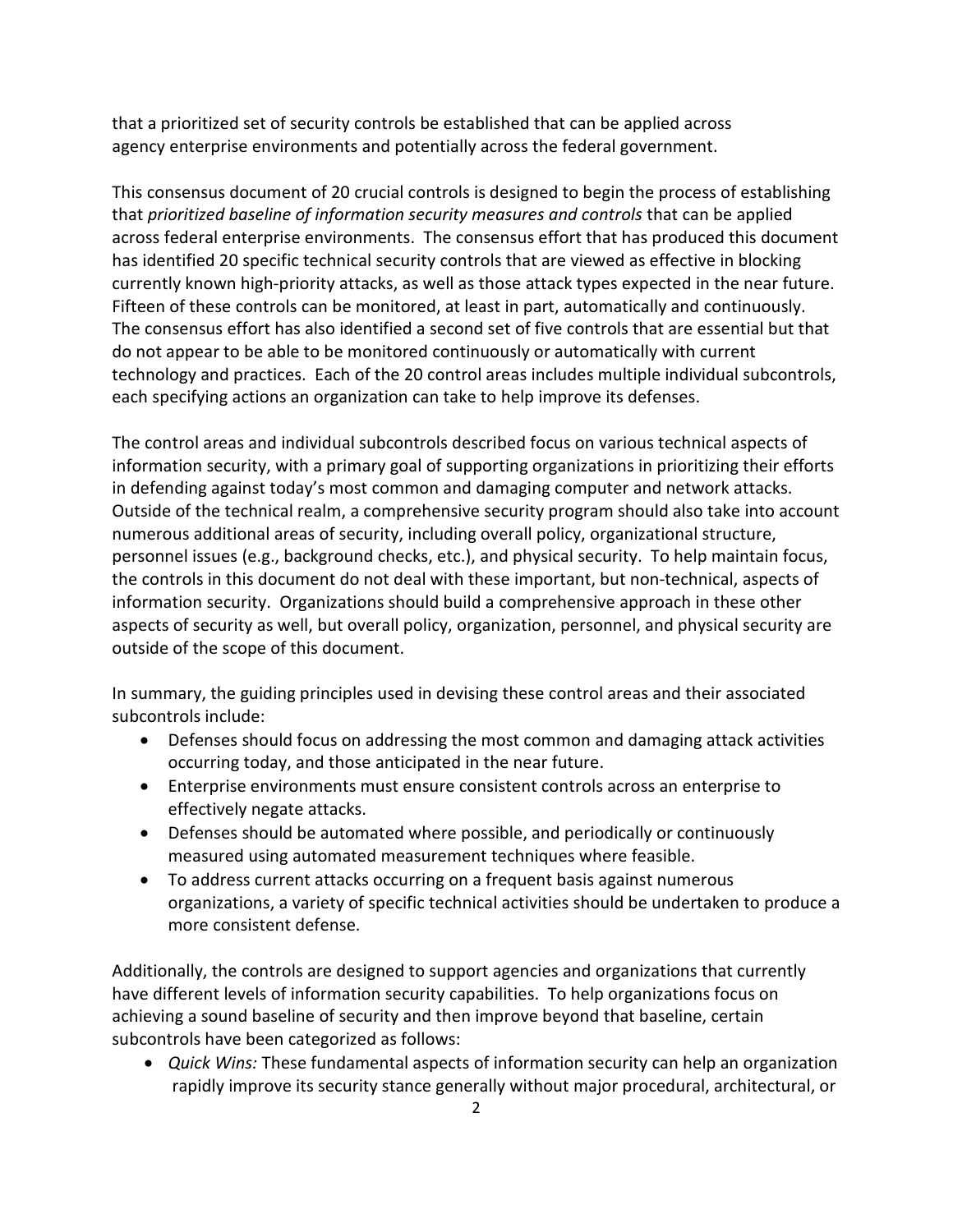that a prioritized set of security controls be established that can be applied across agency enterprise environments and potentially across the federal government.

This consensus document of 20 crucial controls is designed to begin the process of establishing that *prioritized baseline of information security measures and controls* that can be applied across federal enterprise environments. The consensus effort that has produced this document has identified 20 specific technical security controls that are viewed as effective in blocking currently known high-priority attacks, as well as those attack types expected in the near future. Fifteen of these controls can be monitored, at least in part, automatically and continuously. The consensus effort has also identified a second set of five controls that are essential but that do not appear to be able to be monitored continuously or automatically with current technology and practices. Each of the 20 control areas includes multiple individual subcontrols, each specifying actions an organization can take to help improve its defenses.

The control areas and individual subcontrols described focus on various technical aspects of information security, with a primary goal of supporting organizations in prioritizing their efforts in defending against today's most common and damaging computer and network attacks. Outside of the technical realm, a comprehensive security program should also take into account numerous additional areas of security, including overall policy, organizational structure, personnel issues (e.g., background checks, etc.), and physical security. To help maintain focus, the controls in this document do not deal with these important, but non-technical, aspects of information security. Organizations should build a comprehensive approach in these other aspects of security as well, but overall policy, organization, personnel, and physical security are outside of the scope of this document.

In summary, the guiding principles used in devising these control areas and their associated subcontrols include:

- Defenses should focus on addressing the most common and damaging attack activities occurring today, and those anticipated in the near future.
- Enterprise environments must ensure consistent controls across an enterprise to effectively negate attacks.
- Defenses should be automated where possible, and periodically or continuously measured using automated measurement techniques where feasible.
- To address current attacks occurring on a frequent basis against numerous organizations, a variety of specific technical activities should be undertaken to produce a more consistent defense.

Additionally, the controls are designed to support agencies and organizations that currently have different levels of information security capabilities. To help organizations focus on achieving a sound baseline of security and then improve beyond that baseline, certain subcontrols have been categorized as follows:

- *Quick Wins:* These fundamental aspects of information security can help an organization rapidly improve its security stance generally without major procedural, architectural, or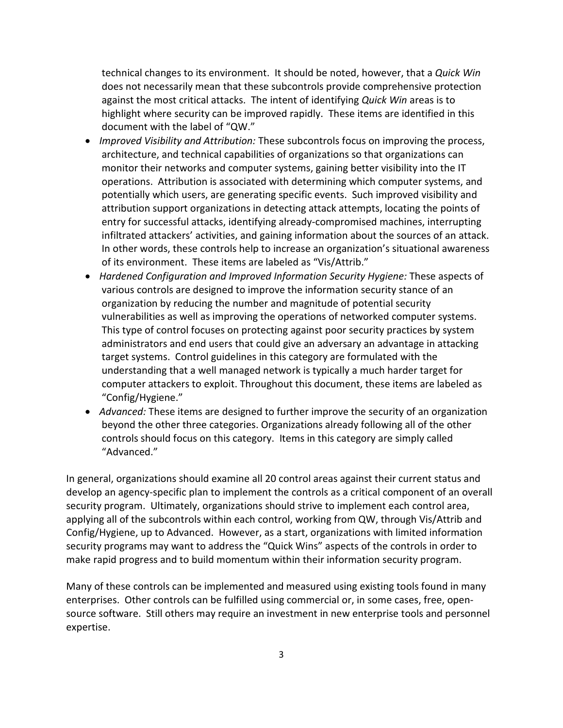technical changes to its environment. It should be noted, however, that a *Quick Win* does not necessarily mean that these subcontrols provide comprehensive protection against the most critical attacks. The intent of identifying *Quick Win* areas is to highlight where security can be improved rapidly. These items are identified in this document with the label of "QW."

- *Improved Visibility and Attribution:* These subcontrols focus on improving the process, architecture, and technical capabilities of organizations so that organizations can monitor their networks and computer systems, gaining better visibility into the IT operations. Attribution is associated with determining which computer systems, and potentially which users, are generating specific events. Such improved visibility and attribution support organizations in detecting attack attempts, locating the points of entry for successful attacks, identifying already-compromised machines, interrupting infiltrated attackers' activities, and gaining information about the sources of an attack. In other words, these controls help to increase an organization's situational awareness of its environment. These items are labeled as "Vis/Attrib."
- *Hardened Configuration and Improved Information Security Hygiene:* These aspects of various controls are designed to improve the information security stance of an organization by reducing the number and magnitude of potential security vulnerabilities as well as improving the operations of networked computer systems. This type of control focuses on protecting against poor security practices by system administrators and end users that could give an adversary an advantage in attacking target systems. Control guidelines in this category are formulated with the understanding that a well managed network is typically a much harder target for computer attackers to exploit. Throughout this document, these items are labeled as "Config/Hygiene."
- *Advanced:* These items are designed to further improve the security of an organization beyond the other three categories. Organizations already following all of the other controls should focus on this category. Items in this category are simply called "Advanced."

In general, organizations should examine all 20 control areas against their current status and develop an agency-specific plan to implement the controls as a critical component of an overall security program. Ultimately, organizations should strive to implement each control area, applying all of the subcontrols within each control, working from QW, through Vis/Attrib and Config/Hygiene, up to Advanced. However, as a start, organizations with limited information security programs may want to address the "Quick Wins" aspects of the controls in order to make rapid progress and to build momentum within their information security program.

Many of these controls can be implemented and measured using existing tools found in many enterprises. Other controls can be fulfilled using commercial or, in some cases, free, open-source software. Still others may require an investment in new enterprise tools and personnel expertise.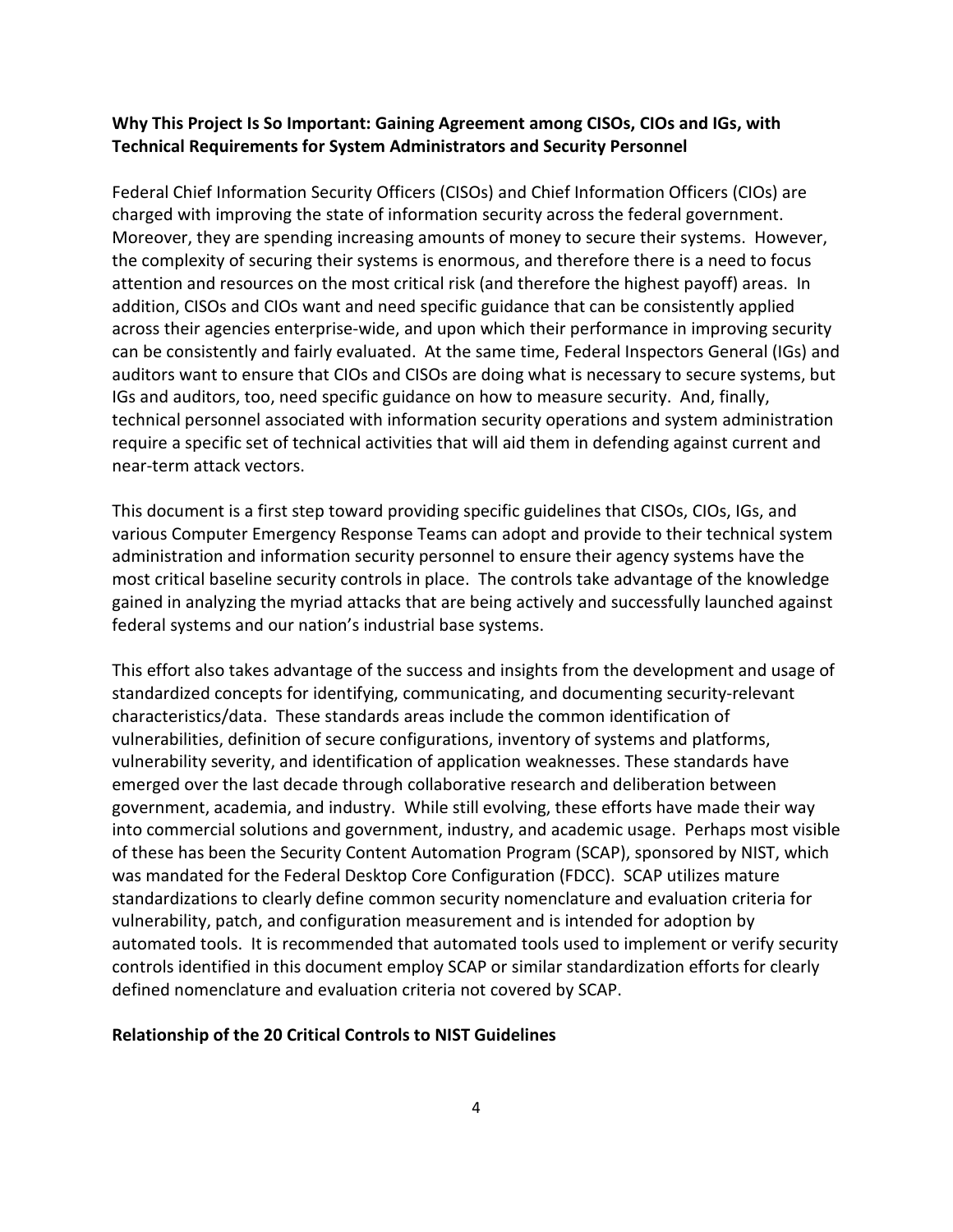**Why This Project Is So Important: Gaining Agreement among CISOs, CIOs and IGs, with Technical Requirements for System Administrators and Security Personnel**

Federal Chief Information Security Officers (CISOs) and Chief Information Officers (CIOs) are charged with improving the state of information security across the federal government. Moreover, they are spending increasing amounts of money to secure their systems. However, the complexity of securing their systems is enormous, and therefore there is a need to focus attention and resources on the most critical risk (and therefore the highest payoff) areas. In addition, CISOs and CIOs want and need specific guidance that can be consistently applied across their agencies enterprise-wide, and upon which their performance in improving security can be consistently and fairly evaluated. At the same time, Federal Inspectors General (IGs) and auditors want to ensure that CIOs and CISOs are doing what is necessary to secure systems, but IGs and auditors, too, need specific guidance on how to measure security. And, finally, technical personnel associated with information security operations and system administration require a specific set of technical activities that will aid them in defending against current and near-term attack vectors.

This document is a first step toward providing specific guidelines that CISOs, CIOs, IGs, and various Computer Emergency Response Teams can adopt and provide to their technical system administration and information security personnel to ensure their agency systems have the most critical baseline security controls in place. The controls take advantage of the knowledge gained in analyzing the myriad attacks that are being actively and successfully launched against federal systems and our nation's industrial base systems.

This effort also takes advantage of the success and insights from the development and usage of standardized concepts for identifying, communicating, and documenting security-relevant characteristics/data. These standards areas include the common identification of vulnerabilities, definition of secure configurations, inventory of systems and platforms, vulnerability severity, and identification of application weaknesses. These standards have emerged over the last decade through collaborative research and deliberation between government, academia, and industry. While still evolving, these efforts have made their way into commercial solutions and government, industry, and academic usage. Perhaps most visible of these has been the Security Content Automation Program (SCAP), sponsored by NIST, which was mandated for the Federal Desktop Core Configuration (FDCC). SCAP utilizes mature standardizations to clearly define common security nomenclature and evaluation criteria for vulnerability, patch, and configuration measurement and is intended for adoption by automated tools. It is recommended that automated tools used to implement or verify security controls identified in this document employ SCAP or similar standardization efforts for clearly defined nomenclature and evaluation criteria not covered by SCAP.

**Relationship of the 20 Critical Controls to NIST Guidelines**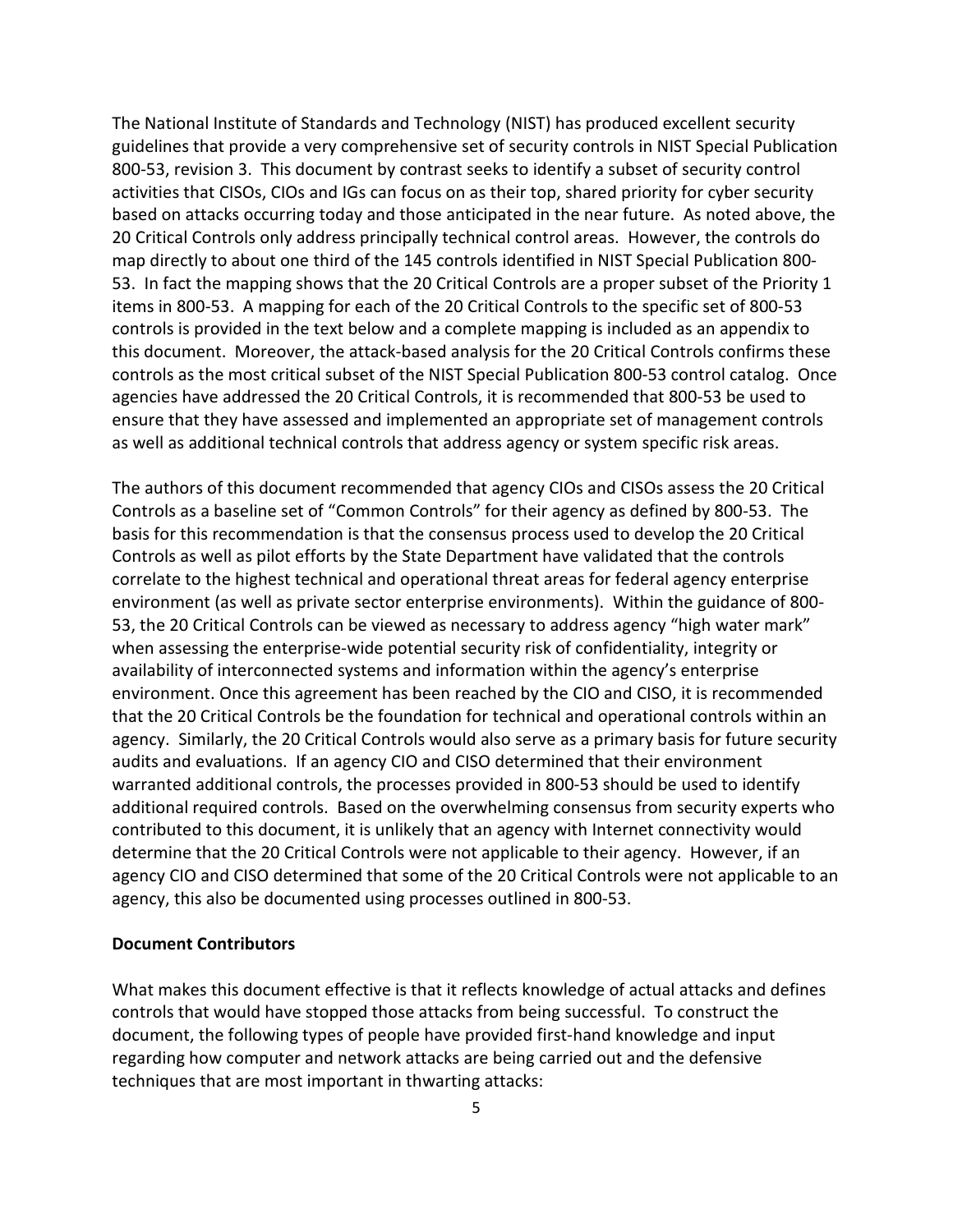The National Institute of Standards and Technology (NIST) has produced excellent security guidelines that provide a very comprehensive set of security controls in NIST Special Publication 800-53, revision 3. This document by contrast seeks to identify a subset of security control activities that CISOs, CIOs and IGs can focus on as their top, shared priority for cyber security based on attacks occurring today and those anticipated in the near future. As noted above, the 20 Critical Controls only address principally technical control areas. However, the controls do map directly to about one third of the 145 controls identified in NIST Special Publication 800-53. In fact the mapping shows that the 20 Critical Controls are a proper subset of the Priority 1 items in 800-53. A mapping for each of the 20 Critical Controls to the specific set of 800-53 controls is provided in the text below and a complete mapping is included as an appendix to this document. Moreover, the attack-based analysis for the 20 Critical Controls confirms these controls as the most critical subset of the NIST Special Publication 800-53 control catalog. Once agencies have addressed the 20 Critical Controls, it is recommended that 800-53 be used to ensure that they have assessed and implemented an appropriate set of management controls as well as additional technical controls that address agency or system specific risk areas.

The authors of this document recommended that agency CIOs and CISOs assess the 20 Critical Controls as a baseline set of "Common Controls" for their agency as defined by 800-53. The basis for this recommendation is that the consensus process used to develop the 20 Critical Controls as well as pilot efforts by the State Department have validated that the controls correlate to the highest technical and operational threat areas for federal agency enterprise environment (as well as private sector enterprise environments). Within the guidance of 800-53, the 20 Critical Controls can be viewed as necessary to address agency "high water mark" when assessing the enterprise-wide potential security risk of confidentiality, integrity or availability of interconnected systems and information within the agency's enterprise environment. Once this agreement has been reached by the CIO and CISO, it is recommended that the 20 Critical Controls be the foundation for technical and operational controls within an agency. Similarly, the 20 Critical Controls would also serve as a primary basis for future security audits and evaluations. If an agency CIO and CISO determined that their environment warranted additional controls, the processes provided in 800-53 should be used to identify additional required controls. Based on the overwhelming consensus from security experts who contributed to this document, it is unlikely that an agency with Internet connectivity would determine that the 20 Critical Controls were not applicable to their agency. However, if an agency CIO and CISO determined that some of the 20 Critical Controls were not applicable to an agency, this also be documented using processes outlined in 800-53.

**Document Contributors**

What makes this document effective is that it reflects knowledge of actual attacks and defines controls that would have stopped those attacks from being successful. To construct the document, the following types of people have provided first-hand knowledge and input regarding how computer and network attacks are being carried out and the defensive techniques that are most important in thwarting attacks: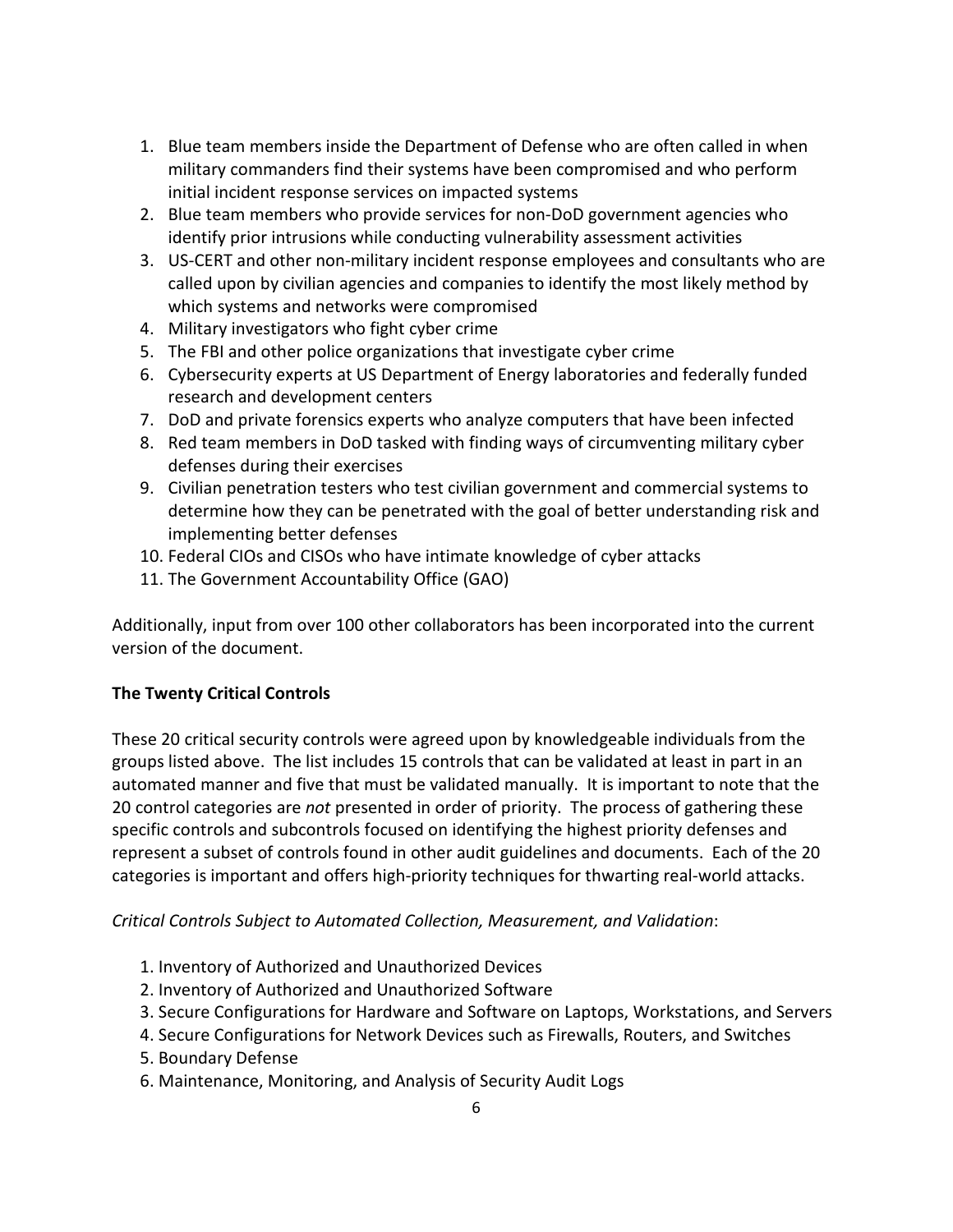1. Blue team members inside the Department of Defense who are often called in when military commanders find their systems have been compromised and who perform initial incident response services on impacted systems
2. Blue team members who provide services for non-DoD government agencies who identify prior intrusions while conducting vulnerability assessment activities
3. US-CERT and other non-military incident response employees and consultants who are called upon by civilian agencies and companies to identify the most likely method by which systems and networks were compromised
4. Military investigators who fight cyber crime
5. The FBI and other police organizations that investigate cyber crime
6. Cybersecurity experts at US Department of Energy laboratories and federally funded research and development centers
7. DoD and private forensics experts who analyze computers that have been infected
8. Red team members in DoD tasked with finding ways of circumventing military cyber defenses during their exercises
9. Civilian penetration testers who test civilian government and commercial systems to determine how they can be penetrated with the goal of better understanding risk and implementing better defenses
10. Federal CIOs and CISOs who have intimate knowledge of cyber attacks
11. The Government Accountability Office (GAO)

Additionally, input from over 100 other collaborators has been incorporated into the current version of the document.

**The Twenty Critical Controls**

These 20 critical security controls were agreed upon by knowledgeable individuals from the groups listed above. The list includes 15 controls that can be validated at least in part in an automated manner and five that must be validated manually. It is important to note that the 20 control categories are *not* presented in order of priority. The process of gathering these specific controls and subcontrols focused on identifying the highest priority defenses and represent a subset of controls found in other audit guidelines and documents. Each of the 20 categories is important and offers high-priority techniques for thwarting real-world attacks.

*Critical Controls Subject to Automated Collection, Measurement, and Validation*:

1. Inventory of Authorized and Unauthorized Devices
2. Inventory of Authorized and Unauthorized Software
3. Secure Configurations for Hardware and Software on Laptops, Workstations, and Servers
4. Secure Configurations for Network Devices such as Firewalls, Routers, and Switches
5. Boundary Defense
6. Maintenance, Monitoring, and Analysis of Security Audit Logs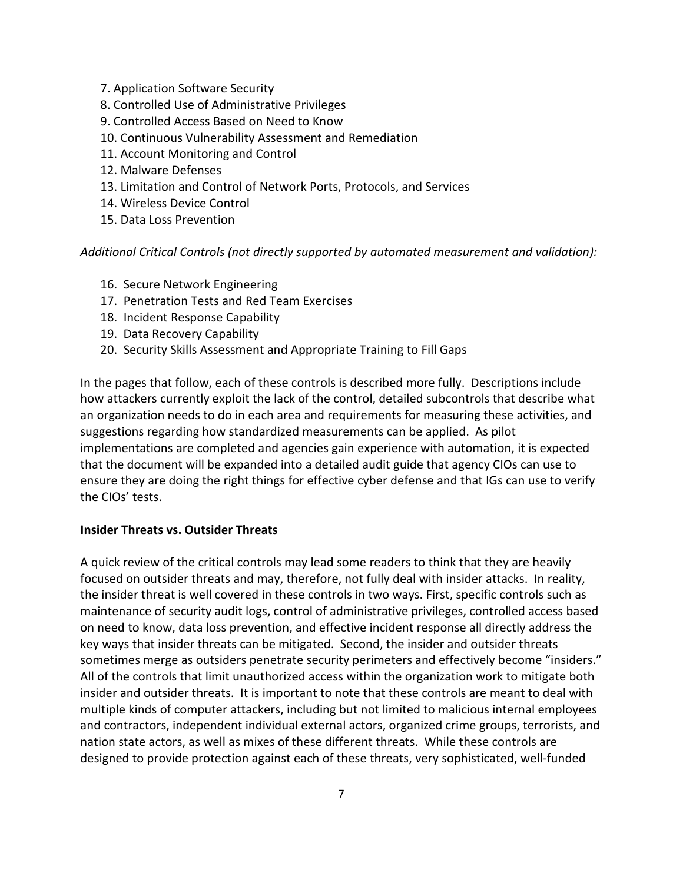7. Application Software Security
8. Controlled Use of Administrative Privileges
9. Controlled Access Based on Need to Know
10. Continuous Vulnerability Assessment and Remediation
11. Account Monitoring and Control
12. Malware Defenses
13. Limitation and Control of Network Ports, Protocols, and Services
14. Wireless Device Control
15. Data Loss Prevention

*Additional Critical Controls (not directly supported by automated measurement and validation):*

16. Secure Network Engineering
17. Penetration Tests and Red Team Exercises
18. Incident Response Capability
19. Data Recovery Capability
20. Security Skills Assessment and Appropriate Training to Fill Gaps

In the pages that follow, each of these controls is described more fully. Descriptions include how attackers currently exploit the lack of the control, detailed subcontrols that describe what an organization needs to do in each area and requirements for measuring these activities, and suggestions regarding how standardized measurements can be applied. As pilot implementations are completed and agencies gain experience with automation, it is expected that the document will be expanded into a detailed audit guide that agency CIOs can use to ensure they are doing the right things for effective cyber defense and that IGs can use to verify the CIOs' tests.

**Insider Threats vs. Outsider Threats**

A quick review of the critical controls may lead some readers to think that they are heavily focused on outsider threats and may, therefore, not fully deal with insider attacks. In reality, the insider threat is well covered in these controls in two ways. First, specific controls such as maintenance of security audit logs, control of administrative privileges, controlled access based on need to know, data loss prevention, and effective incident response all directly address the key ways that insider threats can be mitigated. Second, the insider and outsider threats sometimes merge as outsiders penetrate security perimeters and effectively become "insiders." All of the controls that limit unauthorized access within the organization work to mitigate both insider and outsider threats. It is important to note that these controls are meant to deal with multiple kinds of computer attackers, including but not limited to malicious internal employees and contractors, independent individual external actors, organized crime groups, terrorists, and nation state actors, as well as mixes of these different threats. While these controls are designed to provide protection against each of these threats, very sophisticated, well-funded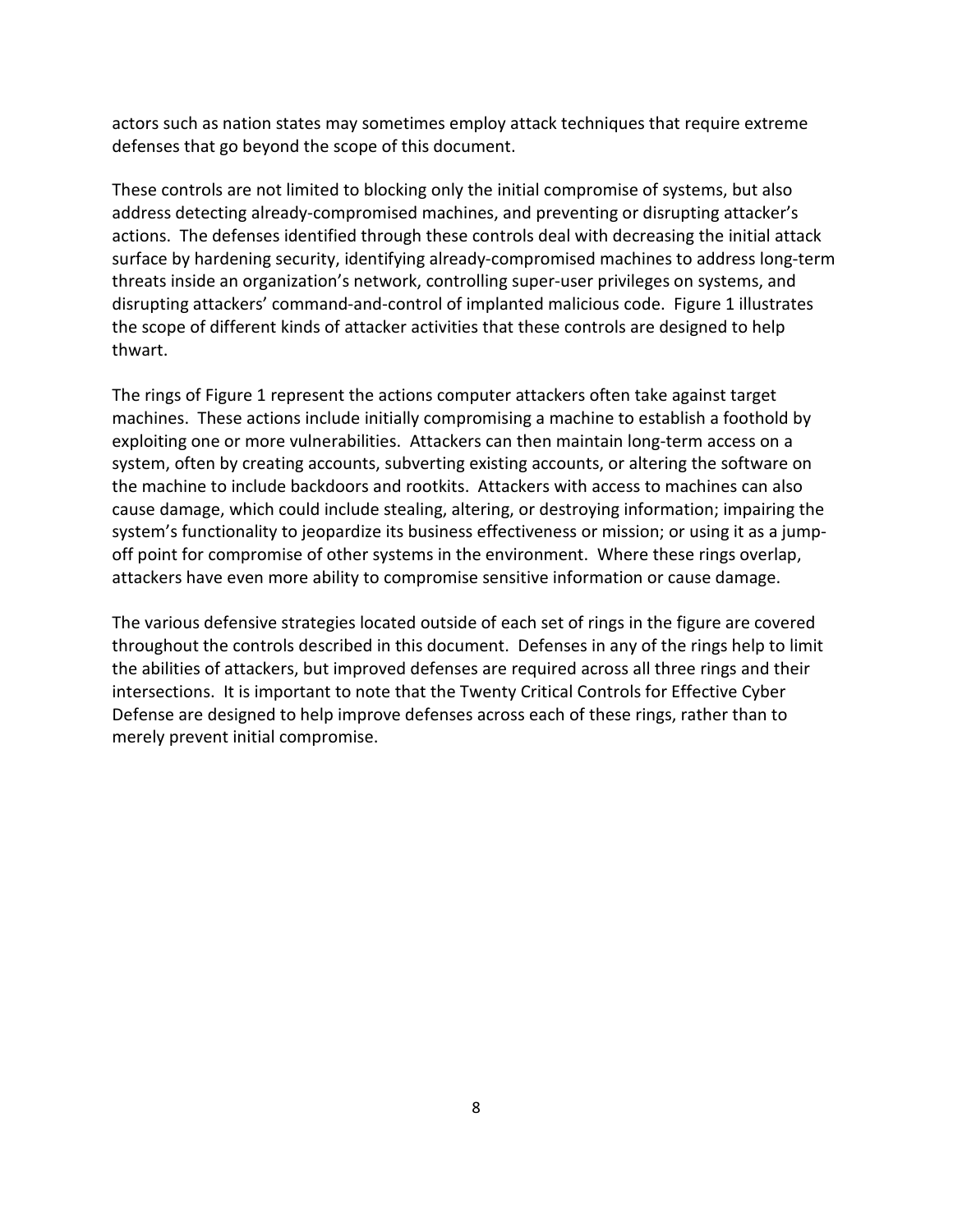actors such as nation states may sometimes employ attack techniques that require extreme defenses that go beyond the scope of this document.

These controls are not limited to blocking only the initial compromise of systems, but also address detecting already-compromised machines, and preventing or disrupting attacker's actions. The defenses identified through these controls deal with decreasing the initial attack surface by hardening security, identifying already-compromised machines to address long-term threats inside an organization's network, controlling super-user privileges on systems, and disrupting attackers' command-and-control of implanted malicious code. Figure 1 illustrates the scope of different kinds of attacker activities that these controls are designed to help thwart.

The rings of Figure 1 represent the actions computer attackers often take against target machines. These actions include initially compromising a machine to establish a foothold by exploiting one or more vulnerabilities. Attackers can then maintain long-term access on a system, often by creating accounts, subverting existing accounts, or altering the software on the machine to include backdoors and rootkits. Attackers with access to machines can also cause damage, which could include stealing, altering, or destroying information; impairing the system's functionality to jeopardize its business effectiveness or mission; or using it as a jump-off point for compromise of other systems in the environment. Where these rings overlap, attackers have even more ability to compromise sensitive information or cause damage.

The various defensive strategies located outside of each set of rings in the figure are covered throughout the controls described in this document. Defenses in any of the rings help to limit the abilities of attackers, but improved defenses are required across all three rings and their intersections. It is important to note that the Twenty Critical Controls for Effective Cyber Defense are designed to help improve defenses across each of these rings, rather than to merely prevent initial compromise.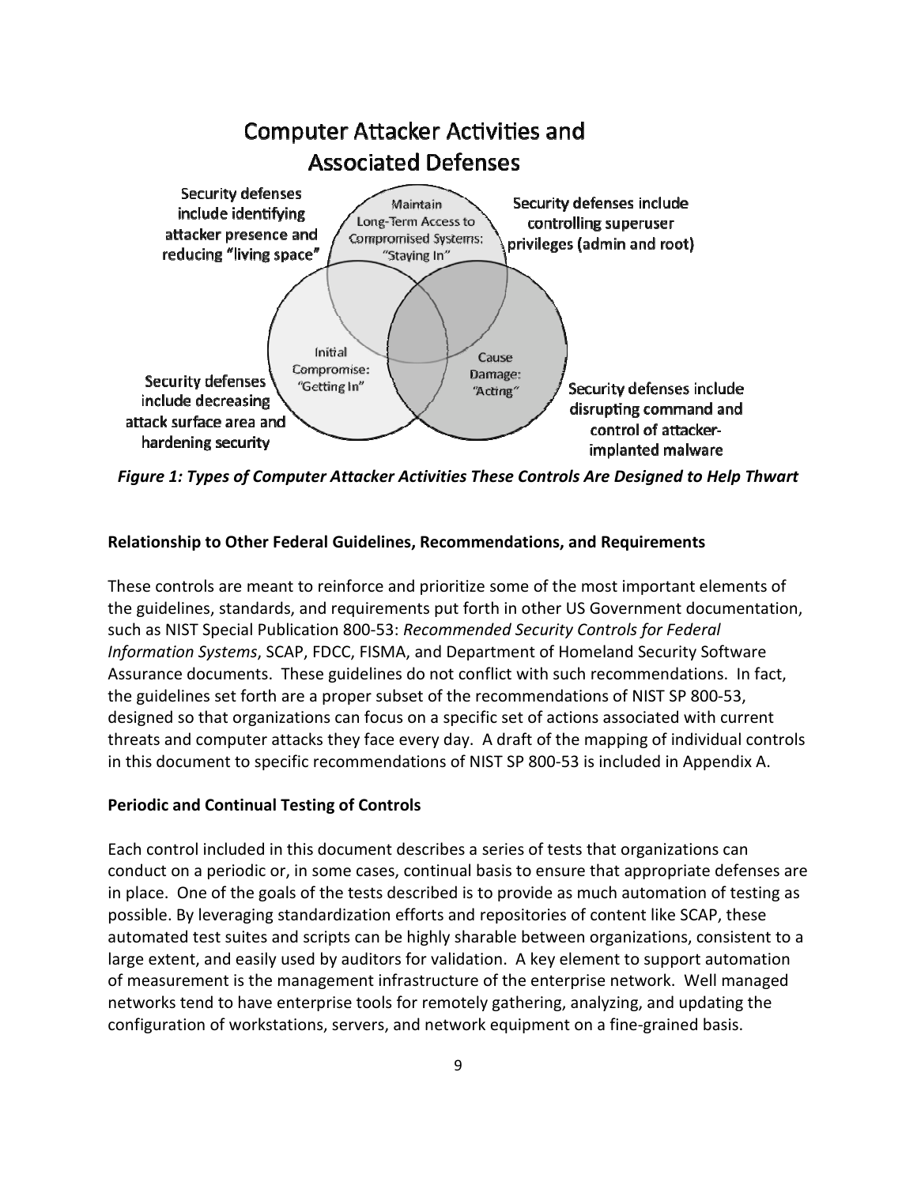## Computer Attacker Activities and Associated Defenses

Security defenses include identifying attacker presence and reducing "living space"

Maintain Long-Term Access to Compromised Systems: "Staying In"

Security defenses include controlling superuser privileges (admin and root)

Initial Compromise: "Getting In"

Cause Damage: "Acting"

Security defenses include decreasing attack surface area and hardening security

Security defenses include disrupting command and control of attacker-implanted malware

***Figure 1: Types of Computer Attacker Activities These Controls Are Designed to Help Thwart***

**Relationship to Other Federal Guidelines, Recommendations, and Requirements**

These controls are meant to reinforce and prioritize some of the most important elements of the guidelines, standards, and requirements put forth in other US Government documentation, such as NIST Special Publication 800-53: *Recommended Security Controls for Federal Information Systems*, SCAP, FDCC, FISMA, and Department of Homeland Security Software Assurance documents. These guidelines do not conflict with such recommendations. In fact, the guidelines set forth are a proper subset of the recommendations of NIST SP 800-53, designed so that organizations can focus on a specific set of actions associated with current threats and computer attacks they face every day. A draft of the mapping of individual controls in this document to specific recommendations of NIST SP 800-53 is included in Appendix A.

**Periodic and Continual Testing of Controls**

Each control included in this document describes a series of tests that organizations can conduct on a periodic or, in some cases, continual basis to ensure that appropriate defenses are in place. One of the goals of the tests described is to provide as much automation of testing as possible. By leveraging standardization efforts and repositories of content like SCAP, these automated test suites and scripts can be highly sharable between organizations, consistent to a large extent, and easily used by auditors for validation. A key element to support automation of measurement is the management infrastructure of the enterprise network. Well managed networks tend to have enterprise tools for remotely gathering, analyzing, and updating the configuration of workstations, servers, and network equipment on a fine-grained basis.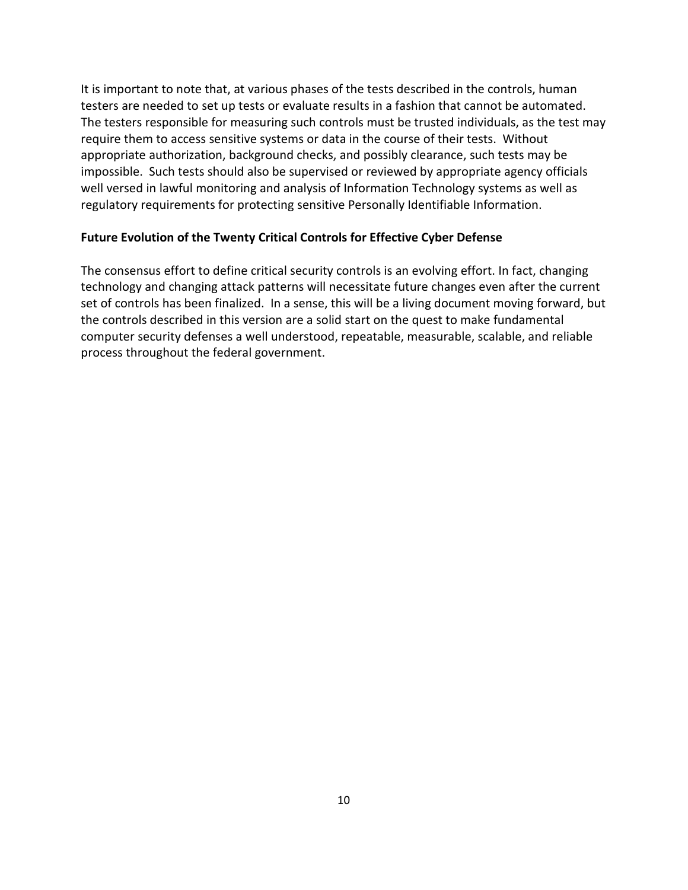It is important to note that, at various phases of the tests described in the controls, human testers are needed to set up tests or evaluate results in a fashion that cannot be automated. The testers responsible for measuring such controls must be trusted individuals, as the test may require them to access sensitive systems or data in the course of their tests. Without appropriate authorization, background checks, and possibly clearance, such tests may be impossible. Such tests should also be supervised or reviewed by appropriate agency officials well versed in lawful monitoring and analysis of Information Technology systems as well as regulatory requirements for protecting sensitive Personally Identifiable Information.

**Future Evolution of the Twenty Critical Controls for Effective Cyber Defense**

The consensus effort to define critical security controls is an evolving effort. In fact, changing technology and changing attack patterns will necessitate future changes even after the current set of controls has been finalized. In a sense, this will be a living document moving forward, but the controls described in this version are a solid start on the quest to make fundamental computer security defenses a well understood, repeatable, measurable, scalable, and reliable process throughout the federal government.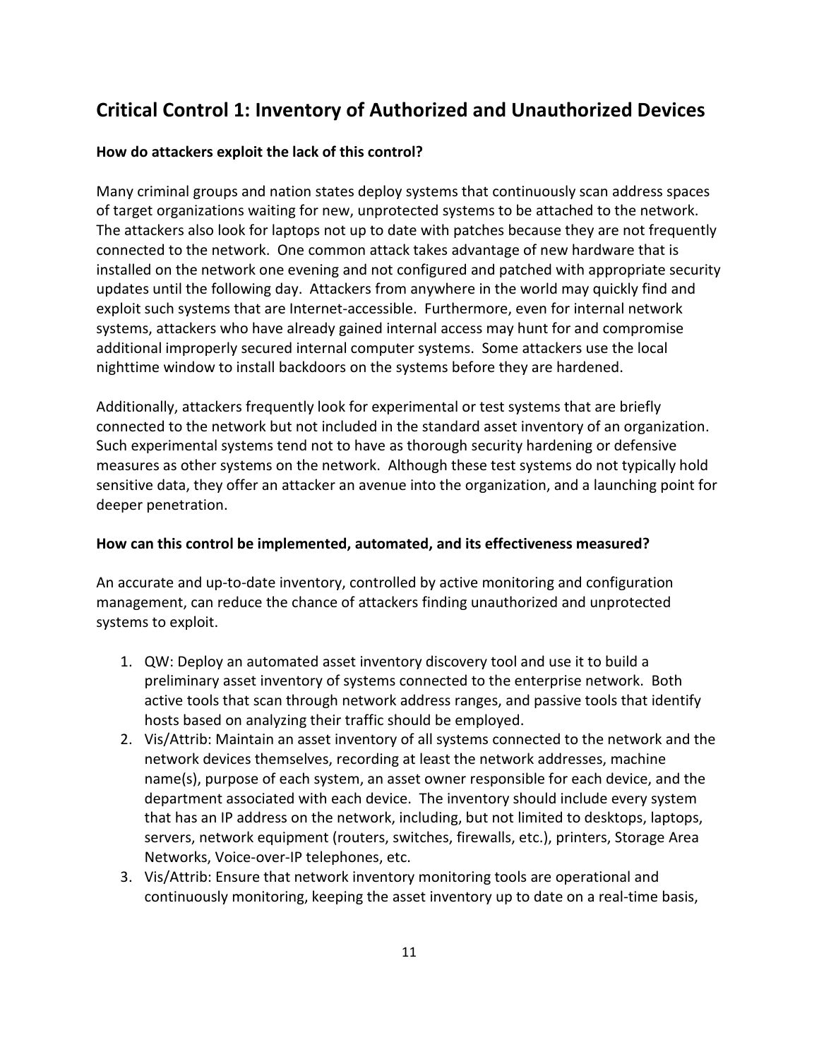## Critical Control 1: Inventory of Authorized and Unauthorized Devices

**How do attackers exploit the lack of this control?**

Many criminal groups and nation states deploy systems that continuously scan address spaces of target organizations waiting for new, unprotected systems to be attached to the network. The attackers also look for laptops not up to date with patches because they are not frequently connected to the network. One common attack takes advantage of new hardware that is installed on the network one evening and not configured and patched with appropriate security updates until the following day. Attackers from anywhere in the world may quickly find and exploit such systems that are Internet-accessible. Furthermore, even for internal network systems, attackers who have already gained internal access may hunt for and compromise additional improperly secured internal computer systems. Some attackers use the local nighttime window to install backdoors on the systems before they are hardened.

Additionally, attackers frequently look for experimental or test systems that are briefly connected to the network but not included in the standard asset inventory of an organization. Such experimental systems tend not to have as thorough security hardening or defensive measures as other systems on the network. Although these test systems do not typically hold sensitive data, they offer an attacker an avenue into the organization, and a launching point for deeper penetration.

**How can this control be implemented, automated, and its effectiveness measured?**

An accurate and up-to-date inventory, controlled by active monitoring and configuration management, can reduce the chance of attackers finding unauthorized and unprotected systems to exploit.

1. QW: Deploy an automated asset inventory discovery tool and use it to build a preliminary asset inventory of systems connected to the enterprise network. Both active tools that scan through network address ranges, and passive tools that identify hosts based on analyzing their traffic should be employed.
2. Vis/Attrib: Maintain an asset inventory of all systems connected to the network and the network devices themselves, recording at least the network addresses, machine name(s), purpose of each system, an asset owner responsible for each device, and the department associated with each device. The inventory should include every system that has an IP address on the network, including, but not limited to desktops, laptops, servers, network equipment (routers, switches, firewalls, etc.), printers, Storage Area Networks, Voice-over-IP telephones, etc.
3. Vis/Attrib: Ensure that network inventory monitoring tools are operational and continuously monitoring, keeping the asset inventory up to date on a real-time basis,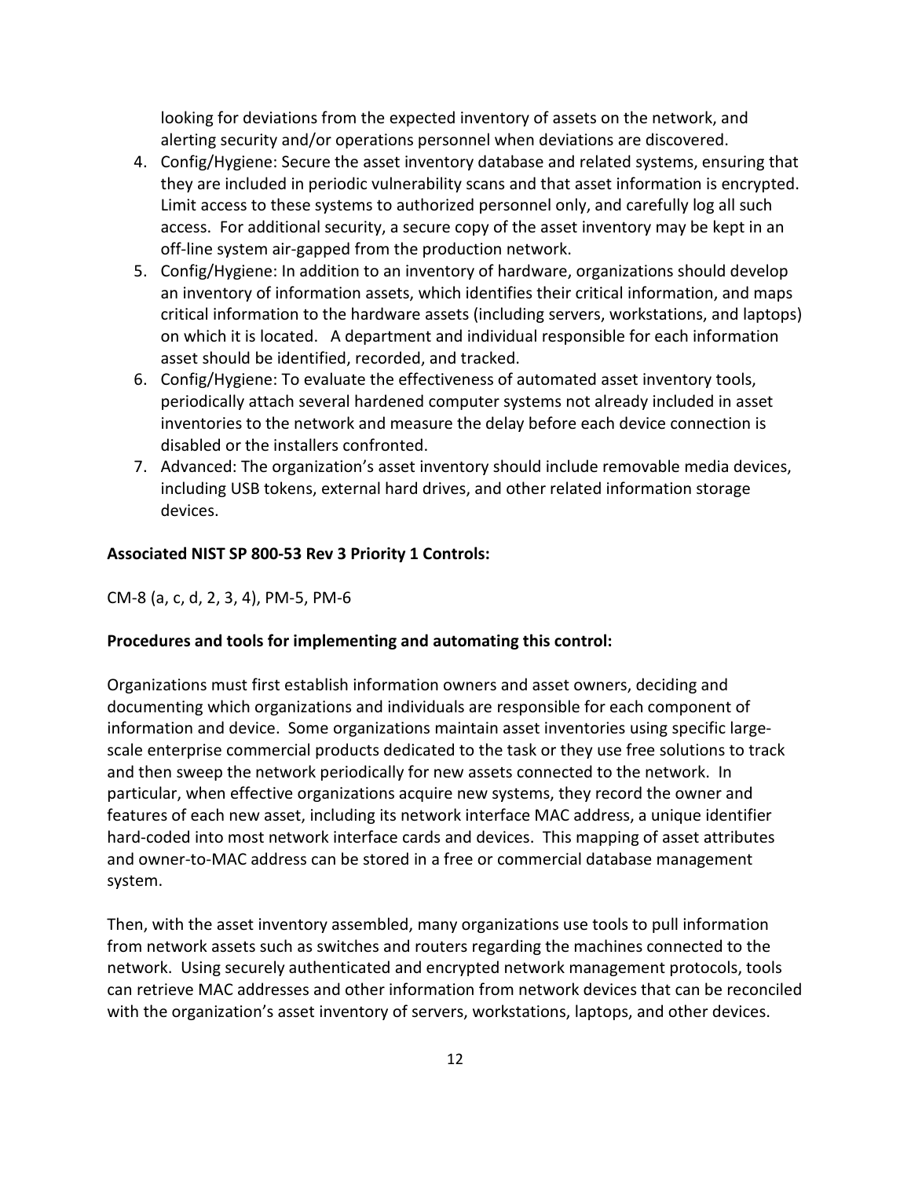looking for deviations from the expected inventory of assets on the network, and alerting security and/or operations personnel when deviations are discovered.

4. Config/Hygiene: Secure the asset inventory database and related systems, ensuring that they are included in periodic vulnerability scans and that asset information is encrypted. Limit access to these systems to authorized personnel only, and carefully log all such access. For additional security, a secure copy of the asset inventory may be kept in an off-line system air-gapped from the production network.
5. Config/Hygiene: In addition to an inventory of hardware, organizations should develop an inventory of information assets, which identifies their critical information, and maps critical information to the hardware assets (including servers, workstations, and laptops) on which it is located. A department and individual responsible for each information asset should be identified, recorded, and tracked.
6. Config/Hygiene: To evaluate the effectiveness of automated asset inventory tools, periodically attach several hardened computer systems not already included in asset inventories to the network and measure the delay before each device connection is disabled or the installers confronted.
7. Advanced: The organization's asset inventory should include removable media devices, including USB tokens, external hard drives, and other related information storage devices.

**Associated NIST SP 800-53 Rev 3 Priority 1 Controls:**

CM-8 (a, c, d, 2, 3, 4), PM-5, PM-6

**Procedures and tools for implementing and automating this control:**

Organizations must first establish information owners and asset owners, deciding and documenting which organizations and individuals are responsible for each component of information and device. Some organizations maintain asset inventories using specific large-scale enterprise commercial products dedicated to the task or they use free solutions to track and then sweep the network periodically for new assets connected to the network. In particular, when effective organizations acquire new systems, they record the owner and features of each new asset, including its network interface MAC address, a unique identifier hard-coded into most network interface cards and devices. This mapping of asset attributes and owner-to-MAC address can be stored in a free or commercial database management system.

Then, with the asset inventory assembled, many organizations use tools to pull information from network assets such as switches and routers regarding the machines connected to the network. Using securely authenticated and encrypted network management protocols, tools can retrieve MAC addresses and other information from network devices that can be reconciled with the organization's asset inventory of servers, workstations, laptops, and other devices.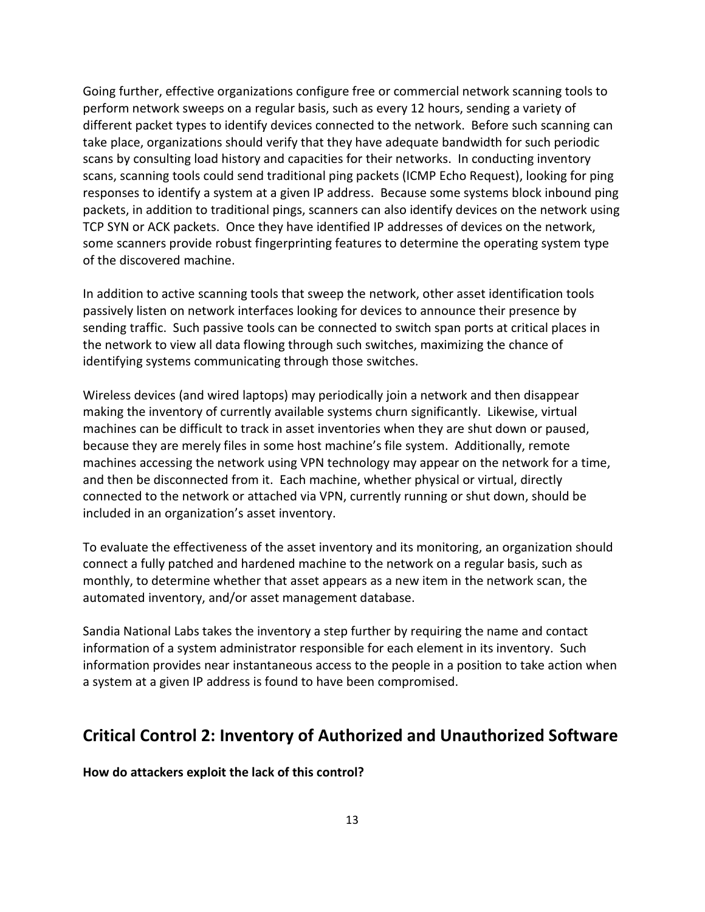Going further, effective organizations configure free or commercial network scanning tools to perform network sweeps on a regular basis, such as every 12 hours, sending a variety of different packet types to identify devices connected to the network. Before such scanning can take place, organizations should verify that they have adequate bandwidth for such periodic scans by consulting load history and capacities for their networks. In conducting inventory scans, scanning tools could send traditional ping packets (ICMP Echo Request), looking for ping responses to identify a system at a given IP address. Because some systems block inbound ping packets, in addition to traditional pings, scanners can also identify devices on the network using TCP SYN or ACK packets. Once they have identified IP addresses of devices on the network, some scanners provide robust fingerprinting features to determine the operating system type of the discovered machine.

In addition to active scanning tools that sweep the network, other asset identification tools passively listen on network interfaces looking for devices to announce their presence by sending traffic. Such passive tools can be connected to switch span ports at critical places in the network to view all data flowing through such switches, maximizing the chance of identifying systems communicating through those switches.

Wireless devices (and wired laptops) may periodically join a network and then disappear making the inventory of currently available systems churn significantly. Likewise, virtual machines can be difficult to track in asset inventories when they are shut down or paused, because they are merely files in some host machine's file system. Additionally, remote machines accessing the network using VPN technology may appear on the network for a time, and then be disconnected from it. Each machine, whether physical or virtual, directly connected to the network or attached via VPN, currently running or shut down, should be included in an organization's asset inventory.

To evaluate the effectiveness of the asset inventory and its monitoring, an organization should connect a fully patched and hardened machine to the network on a regular basis, such as monthly, to determine whether that asset appears as a new item in the network scan, the automated inventory, and/or asset management database.

Sandia National Labs takes the inventory a step further by requiring the name and contact information of a system administrator responsible for each element in its inventory. Such information provides near instantaneous access to the people in a position to take action when a system at a given IP address is found to have been compromised.

## Critical Control 2: Inventory of Authorized and Unauthorized Software

**How do attackers exploit the lack of this control?**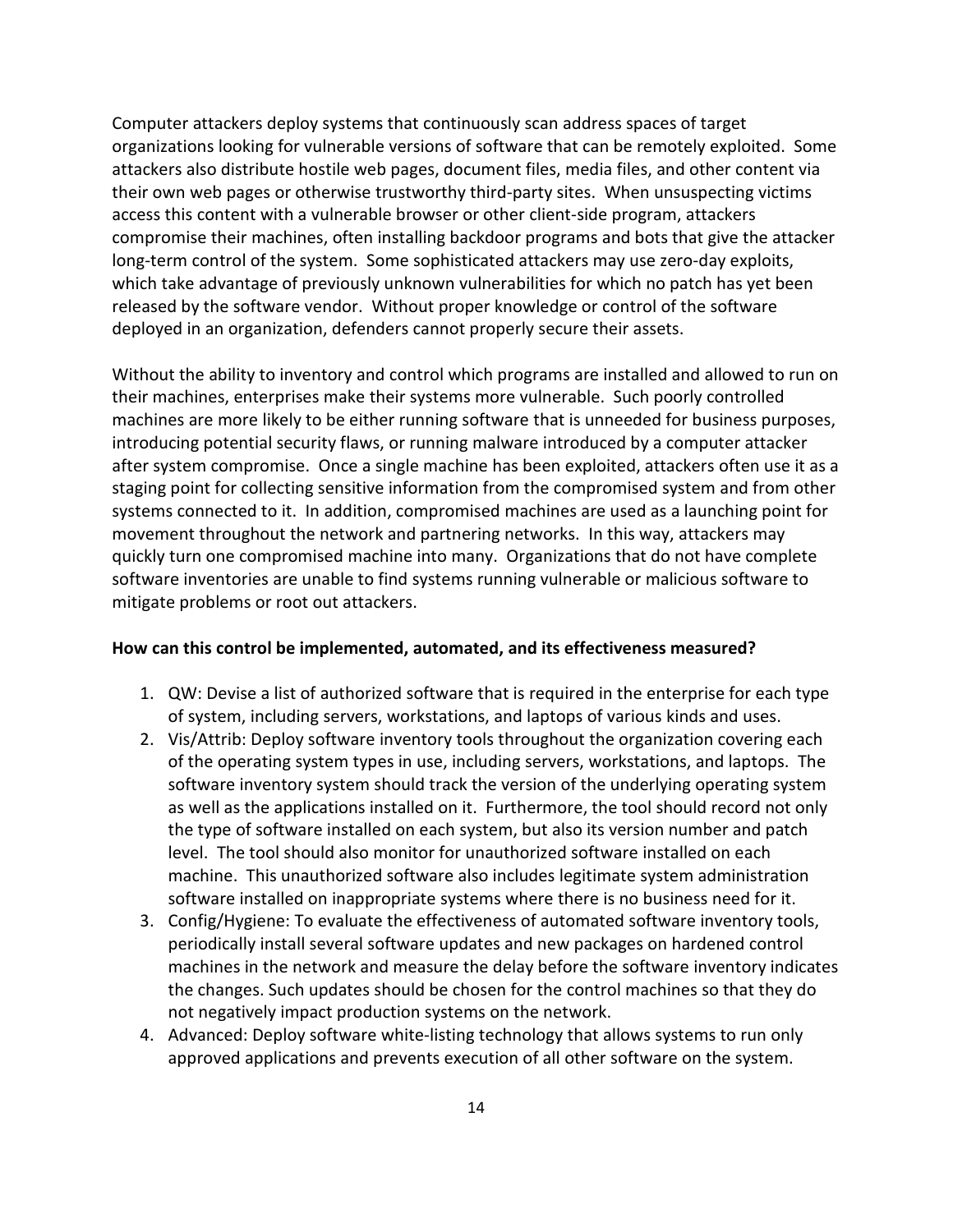Computer attackers deploy systems that continuously scan address spaces of target organizations looking for vulnerable versions of software that can be remotely exploited. Some attackers also distribute hostile web pages, document files, media files, and other content via their own web pages or otherwise trustworthy third-party sites. When unsuspecting victims access this content with a vulnerable browser or other client-side program, attackers compromise their machines, often installing backdoor programs and bots that give the attacker long-term control of the system. Some sophisticated attackers may use zero-day exploits, which take advantage of previously unknown vulnerabilities for which no patch has yet been released by the software vendor. Without proper knowledge or control of the software deployed in an organization, defenders cannot properly secure their assets.

Without the ability to inventory and control which programs are installed and allowed to run on their machines, enterprises make their systems more vulnerable. Such poorly controlled machines are more likely to be either running software that is unneeded for business purposes, introducing potential security flaws, or running malware introduced by a computer attacker after system compromise. Once a single machine has been exploited, attackers often use it as a staging point for collecting sensitive information from the compromised system and from other systems connected to it. In addition, compromised machines are used as a launching point for movement throughout the network and partnering networks. In this way, attackers may quickly turn one compromised machine into many. Organizations that do not have complete software inventories are unable to find systems running vulnerable or malicious software to mitigate problems or root out attackers.

**How can this control be implemented, automated, and its effectiveness measured?**

1. QW: Devise a list of authorized software that is required in the enterprise for each type of system, including servers, workstations, and laptops of various kinds and uses.
2. Vis/Attrib: Deploy software inventory tools throughout the organization covering each of the operating system types in use, including servers, workstations, and laptops. The software inventory system should track the version of the underlying operating system as well as the applications installed on it. Furthermore, the tool should record not only the type of software installed on each system, but also its version number and patch level. The tool should also monitor for unauthorized software installed on each machine. This unauthorized software also includes legitimate system administration software installed on inappropriate systems where there is no business need for it.
3. Config/Hygiene: To evaluate the effectiveness of automated software inventory tools, periodically install several software updates and new packages on hardened control machines in the network and measure the delay before the software inventory indicates the changes. Such updates should be chosen for the control machines so that they do not negatively impact production systems on the network.
4. Advanced: Deploy software white-listing technology that allows systems to run only approved applications and prevents execution of all other software on the system.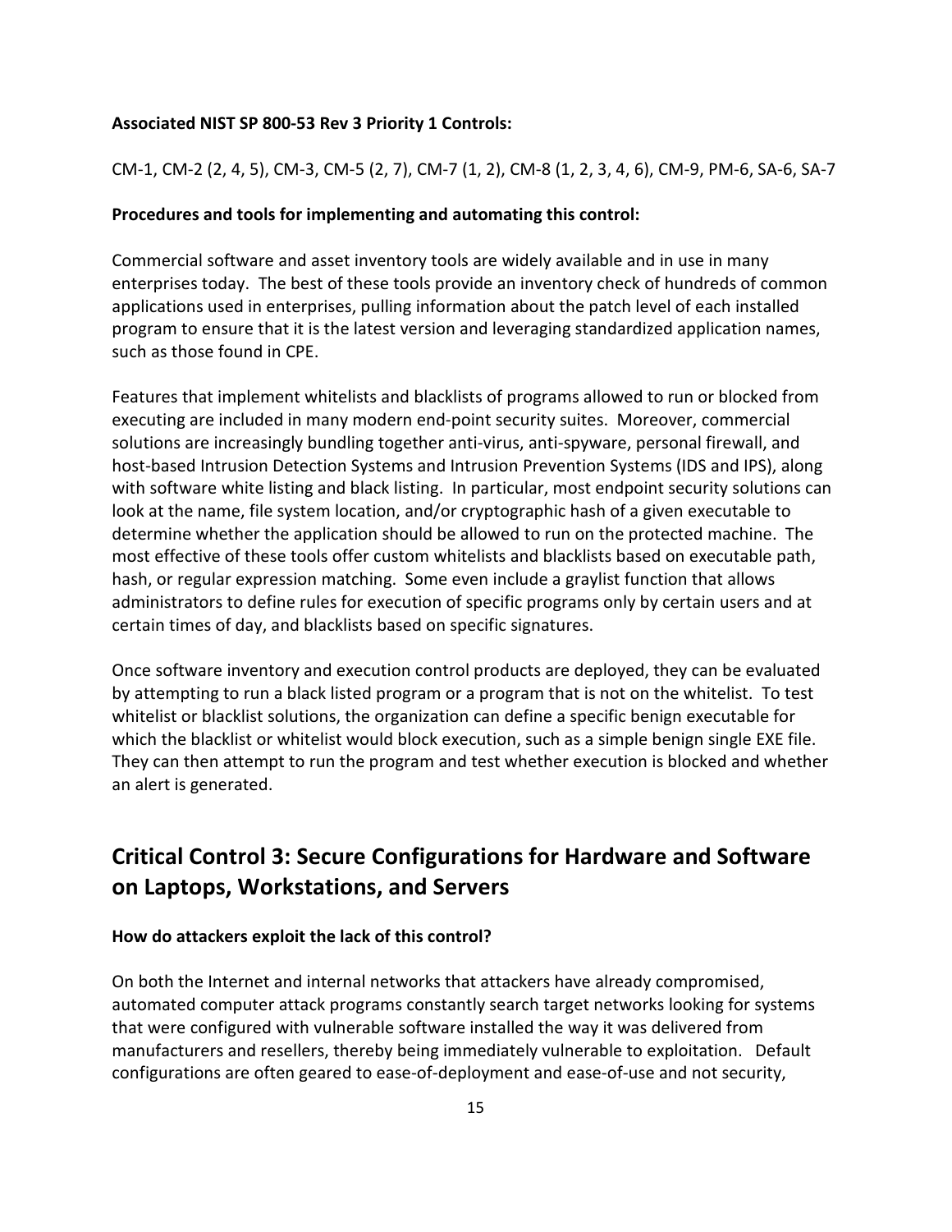**Associated NIST SP 800-53 Rev 3 Priority 1 Controls:**

CM-1, CM-2 (2, 4, 5), CM-3, CM-5 (2, 7), CM-7 (1, 2), CM-8 (1, 2, 3, 4, 6), CM-9, PM-6, SA-6, SA-7

**Procedures and tools for implementing and automating this control:**

Commercial software and asset inventory tools are widely available and in use in many enterprises today. The best of these tools provide an inventory check of hundreds of common applications used in enterprises, pulling information about the patch level of each installed program to ensure that it is the latest version and leveraging standardized application names, such as those found in CPE.

Features that implement whitelists and blacklists of programs allowed to run or blocked from executing are included in many modern end-point security suites. Moreover, commercial solutions are increasingly bundling together anti-virus, anti-spyware, personal firewall, and host-based Intrusion Detection Systems and Intrusion Prevention Systems (IDS and IPS), along with software white listing and black listing. In particular, most endpoint security solutions can look at the name, file system location, and/or cryptographic hash of a given executable to determine whether the application should be allowed to run on the protected machine. The most effective of these tools offer custom whitelists and blacklists based on executable path, hash, or regular expression matching. Some even include a graylist function that allows administrators to define rules for execution of specific programs only by certain users and at certain times of day, and blacklists based on specific signatures.

Once software inventory and execution control products are deployed, they can be evaluated by attempting to run a black listed program or a program that is not on the whitelist. To test whitelist or blacklist solutions, the organization can define a specific benign executable for which the blacklist or whitelist would block execution, such as a simple benign single EXE file. They can then attempt to run the program and test whether execution is blocked and whether an alert is generated.

## Critical Control 3: Secure Configurations for Hardware and Software on Laptops, Workstations, and Servers

**How do attackers exploit the lack of this control?**

On both the Internet and internal networks that attackers have already compromised, automated computer attack programs constantly search target networks looking for systems that were configured with vulnerable software installed the way it was delivered from manufacturers and resellers, thereby being immediately vulnerable to exploitation. Default configurations are often geared to ease-of-deployment and ease-of-use and not security,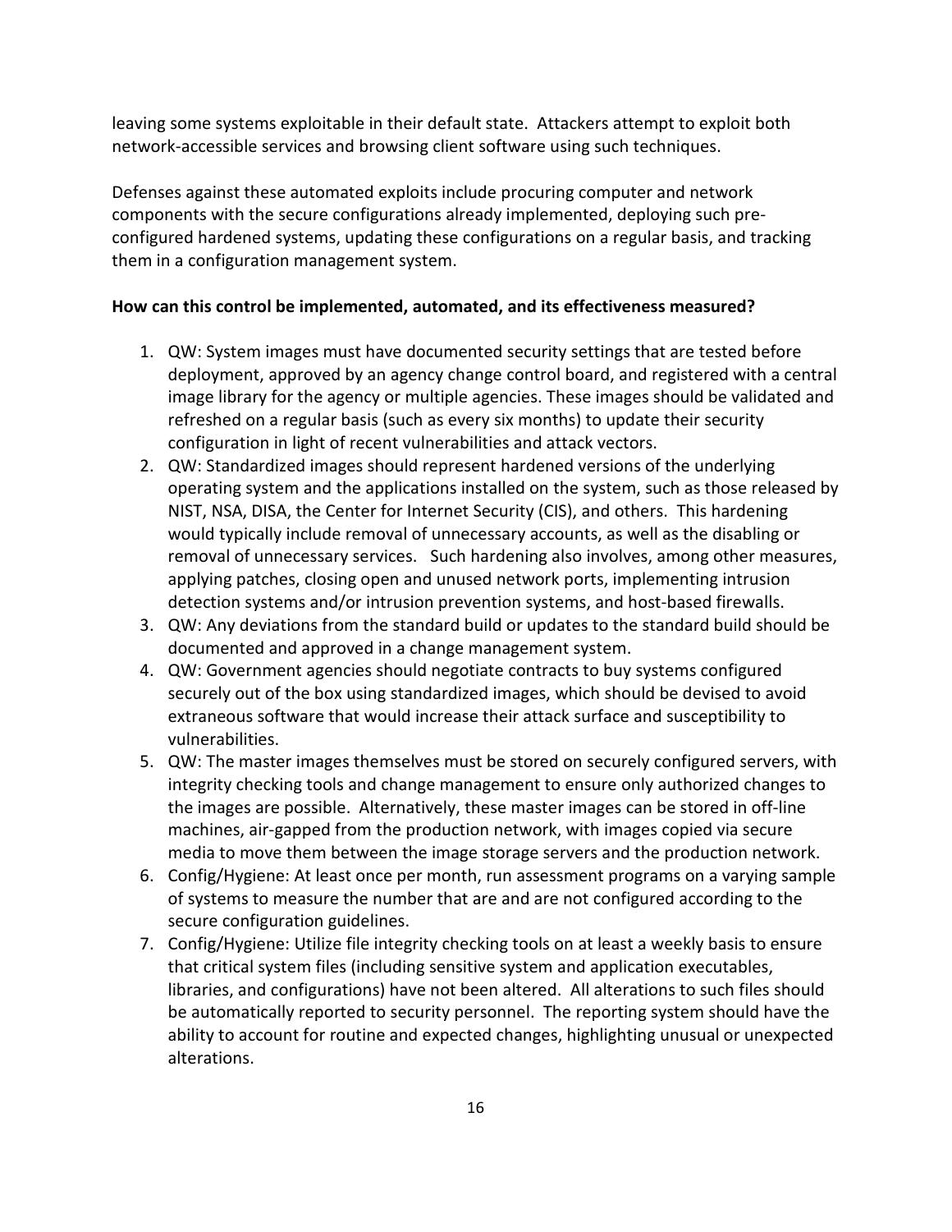leaving some systems exploitable in their default state. Attackers attempt to exploit both network-accessible services and browsing client software using such techniques.

Defenses against these automated exploits include procuring computer and network components with the secure configurations already implemented, deploying such pre-configured hardened systems, updating these configurations on a regular basis, and tracking them in a configuration management system.

**How can this control be implemented, automated, and its effectiveness measured?**

1. QW: System images must have documented security settings that are tested before deployment, approved by an agency change control board, and registered with a central image library for the agency or multiple agencies. These images should be validated and refreshed on a regular basis (such as every six months) to update their security configuration in light of recent vulnerabilities and attack vectors.
2. QW: Standardized images should represent hardened versions of the underlying operating system and the applications installed on the system, such as those released by NIST, NSA, DISA, the Center for Internet Security (CIS), and others. This hardening would typically include removal of unnecessary accounts, as well as the disabling or removal of unnecessary services. Such hardening also involves, among other measures, applying patches, closing open and unused network ports, implementing intrusion detection systems and/or intrusion prevention systems, and host-based firewalls.
3. QW: Any deviations from the standard build or updates to the standard build should be documented and approved in a change management system.
4. QW: Government agencies should negotiate contracts to buy systems configured securely out of the box using standardized images, which should be devised to avoid extraneous software that would increase their attack surface and susceptibility to vulnerabilities.
5. QW: The master images themselves must be stored on securely configured servers, with integrity checking tools and change management to ensure only authorized changes to the images are possible. Alternatively, these master images can be stored in off-line machines, air-gapped from the production network, with images copied via secure media to move them between the image storage servers and the production network.
6. Config/Hygiene: At least once per month, run assessment programs on a varying sample of systems to measure the number that are and are not configured according to the secure configuration guidelines.
7. Config/Hygiene: Utilize file integrity checking tools on at least a weekly basis to ensure that critical system files (including sensitive system and application executables, libraries, and configurations) have not been altered. All alterations to such files should be automatically reported to security personnel. The reporting system should have the ability to account for routine and expected changes, highlighting unusual or unexpected alterations.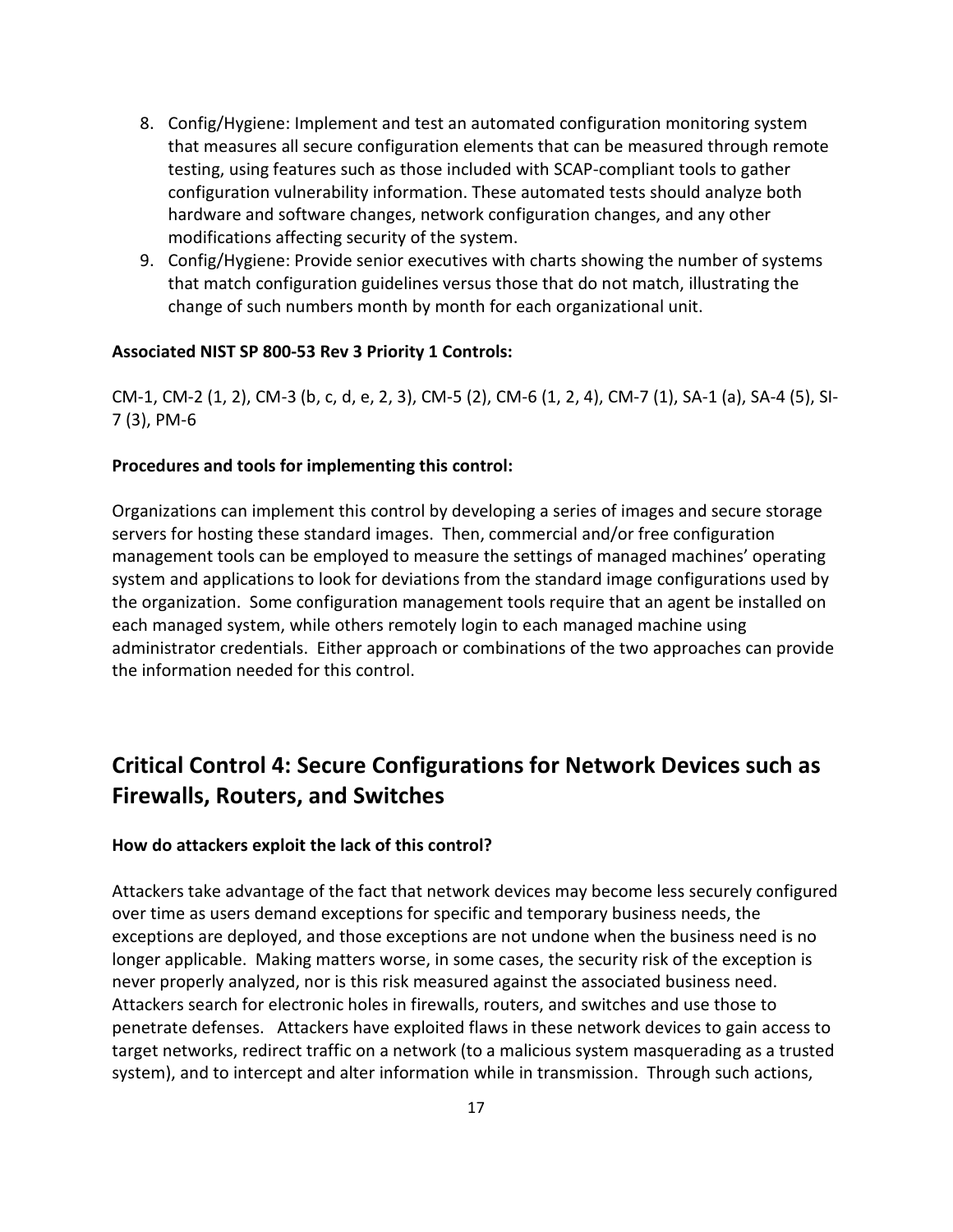8. Config/Hygiene: Implement and test an automated configuration monitoring system that measures all secure configuration elements that can be measured through remote testing, using features such as those included with SCAP-compliant tools to gather configuration vulnerability information. These automated tests should analyze both hardware and software changes, network configuration changes, and any other modifications affecting security of the system.
9. Config/Hygiene: Provide senior executives with charts showing the number of systems that match configuration guidelines versus those that do not match, illustrating the change of such numbers month by month for each organizational unit.

**Associated NIST SP 800-53 Rev 3 Priority 1 Controls:**

CM-1, CM-2 (1, 2), CM-3 (b, c, d, e, 2, 3), CM-5 (2), CM-6 (1, 2, 4), CM-7 (1), SA-1 (a), SA-4 (5), SI-7 (3), PM-6

**Procedures and tools for implementing this control:**

Organizations can implement this control by developing a series of images and secure storage servers for hosting these standard images. Then, commercial and/or free configuration management tools can be employed to measure the settings of managed machines' operating system and applications to look for deviations from the standard image configurations used by the organization. Some configuration management tools require that an agent be installed on each managed system, while others remotely login to each managed machine using administrator credentials. Either approach or combinations of the two approaches can provide the information needed for this control.

## Critical Control 4: Secure Configurations for Network Devices such as Firewalls, Routers, and Switches

**How do attackers exploit the lack of this control?**

Attackers take advantage of the fact that network devices may become less securely configured over time as users demand exceptions for specific and temporary business needs, the exceptions are deployed, and those exceptions are not undone when the business need is no longer applicable. Making matters worse, in some cases, the security risk of the exception is never properly analyzed, nor is this risk measured against the associated business need. Attackers search for electronic holes in firewalls, routers, and switches and use those to penetrate defenses. Attackers have exploited flaws in these network devices to gain access to target networks, redirect traffic on a network (to a malicious system masquerading as a trusted system), and to intercept and alter information while in transmission. Through such actions,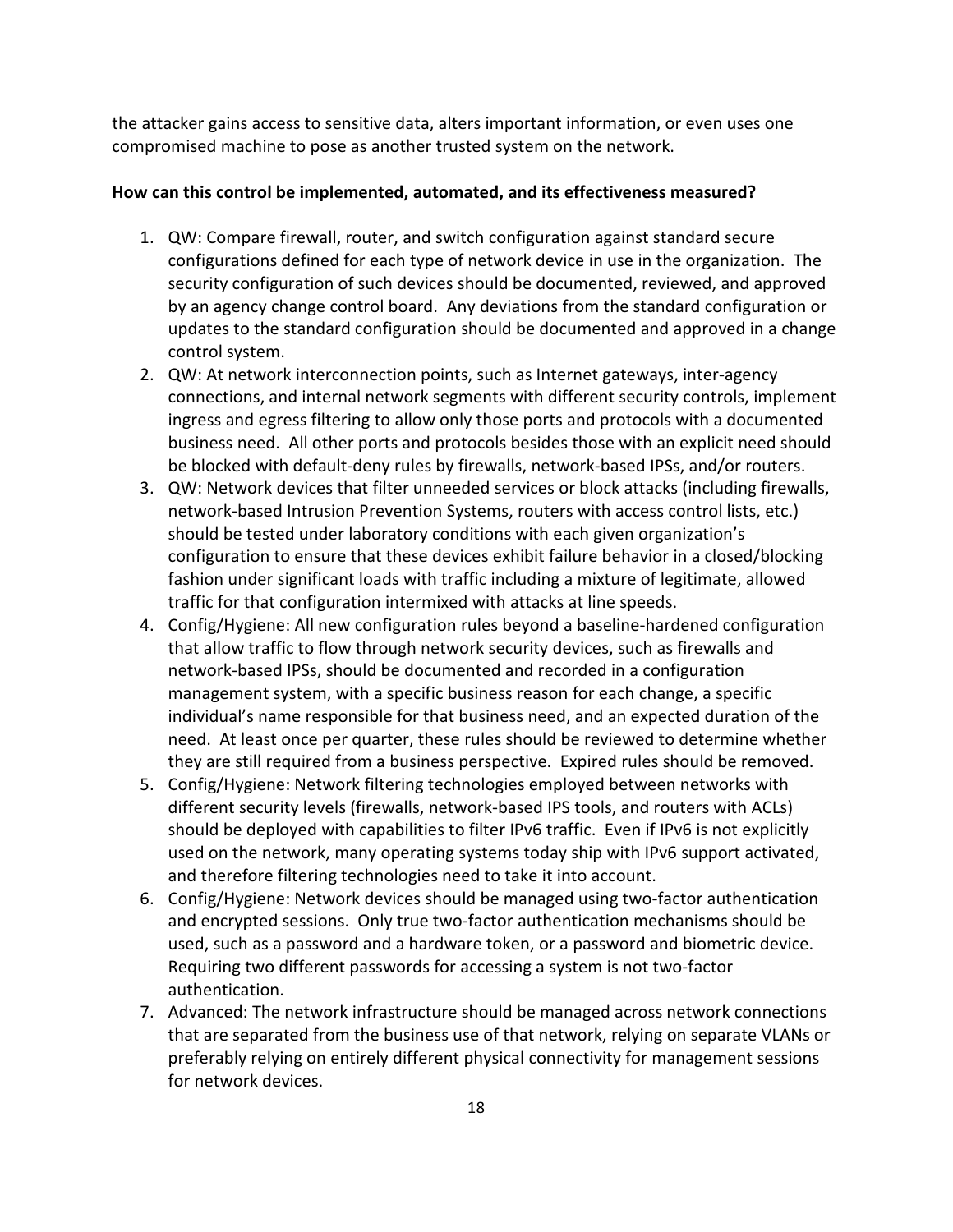the attacker gains access to sensitive data, alters important information, or even uses one compromised machine to pose as another trusted system on the network.

**How can this control be implemented, automated, and its effectiveness measured?**

1. QW: Compare firewall, router, and switch configuration against standard secure configurations defined for each type of network device in use in the organization. The security configuration of such devices should be documented, reviewed, and approved by an agency change control board. Any deviations from the standard configuration or updates to the standard configuration should be documented and approved in a change control system.
2. QW: At network interconnection points, such as Internet gateways, inter-agency connections, and internal network segments with different security controls, implement ingress and egress filtering to allow only those ports and protocols with a documented business need. All other ports and protocols besides those with an explicit need should be blocked with default-deny rules by firewalls, network-based IPSs, and/or routers.
3. QW: Network devices that filter unneeded services or block attacks (including firewalls, network-based Intrusion Prevention Systems, routers with access control lists, etc.) should be tested under laboratory conditions with each given organization's configuration to ensure that these devices exhibit failure behavior in a closed/blocking fashion under significant loads with traffic including a mixture of legitimate, allowed traffic for that configuration intermixed with attacks at line speeds.
4. Config/Hygiene: All new configuration rules beyond a baseline-hardened configuration that allow traffic to flow through network security devices, such as firewalls and network-based IPSs, should be documented and recorded in a configuration management system, with a specific business reason for each change, a specific individual's name responsible for that business need, and an expected duration of the need. At least once per quarter, these rules should be reviewed to determine whether they are still required from a business perspective. Expired rules should be removed.
5. Config/Hygiene: Network filtering technologies employed between networks with different security levels (firewalls, network-based IPS tools, and routers with ACLs) should be deployed with capabilities to filter IPv6 traffic. Even if IPv6 is not explicitly used on the network, many operating systems today ship with IPv6 support activated, and therefore filtering technologies need to take it into account.
6. Config/Hygiene: Network devices should be managed using two-factor authentication and encrypted sessions. Only true two-factor authentication mechanisms should be used, such as a password and a hardware token, or a password and biometric device. Requiring two different passwords for accessing a system is not two-factor authentication.
7. Advanced: The network infrastructure should be managed across network connections that are separated from the business use of that network, relying on separate VLANs or preferably relying on entirely different physical connectivity for management sessions for network devices.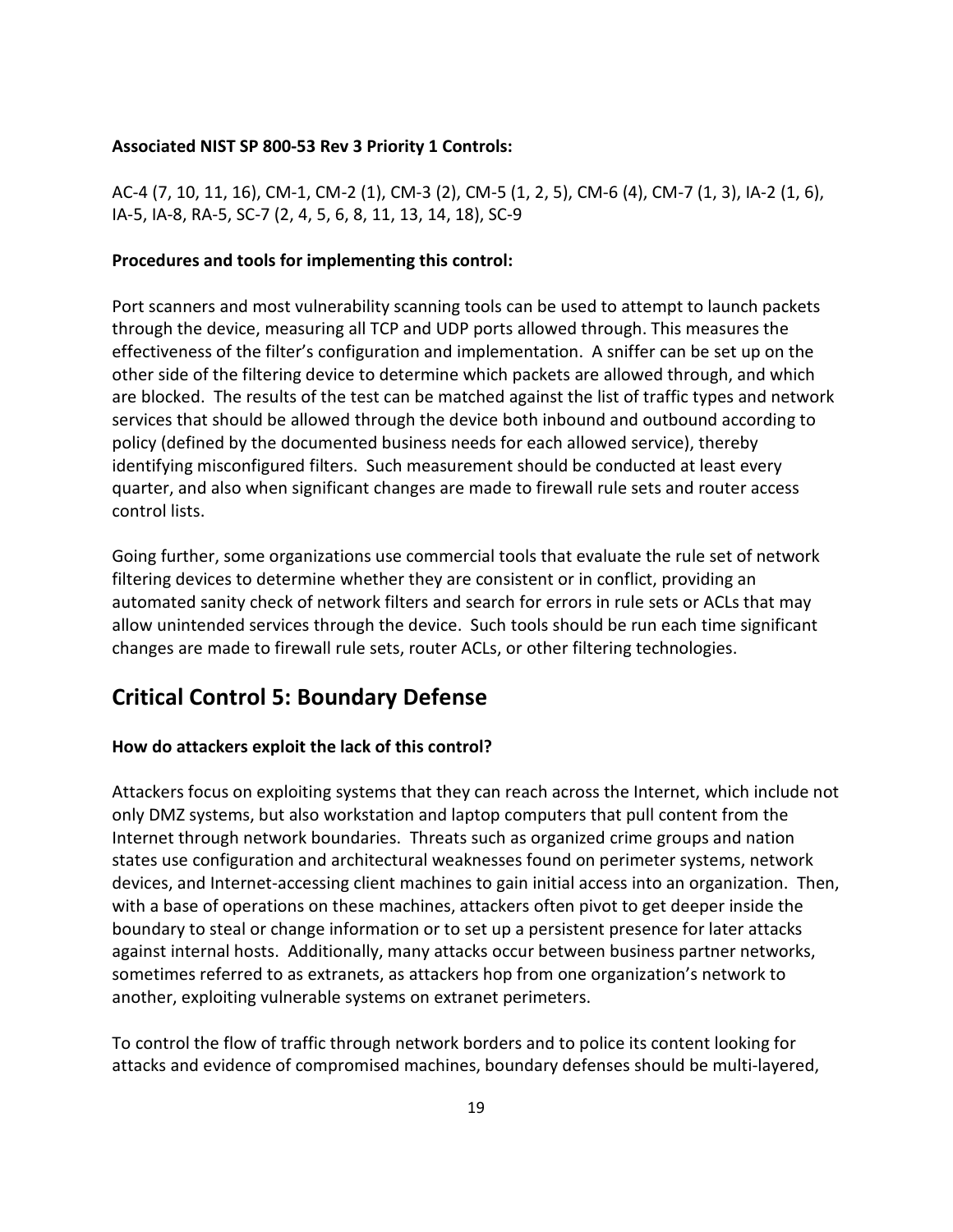**Associated NIST SP 800-53 Rev 3 Priority 1 Controls:**

AC-4 (7, 10, 11, 16), CM-1, CM-2 (1), CM-3 (2), CM-5 (1, 2, 5), CM-6 (4), CM-7 (1, 3), IA-2 (1, 6), IA-5, IA-8, RA-5, SC-7 (2, 4, 5, 6, 8, 11, 13, 14, 18), SC-9

**Procedures and tools for implementing this control:**

Port scanners and most vulnerability scanning tools can be used to attempt to launch packets through the device, measuring all TCP and UDP ports allowed through. This measures the effectiveness of the filter's configuration and implementation. A sniffer can be set up on the other side of the filtering device to determine which packets are allowed through, and which are blocked. The results of the test can be matched against the list of traffic types and network services that should be allowed through the device both inbound and outbound according to policy (defined by the documented business needs for each allowed service), thereby identifying misconfigured filters. Such measurement should be conducted at least every quarter, and also when significant changes are made to firewall rule sets and router access control lists.

Going further, some organizations use commercial tools that evaluate the rule set of network filtering devices to determine whether they are consistent or in conflict, providing an automated sanity check of network filters and search for errors in rule sets or ACLs that may allow unintended services through the device. Such tools should be run each time significant changes are made to firewall rule sets, router ACLs, or other filtering technologies.

## Critical Control 5: Boundary Defense

**How do attackers exploit the lack of this control?**

Attackers focus on exploiting systems that they can reach across the Internet, which include not only DMZ systems, but also workstation and laptop computers that pull content from the Internet through network boundaries. Threats such as organized crime groups and nation states use configuration and architectural weaknesses found on perimeter systems, network devices, and Internet-accessing client machines to gain initial access into an organization. Then, with a base of operations on these machines, attackers often pivot to get deeper inside the boundary to steal or change information or to set up a persistent presence for later attacks against internal hosts. Additionally, many attacks occur between business partner networks, sometimes referred to as extranets, as attackers hop from one organization's network to another, exploiting vulnerable systems on extranet perimeters.

To control the flow of traffic through network borders and to police its content looking for attacks and evidence of compromised machines, boundary defenses should be multi-layered,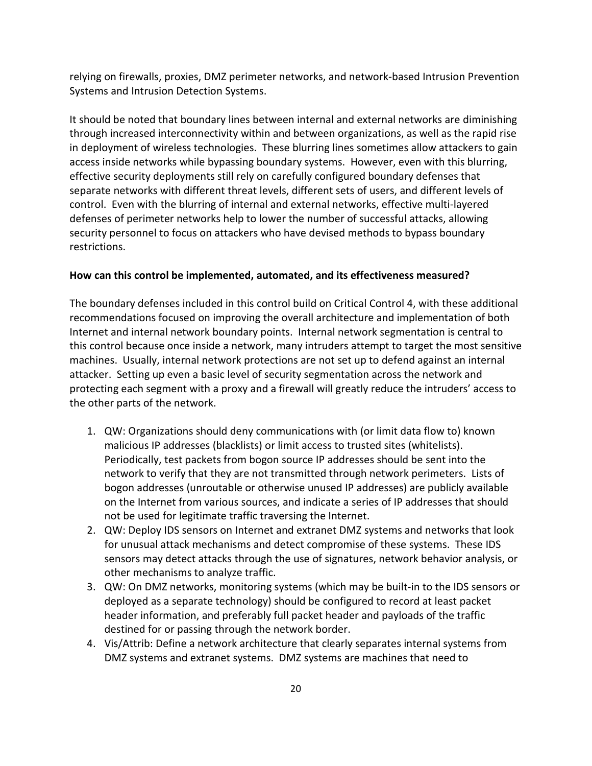relying on firewalls, proxies, DMZ perimeter networks, and network-based Intrusion Prevention Systems and Intrusion Detection Systems.

It should be noted that boundary lines between internal and external networks are diminishing through increased interconnectivity within and between organizations, as well as the rapid rise in deployment of wireless technologies. These blurring lines sometimes allow attackers to gain access inside networks while bypassing boundary systems. However, even with this blurring, effective security deployments still rely on carefully configured boundary defenses that separate networks with different threat levels, different sets of users, and different levels of control. Even with the blurring of internal and external networks, effective multi-layered defenses of perimeter networks help to lower the number of successful attacks, allowing security personnel to focus on attackers who have devised methods to bypass boundary restrictions.

**How can this control be implemented, automated, and its effectiveness measured?**

The boundary defenses included in this control build on Critical Control 4, with these additional recommendations focused on improving the overall architecture and implementation of both Internet and internal network boundary points. Internal network segmentation is central to this control because once inside a network, many intruders attempt to target the most sensitive machines. Usually, internal network protections are not set up to defend against an internal attacker. Setting up even a basic level of security segmentation across the network and protecting each segment with a proxy and a firewall will greatly reduce the intruders' access to the other parts of the network.

1. QW: Organizations should deny communications with (or limit data flow to) known malicious IP addresses (blacklists) or limit access to trusted sites (whitelists). Periodically, test packets from bogon source IP addresses should be sent into the network to verify that they are not transmitted through network perimeters. Lists of bogon addresses (unroutable or otherwise unused IP addresses) are publicly available on the Internet from various sources, and indicate a series of IP addresses that should not be used for legitimate traffic traversing the Internet.
2. QW: Deploy IDS sensors on Internet and extranet DMZ systems and networks that look for unusual attack mechanisms and detect compromise of these systems. These IDS sensors may detect attacks through the use of signatures, network behavior analysis, or other mechanisms to analyze traffic.
3. QW: On DMZ networks, monitoring systems (which may be built-in to the IDS sensors or deployed as a separate technology) should be configured to record at least packet header information, and preferably full packet header and payloads of the traffic destined for or passing through the network border.
4. Vis/Attrib: Define a network architecture that clearly separates internal systems from DMZ systems and extranet systems. DMZ systems are machines that need to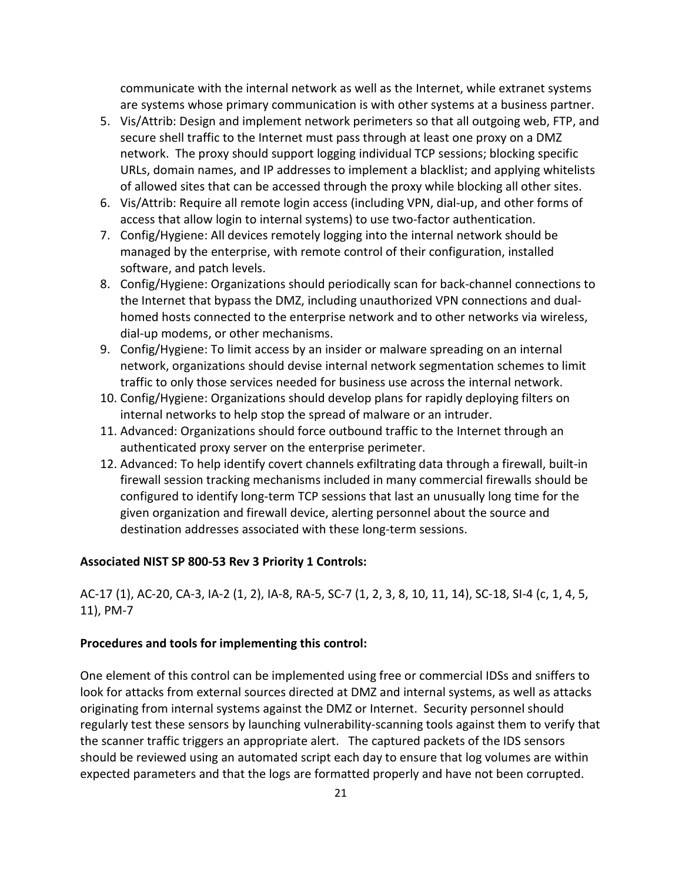communicate with the internal network as well as the Internet, while extranet systems are systems whose primary communication is with other systems at a business partner.

5. Vis/Attrib: Design and implement network perimeters so that all outgoing web, FTP, and secure shell traffic to the Internet must pass through at least one proxy on a DMZ network. The proxy should support logging individual TCP sessions; blocking specific URLs, domain names, and IP addresses to implement a blacklist; and applying whitelists of allowed sites that can be accessed through the proxy while blocking all other sites.
6. Vis/Attrib: Require all remote login access (including VPN, dial-up, and other forms of access that allow login to internal systems) to use two-factor authentication.
7. Config/Hygiene: All devices remotely logging into the internal network should be managed by the enterprise, with remote control of their configuration, installed software, and patch levels.
8. Config/Hygiene: Organizations should periodically scan for back-channel connections to the Internet that bypass the DMZ, including unauthorized VPN connections and dual-homed hosts connected to the enterprise network and to other networks via wireless, dial-up modems, or other mechanisms.
9. Config/Hygiene: To limit access by an insider or malware spreading on an internal network, organizations should devise internal network segmentation schemes to limit traffic to only those services needed for business use across the internal network.
10. Config/Hygiene: Organizations should develop plans for rapidly deploying filters on internal networks to help stop the spread of malware or an intruder.
11. Advanced: Organizations should force outbound traffic to the Internet through an authenticated proxy server on the enterprise perimeter.
12. Advanced: To help identify covert channels exfiltrating data through a firewall, built-in firewall session tracking mechanisms included in many commercial firewalls should be configured to identify long-term TCP sessions that last an unusually long time for the given organization and firewall device, alerting personnel about the source and destination addresses associated with these long-term sessions.

**Associated NIST SP 800-53 Rev 3 Priority 1 Controls:**

AC-17 (1), AC-20, CA-3, IA-2 (1, 2), IA-8, RA-5, SC-7 (1, 2, 3, 8, 10, 11, 14), SC-18, SI-4 (c, 1, 4, 5, 11), PM-7

**Procedures and tools for implementing this control:**

One element of this control can be implemented using free or commercial IDSs and sniffers to look for attacks from external sources directed at DMZ and internal systems, as well as attacks originating from internal systems against the DMZ or Internet. Security personnel should regularly test these sensors by launching vulnerability-scanning tools against them to verify that the scanner traffic triggers an appropriate alert. The captured packets of the IDS sensors should be reviewed using an automated script each day to ensure that log volumes are within expected parameters and that the logs are formatted properly and have not been corrupted.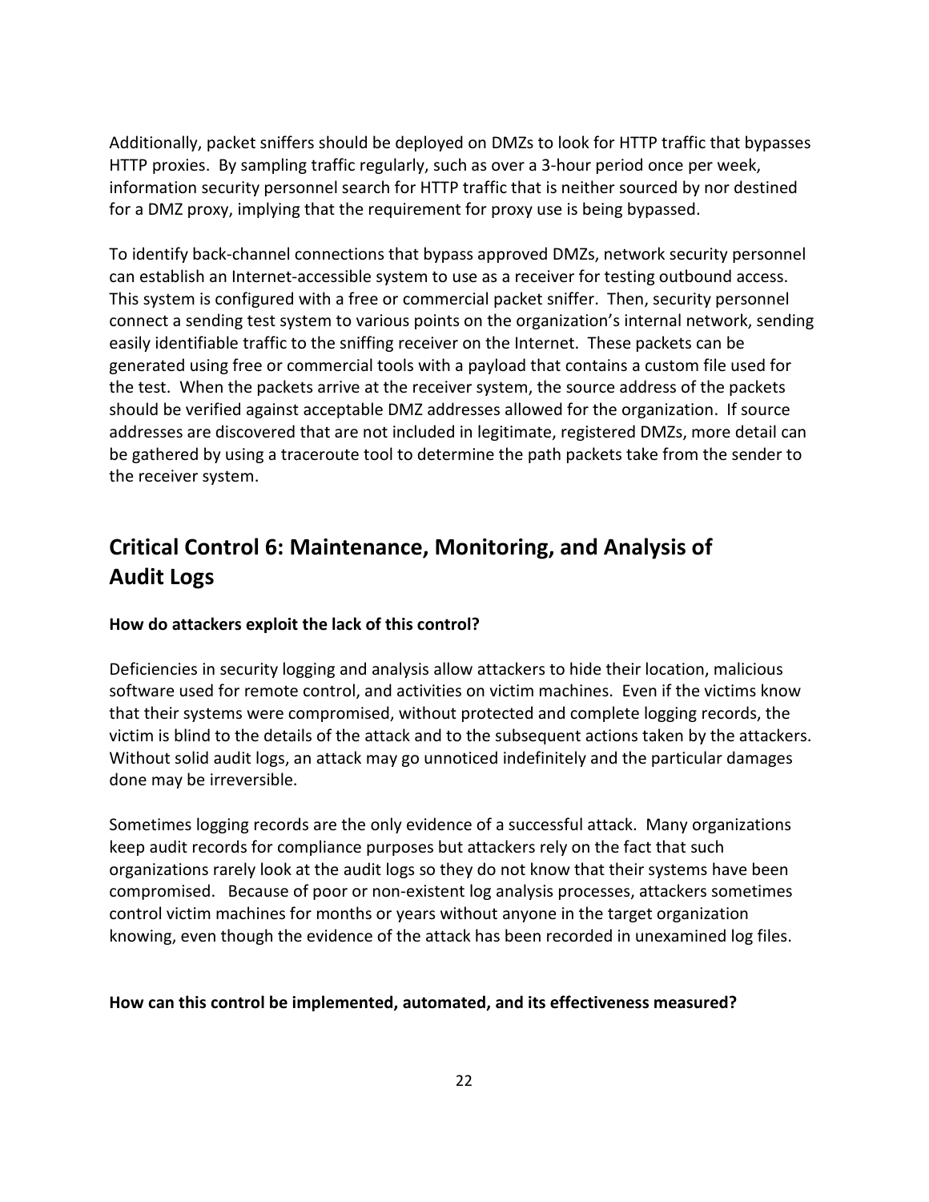Additionally, packet sniffers should be deployed on DMZs to look for HTTP traffic that bypasses HTTP proxies. By sampling traffic regularly, such as over a 3-hour period once per week, information security personnel search for HTTP traffic that is neither sourced by nor destined for a DMZ proxy, implying that the requirement for proxy use is being bypassed.

To identify back-channel connections that bypass approved DMZs, network security personnel can establish an Internet-accessible system to use as a receiver for testing outbound access. This system is configured with a free or commercial packet sniffer. Then, security personnel connect a sending test system to various points on the organization's internal network, sending easily identifiable traffic to the sniffing receiver on the Internet. These packets can be generated using free or commercial tools with a payload that contains a custom file used for the test. When the packets arrive at the receiver system, the source address of the packets should be verified against acceptable DMZ addresses allowed for the organization. If source addresses are discovered that are not included in legitimate, registered DMZs, more detail can be gathered by using a traceroute tool to determine the path packets take from the sender to the receiver system.

## Critical Control 6: Maintenance, Monitoring, and Analysis of Audit Logs

**How do attackers exploit the lack of this control?**

Deficiencies in security logging and analysis allow attackers to hide their location, malicious software used for remote control, and activities on victim machines. Even if the victims know that their systems were compromised, without protected and complete logging records, the victim is blind to the details of the attack and to the subsequent actions taken by the attackers. Without solid audit logs, an attack may go unnoticed indefinitely and the particular damages done may be irreversible.

Sometimes logging records are the only evidence of a successful attack. Many organizations keep audit records for compliance purposes but attackers rely on the fact that such organizations rarely look at the audit logs so they do not know that their systems have been compromised. Because of poor or non-existent log analysis processes, attackers sometimes control victim machines for months or years without anyone in the target organization knowing, even though the evidence of the attack has been recorded in unexamined log files.

**How can this control be implemented, automated, and its effectiveness measured?**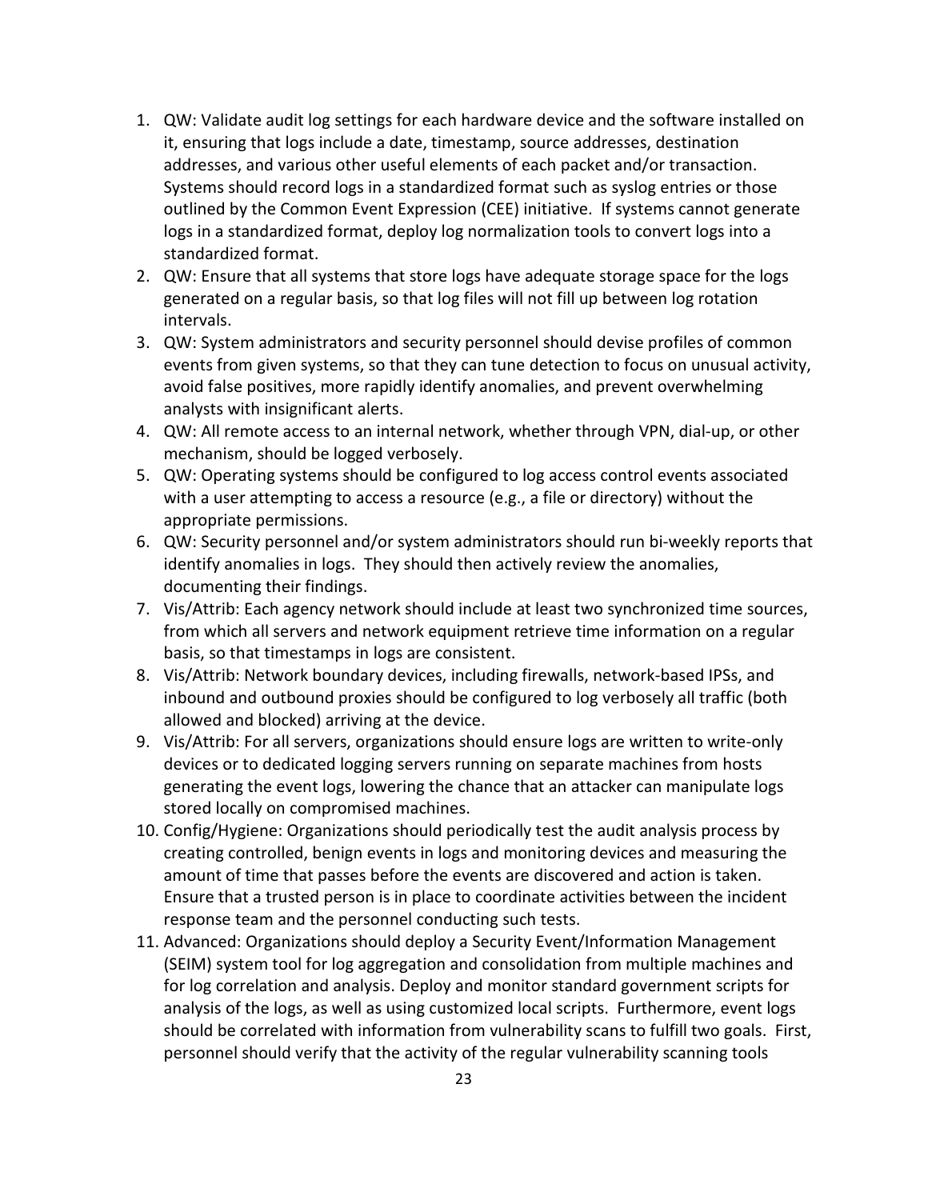1. QW: Validate audit log settings for each hardware device and the software installed on it, ensuring that logs include a date, timestamp, source addresses, destination addresses, and various other useful elements of each packet and/or transaction. Systems should record logs in a standardized format such as syslog entries or those outlined by the Common Event Expression (CEE) initiative. If systems cannot generate logs in a standardized format, deploy log normalization tools to convert logs into a standardized format.
2. QW: Ensure that all systems that store logs have adequate storage space for the logs generated on a regular basis, so that log files will not fill up between log rotation intervals.
3. QW: System administrators and security personnel should devise profiles of common events from given systems, so that they can tune detection to focus on unusual activity, avoid false positives, more rapidly identify anomalies, and prevent overwhelming analysts with insignificant alerts.
4. QW: All remote access to an internal network, whether through VPN, dial-up, or other mechanism, should be logged verbosely.
5. QW: Operating systems should be configured to log access control events associated with a user attempting to access a resource (e.g., a file or directory) without the appropriate permissions.
6. QW: Security personnel and/or system administrators should run bi-weekly reports that identify anomalies in logs. They should then actively review the anomalies, documenting their findings.
7. Vis/Attrib: Each agency network should include at least two synchronized time sources, from which all servers and network equipment retrieve time information on a regular basis, so that timestamps in logs are consistent.
8. Vis/Attrib: Network boundary devices, including firewalls, network-based IPSs, and inbound and outbound proxies should be configured to log verbosely all traffic (both allowed and blocked) arriving at the device.
9. Vis/Attrib: For all servers, organizations should ensure logs are written to write-only devices or to dedicated logging servers running on separate machines from hosts generating the event logs, lowering the chance that an attacker can manipulate logs stored locally on compromised machines.
10. Config/Hygiene: Organizations should periodically test the audit analysis process by creating controlled, benign events in logs and monitoring devices and measuring the amount of time that passes before the events are discovered and action is taken. Ensure that a trusted person is in place to coordinate activities between the incident response team and the personnel conducting such tests.
11. Advanced: Organizations should deploy a Security Event/Information Management (SEIM) system tool for log aggregation and consolidation from multiple machines and for log correlation and analysis. Deploy and monitor standard government scripts for analysis of the logs, as well as using customized local scripts. Furthermore, event logs should be correlated with information from vulnerability scans to fulfill two goals. First, personnel should verify that the activity of the regular vulnerability scanning tools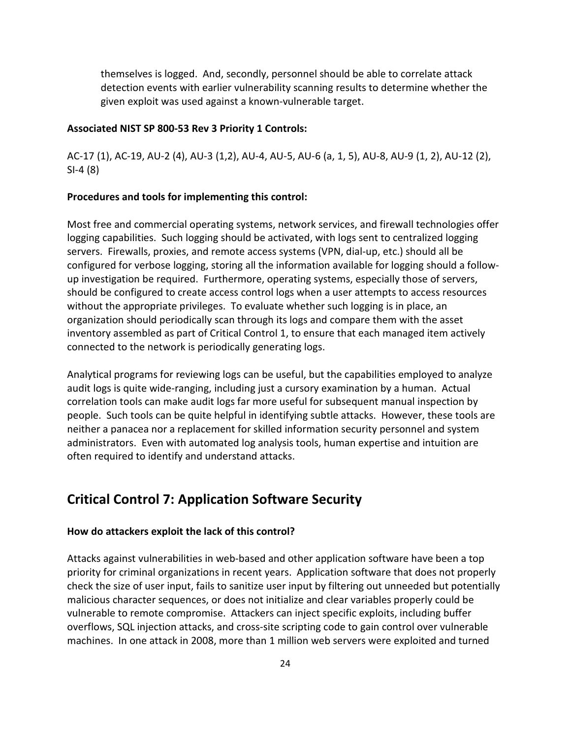themselves is logged. And, secondly, personnel should be able to correlate attack detection events with earlier vulnerability scanning results to determine whether the given exploit was used against a known-vulnerable target.

**Associated NIST SP 800-53 Rev 3 Priority 1 Controls:**

AC-17 (1), AC-19, AU-2 (4), AU-3 (1,2), AU-4, AU-5, AU-6 (a, 1, 5), AU-8, AU-9 (1, 2), AU-12 (2), SI-4 (8)

**Procedures and tools for implementing this control:**

Most free and commercial operating systems, network services, and firewall technologies offer logging capabilities. Such logging should be activated, with logs sent to centralized logging servers. Firewalls, proxies, and remote access systems (VPN, dial-up, etc.) should all be configured for verbose logging, storing all the information available for logging should a follow-up investigation be required. Furthermore, operating systems, especially those of servers, should be configured to create access control logs when a user attempts to access resources without the appropriate privileges. To evaluate whether such logging is in place, an organization should periodically scan through its logs and compare them with the asset inventory assembled as part of Critical Control 1, to ensure that each managed item actively connected to the network is periodically generating logs.

Analytical programs for reviewing logs can be useful, but the capabilities employed to analyze audit logs is quite wide-ranging, including just a cursory examination by a human. Actual correlation tools can make audit logs far more useful for subsequent manual inspection by people. Such tools can be quite helpful in identifying subtle attacks. However, these tools are neither a panacea nor a replacement for skilled information security personnel and system administrators. Even with automated log analysis tools, human expertise and intuition are often required to identify and understand attacks.

## Critical Control 7: Application Software Security

**How do attackers exploit the lack of this control?**

Attacks against vulnerabilities in web-based and other application software have been a top priority for criminal organizations in recent years. Application software that does not properly check the size of user input, fails to sanitize user input by filtering out unneeded but potentially malicious character sequences, or does not initialize and clear variables properly could be vulnerable to remote compromise. Attackers can inject specific exploits, including buffer overflows, SQL injection attacks, and cross-site scripting code to gain control over vulnerable machines. In one attack in 2008, more than 1 million web servers were exploited and turned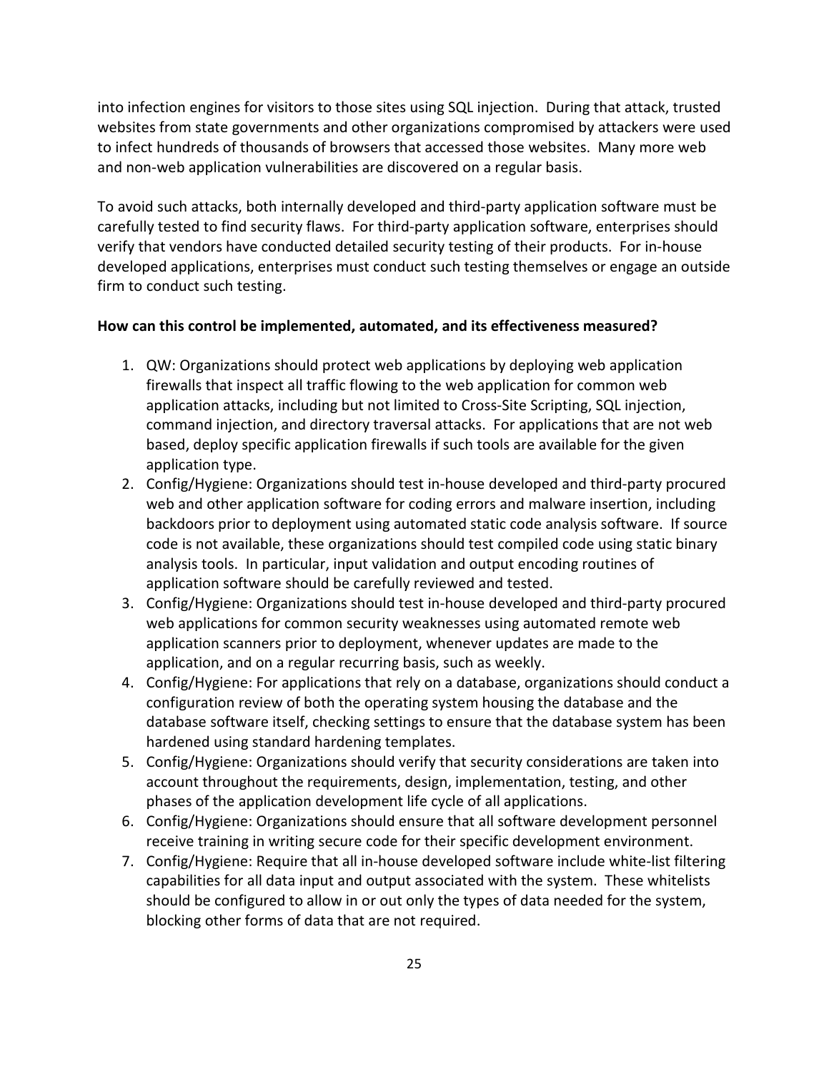into infection engines for visitors to those sites using SQL injection. During that attack, trusted websites from state governments and other organizations compromised by attackers were used to infect hundreds of thousands of browsers that accessed those websites. Many more web and non-web application vulnerabilities are discovered on a regular basis.

To avoid such attacks, both internally developed and third-party application software must be carefully tested to find security flaws. For third-party application software, enterprises should verify that vendors have conducted detailed security testing of their products. For in-house developed applications, enterprises must conduct such testing themselves or engage an outside firm to conduct such testing.

**How can this control be implemented, automated, and its effectiveness measured?**

1. QW: Organizations should protect web applications by deploying web application firewalls that inspect all traffic flowing to the web application for common web application attacks, including but not limited to Cross-Site Scripting, SQL injection, command injection, and directory traversal attacks. For applications that are not web based, deploy specific application firewalls if such tools are available for the given application type.
2. Config/Hygiene: Organizations should test in-house developed and third-party procured web and other application software for coding errors and malware insertion, including backdoors prior to deployment using automated static code analysis software. If source code is not available, these organizations should test compiled code using static binary analysis tools. In particular, input validation and output encoding routines of application software should be carefully reviewed and tested.
3. Config/Hygiene: Organizations should test in-house developed and third-party procured web applications for common security weaknesses using automated remote web application scanners prior to deployment, whenever updates are made to the application, and on a regular recurring basis, such as weekly.
4. Config/Hygiene: For applications that rely on a database, organizations should conduct a configuration review of both the operating system housing the database and the database software itself, checking settings to ensure that the database system has been hardened using standard hardening templates.
5. Config/Hygiene: Organizations should verify that security considerations are taken into account throughout the requirements, design, implementation, testing, and other phases of the application development life cycle of all applications.
6. Config/Hygiene: Organizations should ensure that all software development personnel receive training in writing secure code for their specific development environment.
7. Config/Hygiene: Require that all in-house developed software include white-list filtering capabilities for all data input and output associated with the system. These whitelists should be configured to allow in or out only the types of data needed for the system, blocking other forms of data that are not required.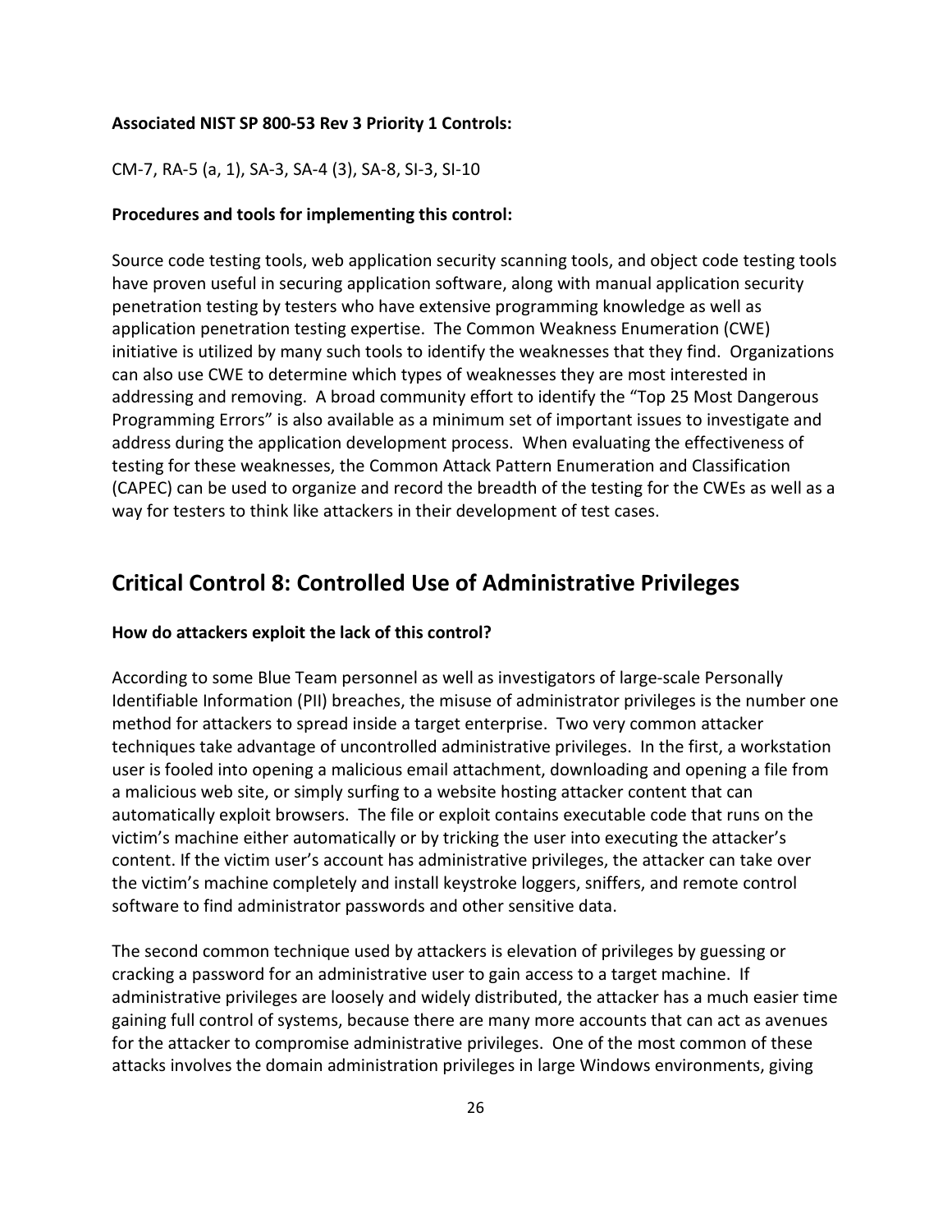**Associated NIST SP 800-53 Rev 3 Priority 1 Controls:**

CM-7, RA-5 (a, 1), SA-3, SA-4 (3), SA-8, SI-3, SI-10

**Procedures and tools for implementing this control:**

Source code testing tools, web application security scanning tools, and object code testing tools have proven useful in securing application software, along with manual application security penetration testing by testers who have extensive programming knowledge as well as application penetration testing expertise. The Common Weakness Enumeration (CWE) initiative is utilized by many such tools to identify the weaknesses that they find. Organizations can also use CWE to determine which types of weaknesses they are most interested in addressing and removing. A broad community effort to identify the "Top 25 Most Dangerous Programming Errors" is also available as a minimum set of important issues to investigate and address during the application development process. When evaluating the effectiveness of testing for these weaknesses, the Common Attack Pattern Enumeration and Classification (CAPEC) can be used to organize and record the breadth of the testing for the CWEs as well as a way for testers to think like attackers in their development of test cases.

## Critical Control 8: Controlled Use of Administrative Privileges

**How do attackers exploit the lack of this control?**

According to some Blue Team personnel as well as investigators of large-scale Personally Identifiable Information (PII) breaches, the misuse of administrator privileges is the number one method for attackers to spread inside a target enterprise. Two very common attacker techniques take advantage of uncontrolled administrative privileges. In the first, a workstation user is fooled into opening a malicious email attachment, downloading and opening a file from a malicious web site, or simply surfing to a website hosting attacker content that can automatically exploit browsers. The file or exploit contains executable code that runs on the victim's machine either automatically or by tricking the user into executing the attacker's content. If the victim user's account has administrative privileges, the attacker can take over the victim's machine completely and install keystroke loggers, sniffers, and remote control software to find administrator passwords and other sensitive data.

The second common technique used by attackers is elevation of privileges by guessing or cracking a password for an administrative user to gain access to a target machine. If administrative privileges are loosely and widely distributed, the attacker has a much easier time gaining full control of systems, because there are many more accounts that can act as avenues for the attacker to compromise administrative privileges. One of the most common of these attacks involves the domain administration privileges in large Windows environments, giving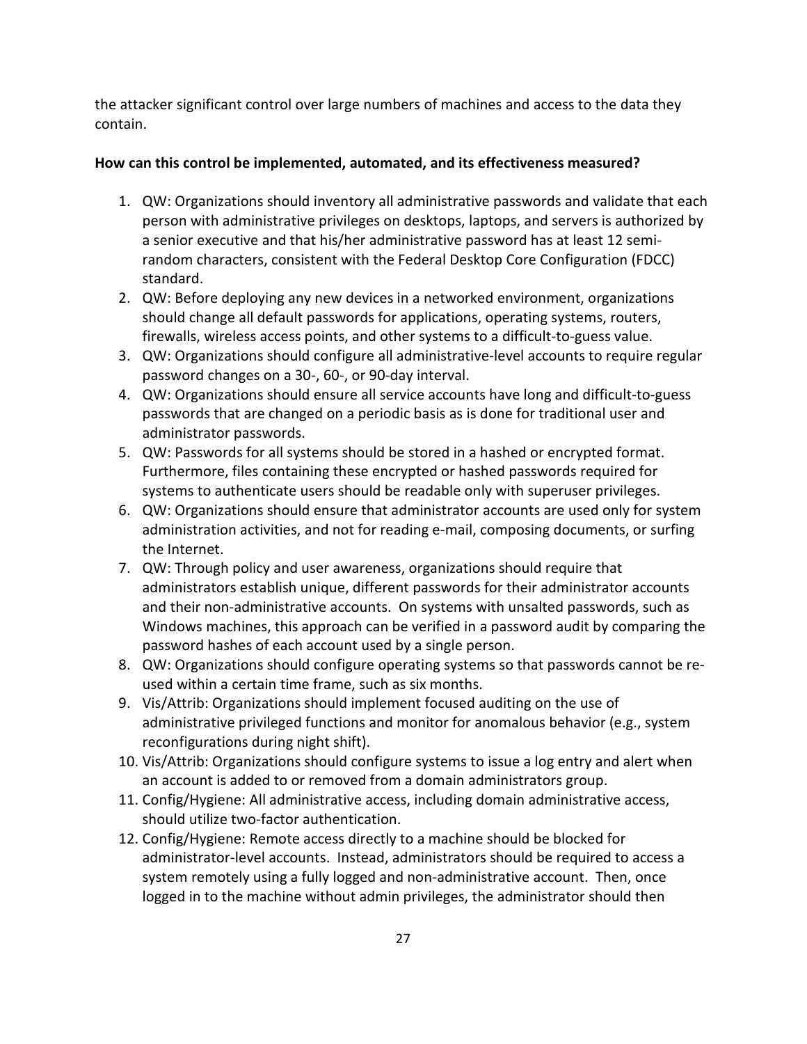the attacker significant control over large numbers of machines and access to the data they contain.

**How can this control be implemented, automated, and its effectiveness measured?**

1. QW: Organizations should inventory all administrative passwords and validate that each person with administrative privileges on desktops, laptops, and servers is authorized by a senior executive and that his/her administrative password has at least 12 semi-random characters, consistent with the Federal Desktop Core Configuration (FDCC) standard.
2. QW: Before deploying any new devices in a networked environment, organizations should change all default passwords for applications, operating systems, routers, firewalls, wireless access points, and other systems to a difficult-to-guess value.
3. QW: Organizations should configure all administrative-level accounts to require regular password changes on a 30-, 60-, or 90-day interval.
4. QW: Organizations should ensure all service accounts have long and difficult-to-guess passwords that are changed on a periodic basis as is done for traditional user and administrator passwords.
5. QW: Passwords for all systems should be stored in a hashed or encrypted format. Furthermore, files containing these encrypted or hashed passwords required for systems to authenticate users should be readable only with superuser privileges.
6. QW: Organizations should ensure that administrator accounts are used only for system administration activities, and not for reading e-mail, composing documents, or surfing the Internet.
7. QW: Through policy and user awareness, organizations should require that administrators establish unique, different passwords for their administrator accounts and their non-administrative accounts. On systems with unsalted passwords, such as Windows machines, this approach can be verified in a password audit by comparing the password hashes of each account used by a single person.
8. QW: Organizations should configure operating systems so that passwords cannot be re-used within a certain time frame, such as six months.
9. Vis/Attrib: Organizations should implement focused auditing on the use of administrative privileged functions and monitor for anomalous behavior (e.g., system reconfigurations during night shift).
10. Vis/Attrib: Organizations should configure systems to issue a log entry and alert when an account is added to or removed from a domain administrators group.
11. Config/Hygiene: All administrative access, including domain administrative access, should utilize two-factor authentication.
12. Config/Hygiene: Remote access directly to a machine should be blocked for administrator-level accounts. Instead, administrators should be required to access a system remotely using a fully logged and non-administrative account. Then, once logged in to the machine without admin privileges, the administrator should then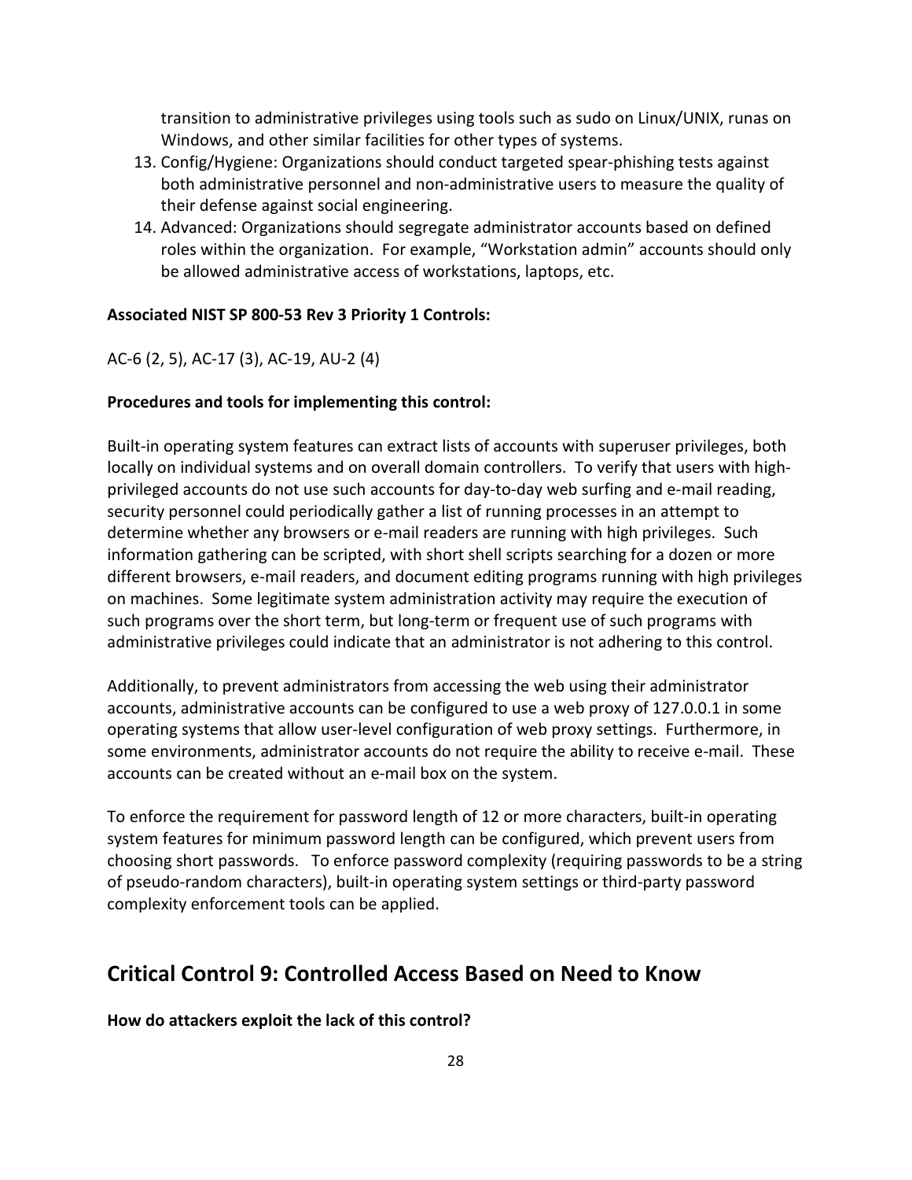transition to administrative privileges using tools such as sudo on Linux/UNIX, runas on Windows, and other similar facilities for other types of systems.

13. Config/Hygiene: Organizations should conduct targeted spear-phishing tests against both administrative personnel and non-administrative users to measure the quality of their defense against social engineering.
14. Advanced: Organizations should segregate administrator accounts based on defined roles within the organization. For example, "Workstation admin" accounts should only be allowed administrative access of workstations, laptops, etc.

**Associated NIST SP 800-53 Rev 3 Priority 1 Controls:**

AC-6 (2, 5), AC-17 (3), AC-19, AU-2 (4)

**Procedures and tools for implementing this control:**

Built-in operating system features can extract lists of accounts with superuser privileges, both locally on individual systems and on overall domain controllers. To verify that users with high-privileged accounts do not use such accounts for day-to-day web surfing and e-mail reading, security personnel could periodically gather a list of running processes in an attempt to determine whether any browsers or e-mail readers are running with high privileges. Such information gathering can be scripted, with short shell scripts searching for a dozen or more different browsers, e-mail readers, and document editing programs running with high privileges on machines. Some legitimate system administration activity may require the execution of such programs over the short term, but long-term or frequent use of such programs with administrative privileges could indicate that an administrator is not adhering to this control.

Additionally, to prevent administrators from accessing the web using their administrator accounts, administrative accounts can be configured to use a web proxy of 127.0.0.1 in some operating systems that allow user-level configuration of web proxy settings. Furthermore, in some environments, administrator accounts do not require the ability to receive e-mail. These accounts can be created without an e-mail box on the system.

To enforce the requirement for password length of 12 or more characters, built-in operating system features for minimum password length can be configured, which prevent users from choosing short passwords. To enforce password complexity (requiring passwords to be a string of pseudo-random characters), built-in operating system settings or third-party password complexity enforcement tools can be applied.

## Critical Control 9: Controlled Access Based on Need to Know

**How do attackers exploit the lack of this control?**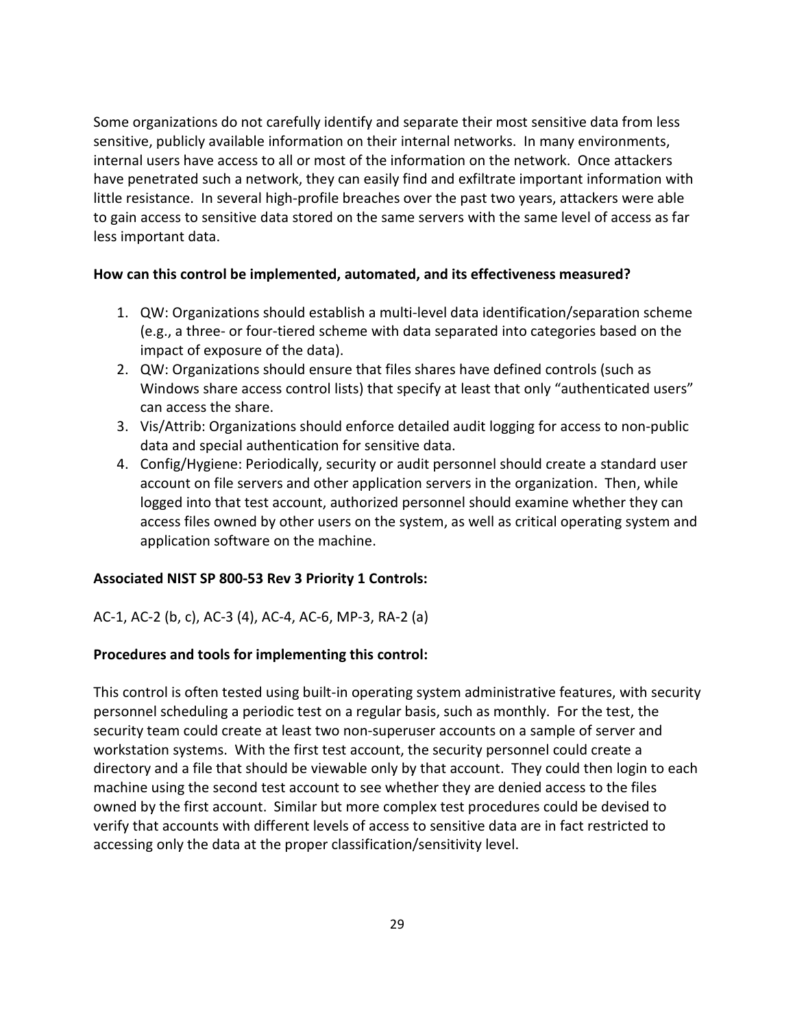Some organizations do not carefully identify and separate their most sensitive data from less sensitive, publicly available information on their internal networks. In many environments, internal users have access to all or most of the information on the network. Once attackers have penetrated such a network, they can easily find and exfiltrate important information with little resistance. In several high-profile breaches over the past two years, attackers were able to gain access to sensitive data stored on the same servers with the same level of access as far less important data.

**How can this control be implemented, automated, and its effectiveness measured?**

1. QW: Organizations should establish a multi-level data identification/separation scheme (e.g., a three- or four-tiered scheme with data separated into categories based on the impact of exposure of the data).
2. QW: Organizations should ensure that files shares have defined controls (such as Windows share access control lists) that specify at least that only "authenticated users" can access the share.
3. Vis/Attrib: Organizations should enforce detailed audit logging for access to non-public data and special authentication for sensitive data.
4. Config/Hygiene: Periodically, security or audit personnel should create a standard user account on file servers and other application servers in the organization. Then, while logged into that test account, authorized personnel should examine whether they can access files owned by other users on the system, as well as critical operating system and application software on the machine.

**Associated NIST SP 800-53 Rev 3 Priority 1 Controls:**

AC-1, AC-2 (b, c), AC-3 (4), AC-4, AC-6, MP-3, RA-2 (a)

**Procedures and tools for implementing this control:**

This control is often tested using built-in operating system administrative features, with security personnel scheduling a periodic test on a regular basis, such as monthly. For the test, the security team could create at least two non-superuser accounts on a sample of server and workstation systems. With the first test account, the security personnel could create a directory and a file that should be viewable only by that account. They could then login to each machine using the second test account to see whether they are denied access to the files owned by the first account. Similar but more complex test procedures could be devised to verify that accounts with different levels of access to sensitive data are in fact restricted to accessing only the data at the proper classification/sensitivity level.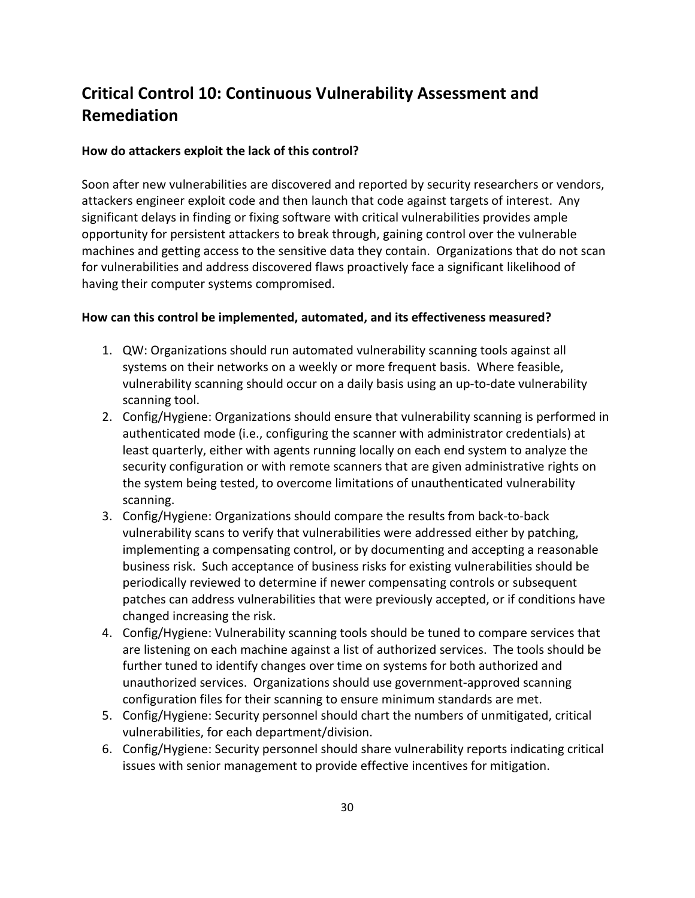## Critical Control 10: Continuous Vulnerability Assessment and Remediation

**How do attackers exploit the lack of this control?**

Soon after new vulnerabilities are discovered and reported by security researchers or vendors, attackers engineer exploit code and then launch that code against targets of interest. Any significant delays in finding or fixing software with critical vulnerabilities provides ample opportunity for persistent attackers to break through, gaining control over the vulnerable machines and getting access to the sensitive data they contain. Organizations that do not scan for vulnerabilities and address discovered flaws proactively face a significant likelihood of having their computer systems compromised.

**How can this control be implemented, automated, and its effectiveness measured?**

1. QW: Organizations should run automated vulnerability scanning tools against all systems on their networks on a weekly or more frequent basis. Where feasible, vulnerability scanning should occur on a daily basis using an up-to-date vulnerability scanning tool.
2. Config/Hygiene: Organizations should ensure that vulnerability scanning is performed in authenticated mode (i.e., configuring the scanner with administrator credentials) at least quarterly, either with agents running locally on each end system to analyze the security configuration or with remote scanners that are given administrative rights on the system being tested, to overcome limitations of unauthenticated vulnerability scanning.
3. Config/Hygiene: Organizations should compare the results from back-to-back vulnerability scans to verify that vulnerabilities were addressed either by patching, implementing a compensating control, or by documenting and accepting a reasonable business risk. Such acceptance of business risks for existing vulnerabilities should be periodically reviewed to determine if newer compensating controls or subsequent patches can address vulnerabilities that were previously accepted, or if conditions have changed increasing the risk.
4. Config/Hygiene: Vulnerability scanning tools should be tuned to compare services that are listening on each machine against a list of authorized services. The tools should be further tuned to identify changes over time on systems for both authorized and unauthorized services. Organizations should use government-approved scanning configuration files for their scanning to ensure minimum standards are met.
5. Config/Hygiene: Security personnel should chart the numbers of unmitigated, critical vulnerabilities, for each department/division.
6. Config/Hygiene: Security personnel should share vulnerability reports indicating critical issues with senior management to provide effective incentives for mitigation.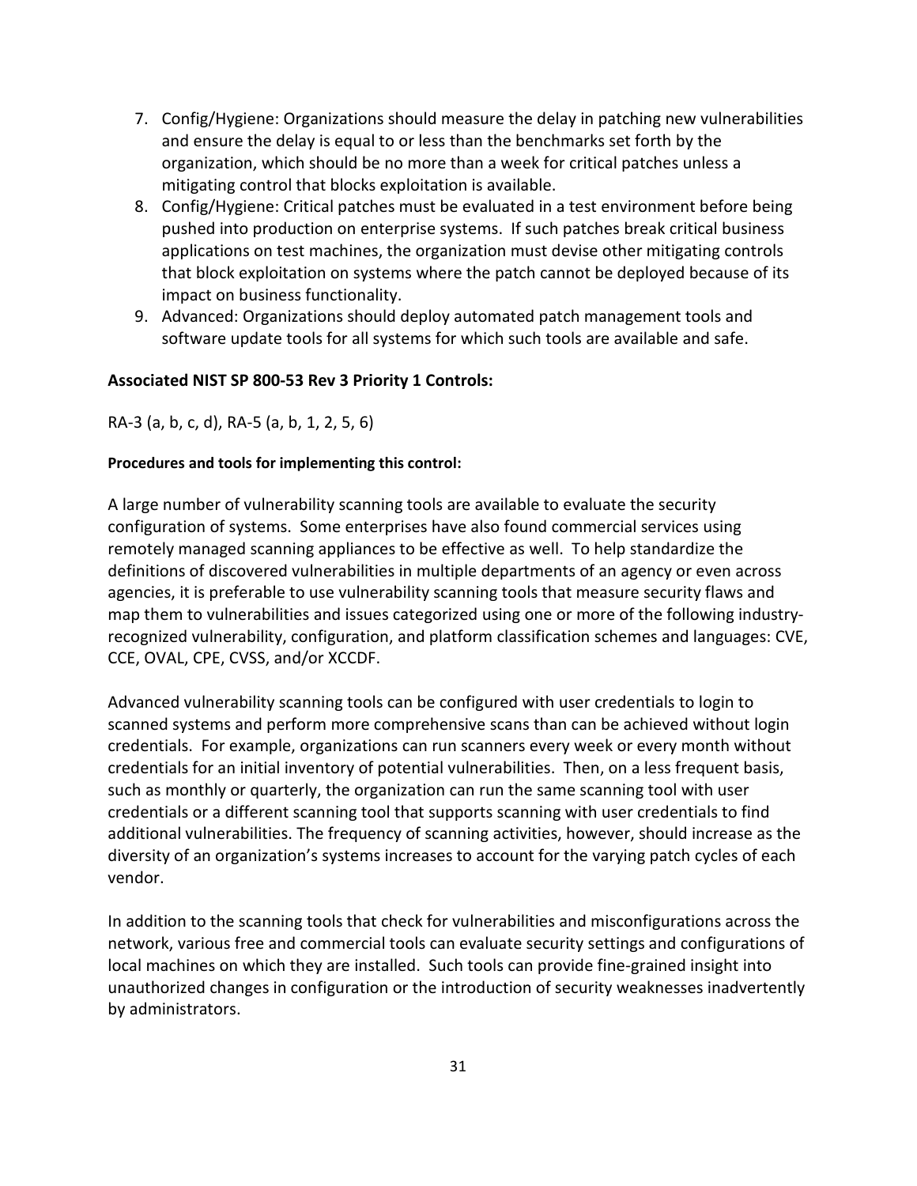7. Config/Hygiene: Organizations should measure the delay in patching new vulnerabilities and ensure the delay is equal to or less than the benchmarks set forth by the organization, which should be no more than a week for critical patches unless a mitigating control that blocks exploitation is available.
8. Config/Hygiene: Critical patches must be evaluated in a test environment before being pushed into production on enterprise systems. If such patches break critical business applications on test machines, the organization must devise other mitigating controls that block exploitation on systems where the patch cannot be deployed because of its impact on business functionality.
9. Advanced: Organizations should deploy automated patch management tools and software update tools for all systems for which such tools are available and safe.

**Associated NIST SP 800-53 Rev 3 Priority 1 Controls:**

RA-3 (a, b, c, d), RA-5 (a, b, 1, 2, 5, 6)

**Procedures and tools for implementing this control:**

A large number of vulnerability scanning tools are available to evaluate the security configuration of systems. Some enterprises have also found commercial services using remotely managed scanning appliances to be effective as well. To help standardize the definitions of discovered vulnerabilities in multiple departments of an agency or even across agencies, it is preferable to use vulnerability scanning tools that measure security flaws and map them to vulnerabilities and issues categorized using one or more of the following industry-recognized vulnerability, configuration, and platform classification schemes and languages: CVE, CCE, OVAL, CPE, CVSS, and/or XCCDF.

Advanced vulnerability scanning tools can be configured with user credentials to login to scanned systems and perform more comprehensive scans than can be achieved without login credentials. For example, organizations can run scanners every week or every month without credentials for an initial inventory of potential vulnerabilities. Then, on a less frequent basis, such as monthly or quarterly, the organization can run the same scanning tool with user credentials or a different scanning tool that supports scanning with user credentials to find additional vulnerabilities. The frequency of scanning activities, however, should increase as the diversity of an organization's systems increases to account for the varying patch cycles of each vendor.

In addition to the scanning tools that check for vulnerabilities and misconfigurations across the network, various free and commercial tools can evaluate security settings and configurations of local machines on which they are installed. Such tools can provide fine-grained insight into unauthorized changes in configuration or the introduction of security weaknesses inadvertently by administrators.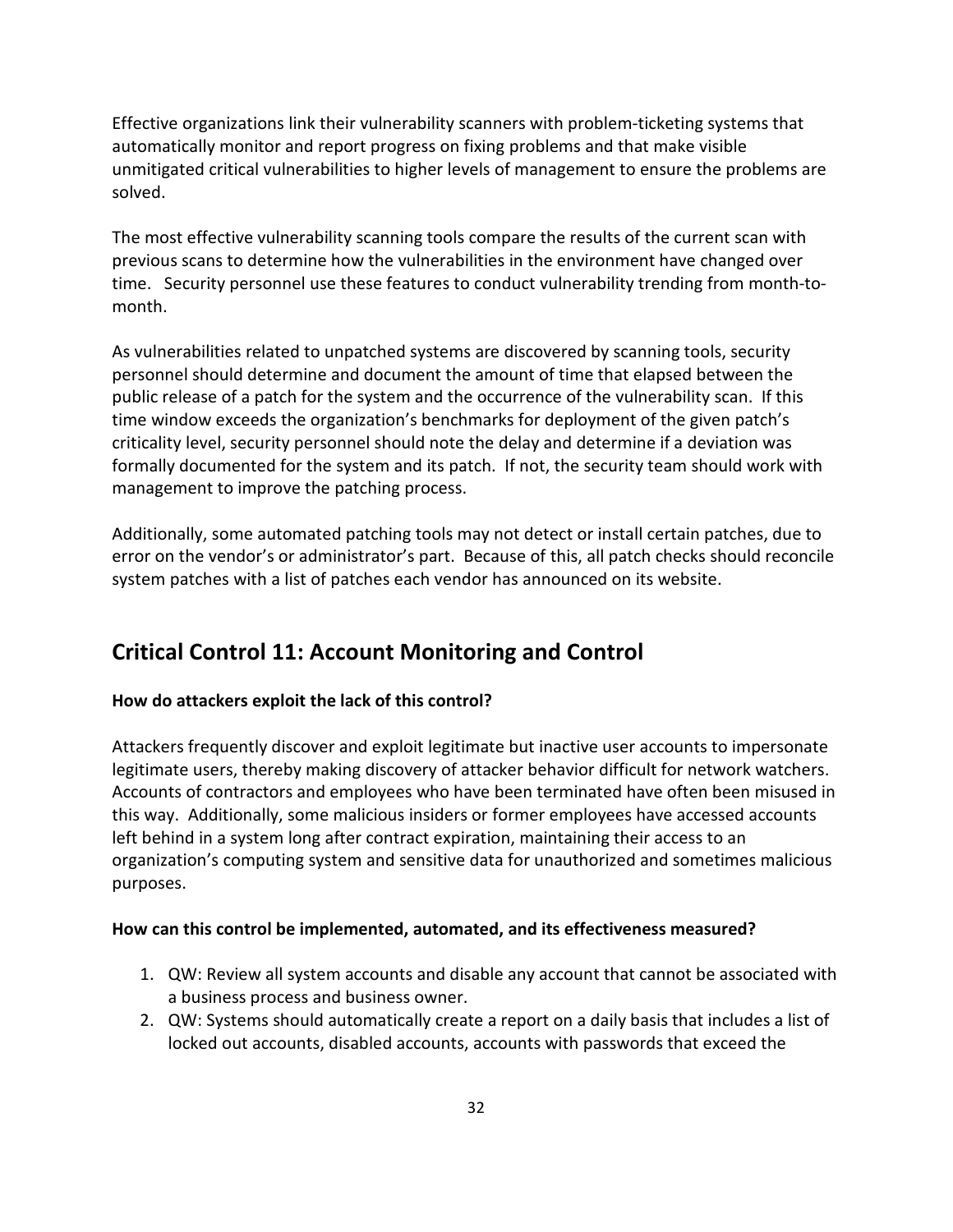Effective organizations link their vulnerability scanners with problem-ticketing systems that automatically monitor and report progress on fixing problems and that make visible unmitigated critical vulnerabilities to higher levels of management to ensure the problems are solved.

The most effective vulnerability scanning tools compare the results of the current scan with previous scans to determine how the vulnerabilities in the environment have changed over time. Security personnel use these features to conduct vulnerability trending from month-to-month.

As vulnerabilities related to unpatched systems are discovered by scanning tools, security personnel should determine and document the amount of time that elapsed between the public release of a patch for the system and the occurrence of the vulnerability scan. If this time window exceeds the organization's benchmarks for deployment of the given patch's criticality level, security personnel should note the delay and determine if a deviation was formally documented for the system and its patch. If not, the security team should work with management to improve the patching process.

Additionally, some automated patching tools may not detect or install certain patches, due to error on the vendor's or administrator's part. Because of this, all patch checks should reconcile system patches with a list of patches each vendor has announced on its website.

## Critical Control 11: Account Monitoring and Control

**How do attackers exploit the lack of this control?**

Attackers frequently discover and exploit legitimate but inactive user accounts to impersonate legitimate users, thereby making discovery of attacker behavior difficult for network watchers. Accounts of contractors and employees who have been terminated have often been misused in this way. Additionally, some malicious insiders or former employees have accessed accounts left behind in a system long after contract expiration, maintaining their access to an organization's computing system and sensitive data for unauthorized and sometimes malicious purposes.

**How can this control be implemented, automated, and its effectiveness measured?**

1. QW: Review all system accounts and disable any account that cannot be associated with a business process and business owner.
2. QW: Systems should automatically create a report on a daily basis that includes a list of locked out accounts, disabled accounts, accounts with passwords that exceed the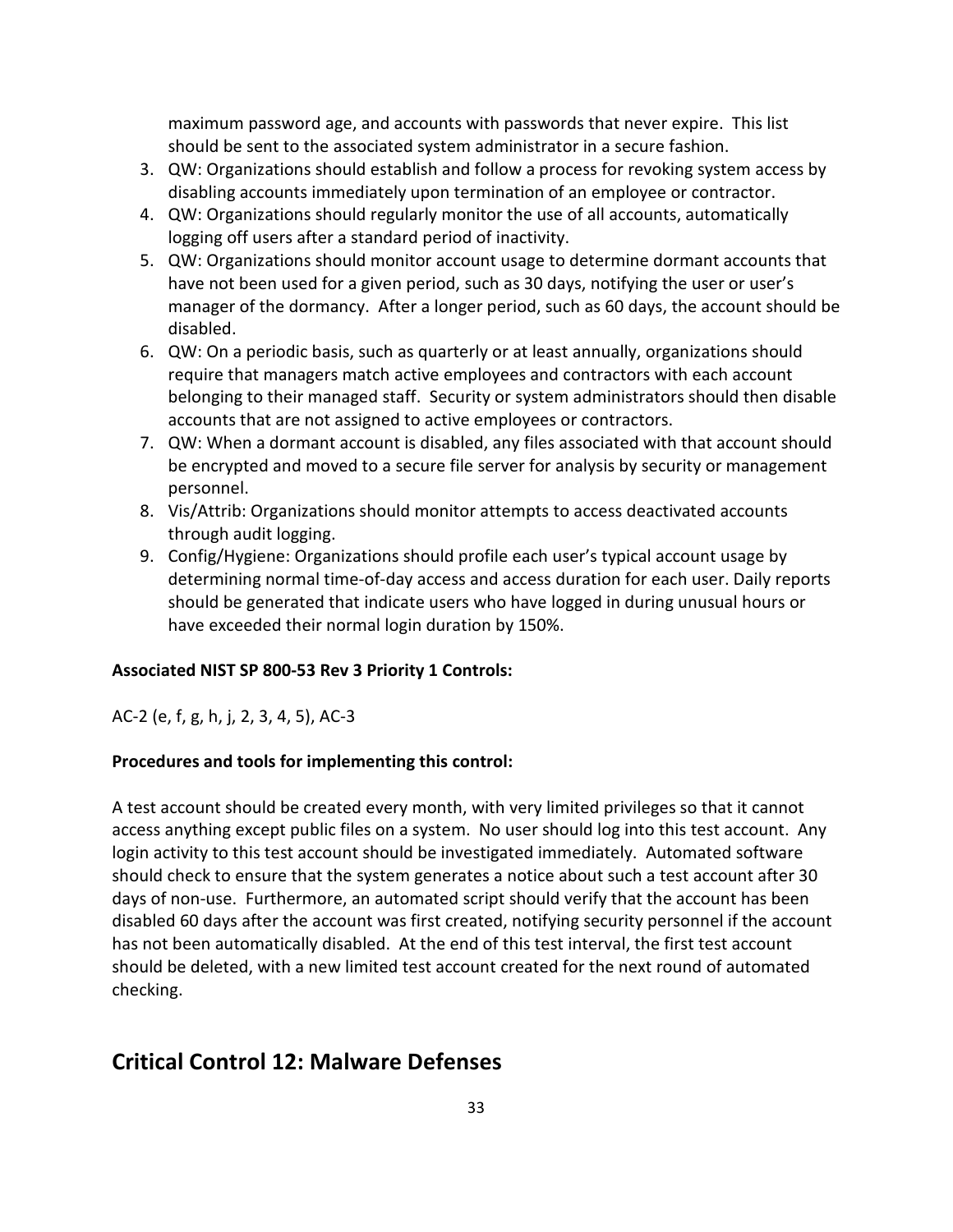maximum password age, and accounts with passwords that never expire. This list should be sent to the associated system administrator in a secure fashion.

3. QW: Organizations should establish and follow a process for revoking system access by disabling accounts immediately upon termination of an employee or contractor.
4. QW: Organizations should regularly monitor the use of all accounts, automatically logging off users after a standard period of inactivity.
5. QW: Organizations should monitor account usage to determine dormant accounts that have not been used for a given period, such as 30 days, notifying the user or user's manager of the dormancy. After a longer period, such as 60 days, the account should be disabled.
6. QW: On a periodic basis, such as quarterly or at least annually, organizations should require that managers match active employees and contractors with each account belonging to their managed staff. Security or system administrators should then disable accounts that are not assigned to active employees or contractors.
7. QW: When a dormant account is disabled, any files associated with that account should be encrypted and moved to a secure file server for analysis by security or management personnel.
8. Vis/Attrib: Organizations should monitor attempts to access deactivated accounts through audit logging.
9. Config/Hygiene: Organizations should profile each user's typical account usage by determining normal time-of-day access and access duration for each user. Daily reports should be generated that indicate users who have logged in during unusual hours or have exceeded their normal login duration by 150%.

**Associated NIST SP 800-53 Rev 3 Priority 1 Controls:**

AC-2 (e, f, g, h, j, 2, 3, 4, 5), AC-3

**Procedures and tools for implementing this control:**

A test account should be created every month, with very limited privileges so that it cannot access anything except public files on a system. No user should log into this test account. Any login activity to this test account should be investigated immediately. Automated software should check to ensure that the system generates a notice about such a test account after 30 days of non-use. Furthermore, an automated script should verify that the account has been disabled 60 days after the account was first created, notifying security personnel if the account has not been automatically disabled. At the end of this test interval, the first test account should be deleted, with a new limited test account created for the next round of automated checking.

## Critical Control 12: Malware Defenses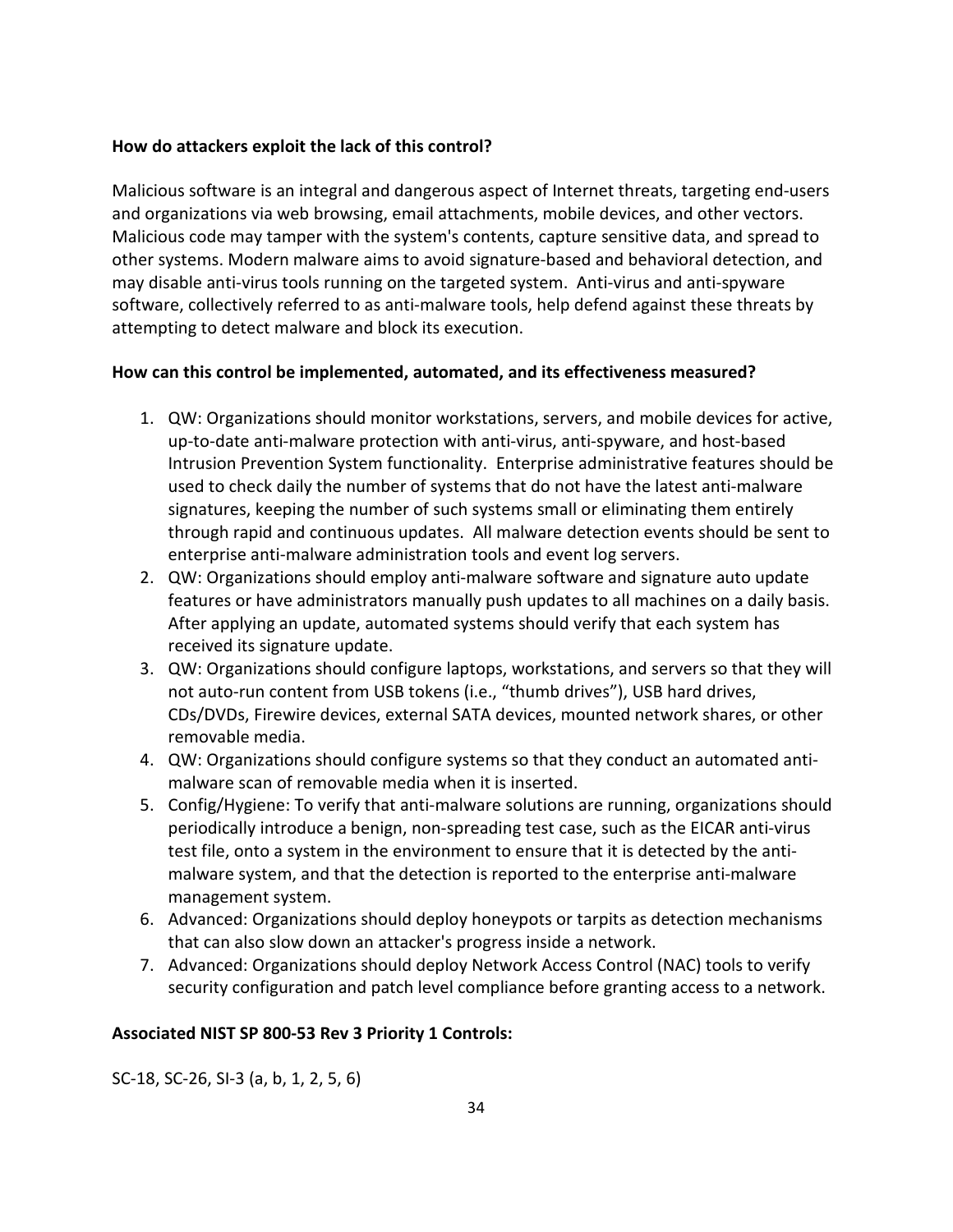**How do attackers exploit the lack of this control?**

Malicious software is an integral and dangerous aspect of Internet threats, targeting end-users and organizations via web browsing, email attachments, mobile devices, and other vectors. Malicious code may tamper with the system's contents, capture sensitive data, and spread to other systems. Modern malware aims to avoid signature-based and behavioral detection, and may disable anti-virus tools running on the targeted system. Anti-virus and anti-spyware software, collectively referred to as anti-malware tools, help defend against these threats by attempting to detect malware and block its execution.

**How can this control be implemented, automated, and its effectiveness measured?**

1. QW: Organizations should monitor workstations, servers, and mobile devices for active, up-to-date anti-malware protection with anti-virus, anti-spyware, and host-based Intrusion Prevention System functionality. Enterprise administrative features should be used to check daily the number of systems that do not have the latest anti-malware signatures, keeping the number of such systems small or eliminating them entirely through rapid and continuous updates. All malware detection events should be sent to enterprise anti-malware administration tools and event log servers.
2. QW: Organizations should employ anti-malware software and signature auto update features or have administrators manually push updates to all machines on a daily basis. After applying an update, automated systems should verify that each system has received its signature update.
3. QW: Organizations should configure laptops, workstations, and servers so that they will not auto-run content from USB tokens (i.e., “thumb drives”), USB hard drives, CDs/DVDs, Firewire devices, external SATA devices, mounted network shares, or other removable media.
4. QW: Organizations should configure systems so that they conduct an automated anti-malware scan of removable media when it is inserted.
5. Config/Hygiene: To verify that anti-malware solutions are running, organizations should periodically introduce a benign, non-spreading test case, such as the EICAR anti-virus test file, onto a system in the environment to ensure that it is detected by the anti-malware system, and that the detection is reported to the enterprise anti-malware management system.
6. Advanced: Organizations should deploy honeypots or tarpits as detection mechanisms that can also slow down an attacker's progress inside a network.
7. Advanced: Organizations should deploy Network Access Control (NAC) tools to verify security configuration and patch level compliance before granting access to a network.

**Associated NIST SP 800-53 Rev 3 Priority 1 Controls:**

SC-18, SC-26, SI-3 (a, b, 1, 2, 5, 6)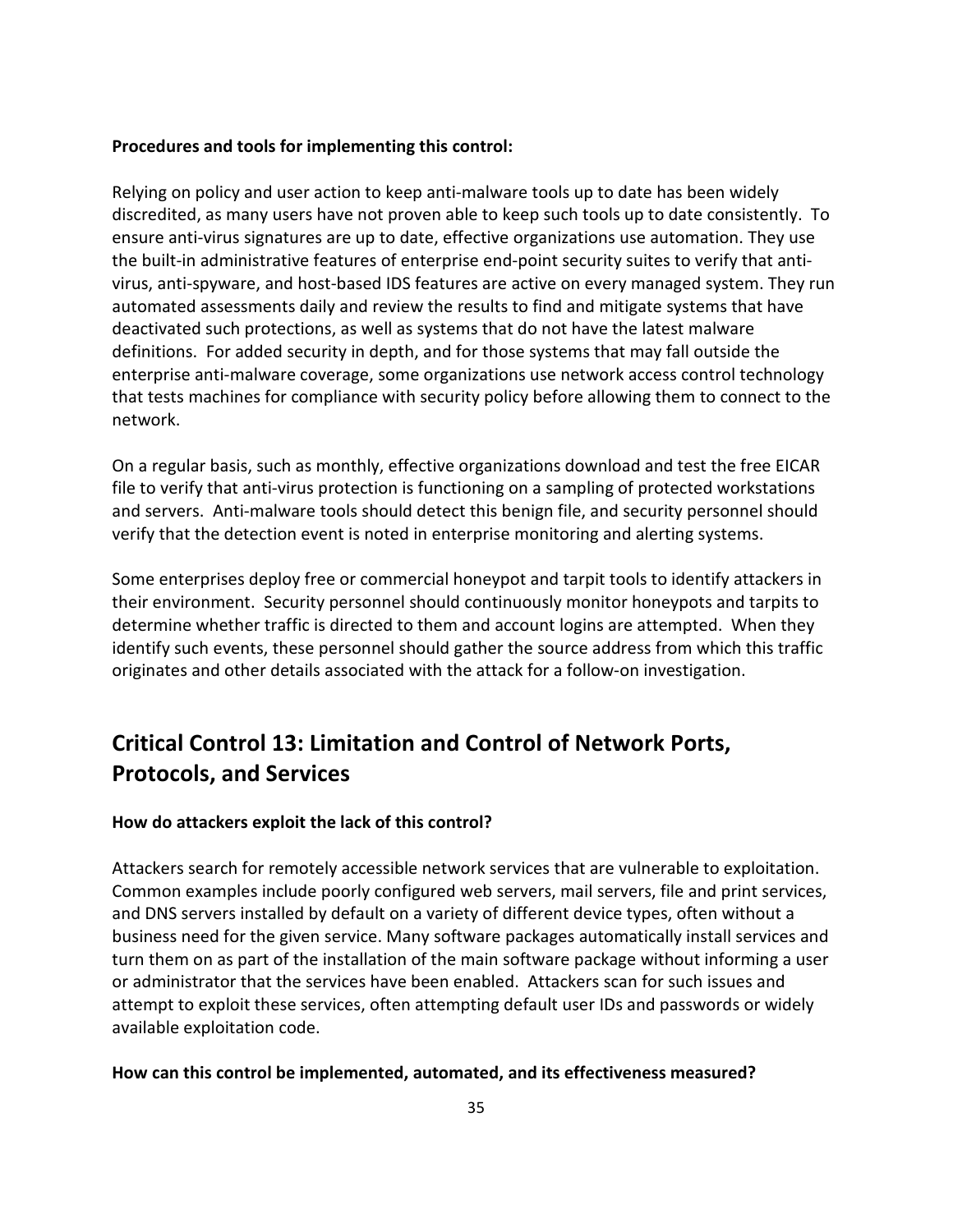**Procedures and tools for implementing this control:**

Relying on policy and user action to keep anti-malware tools up to date has been widely discredited, as many users have not proven able to keep such tools up to date consistently. To ensure anti-virus signatures are up to date, effective organizations use automation. They use the built-in administrative features of enterprise end-point security suites to verify that anti-virus, anti-spyware, and host-based IDS features are active on every managed system. They run automated assessments daily and review the results to find and mitigate systems that have deactivated such protections, as well as systems that do not have the latest malware definitions. For added security in depth, and for those systems that may fall outside the enterprise anti-malware coverage, some organizations use network access control technology that tests machines for compliance with security policy before allowing them to connect to the network.

On a regular basis, such as monthly, effective organizations download and test the free EICAR file to verify that anti-virus protection is functioning on a sampling of protected workstations and servers. Anti-malware tools should detect this benign file, and security personnel should verify that the detection event is noted in enterprise monitoring and alerting systems.

Some enterprises deploy free or commercial honeypot and tarpit tools to identify attackers in their environment. Security personnel should continuously monitor honeypots and tarpits to determine whether traffic is directed to them and account logins are attempted. When they identify such events, these personnel should gather the source address from which this traffic originates and other details associated with the attack for a follow-on investigation.

## Critical Control 13: Limitation and Control of Network Ports, Protocols, and Services

**How do attackers exploit the lack of this control?**

Attackers search for remotely accessible network services that are vulnerable to exploitation. Common examples include poorly configured web servers, mail servers, file and print services, and DNS servers installed by default on a variety of different device types, often without a business need for the given service. Many software packages automatically install services and turn them on as part of the installation of the main software package without informing a user or administrator that the services have been enabled. Attackers scan for such issues and attempt to exploit these services, often attempting default user IDs and passwords or widely available exploitation code.

**How can this control be implemented, automated, and its effectiveness measured?**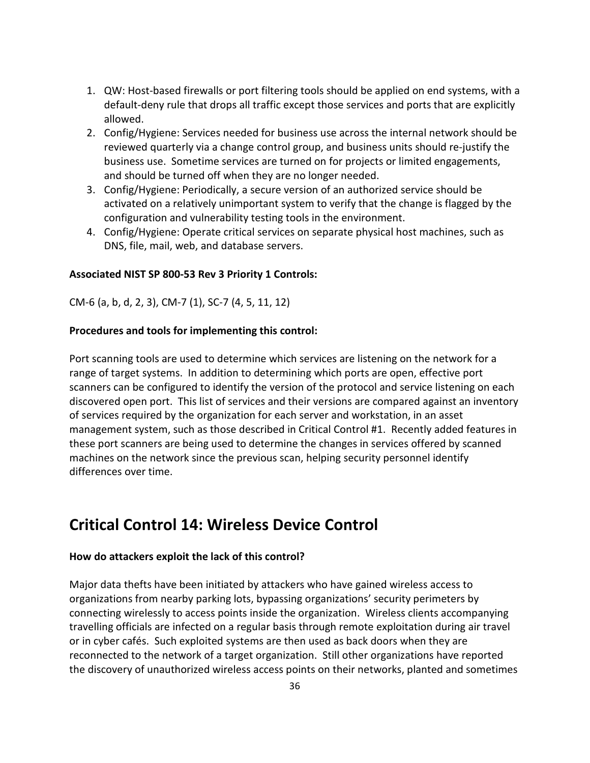1. QW: Host-based firewalls or port filtering tools should be applied on end systems, with a default-deny rule that drops all traffic except those services and ports that are explicitly allowed.
2. Config/Hygiene: Services needed for business use across the internal network should be reviewed quarterly via a change control group, and business units should re-justify the business use. Sometime services are turned on for projects or limited engagements, and should be turned off when they are no longer needed.
3. Config/Hygiene: Periodically, a secure version of an authorized service should be activated on a relatively unimportant system to verify that the change is flagged by the configuration and vulnerability testing tools in the environment.
4. Config/Hygiene: Operate critical services on separate physical host machines, such as DNS, file, mail, web, and database servers.

**Associated NIST SP 800-53 Rev 3 Priority 1 Controls:**

CM-6 (a, b, d, 2, 3), CM-7 (1), SC-7 (4, 5, 11, 12)

**Procedures and tools for implementing this control:**

Port scanning tools are used to determine which services are listening on the network for a range of target systems. In addition to determining which ports are open, effective port scanners can be configured to identify the version of the protocol and service listening on each discovered open port. This list of services and their versions are compared against an inventory of services required by the organization for each server and workstation, in an asset management system, such as those described in Critical Control #1. Recently added features in these port scanners are being used to determine the changes in services offered by scanned machines on the network since the previous scan, helping security personnel identify differences over time.

# Critical Control 14: Wireless Device Control

**How do attackers exploit the lack of this control?**

Major data thefts have been initiated by attackers who have gained wireless access to organizations from nearby parking lots, bypassing organizations' security perimeters by connecting wirelessly to access points inside the organization. Wireless clients accompanying travelling officials are infected on a regular basis through remote exploitation during air travel or in cyber cafés. Such exploited systems are then used as back doors when they are reconnected to the network of a target organization. Still other organizations have reported the discovery of unauthorized wireless access points on their networks, planted and sometimes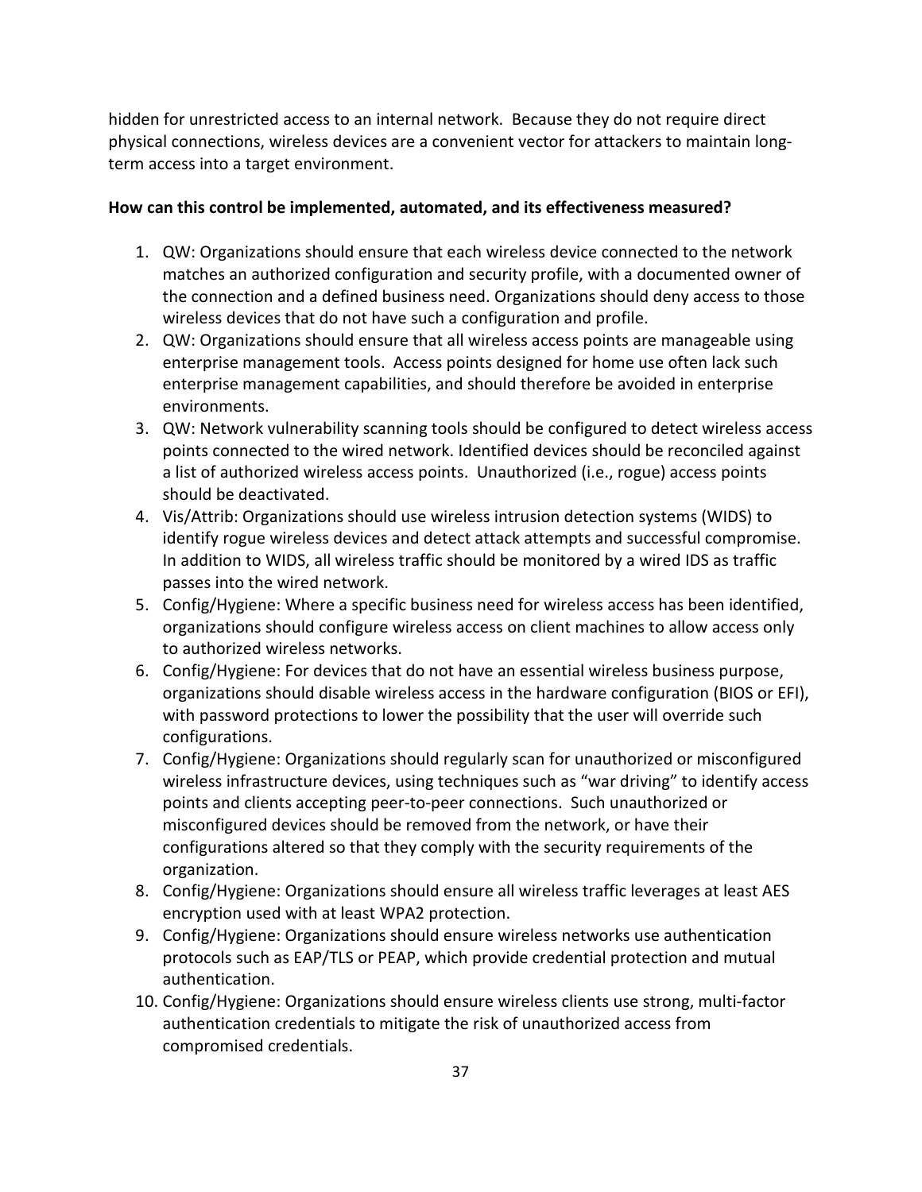hidden for unrestricted access to an internal network. Because they do not require direct physical connections, wireless devices are a convenient vector for attackers to maintain long-term access into a target environment.

**How can this control be implemented, automated, and its effectiveness measured?**

1. QW: Organizations should ensure that each wireless device connected to the network matches an authorized configuration and security profile, with a documented owner of the connection and a defined business need. Organizations should deny access to those wireless devices that do not have such a configuration and profile.
2. QW: Organizations should ensure that all wireless access points are manageable using enterprise management tools. Access points designed for home use often lack such enterprise management capabilities, and should therefore be avoided in enterprise environments.
3. QW: Network vulnerability scanning tools should be configured to detect wireless access points connected to the wired network. Identified devices should be reconciled against a list of authorized wireless access points. Unauthorized (i.e., rogue) access points should be deactivated.
4. Vis/Attrib: Organizations should use wireless intrusion detection systems (WIDS) to identify rogue wireless devices and detect attack attempts and successful compromise. In addition to WIDS, all wireless traffic should be monitored by a wired IDS as traffic passes into the wired network.
5. Config/Hygiene: Where a specific business need for wireless access has been identified, organizations should configure wireless access on client machines to allow access only to authorized wireless networks.
6. Config/Hygiene: For devices that do not have an essential wireless business purpose, organizations should disable wireless access in the hardware configuration (BIOS or EFI), with password protections to lower the possibility that the user will override such configurations.
7. Config/Hygiene: Organizations should regularly scan for unauthorized or misconfigured wireless infrastructure devices, using techniques such as "war driving" to identify access points and clients accepting peer-to-peer connections. Such unauthorized or misconfigured devices should be removed from the network, or have their configurations altered so that they comply with the security requirements of the organization.
8. Config/Hygiene: Organizations should ensure all wireless traffic leverages at least AES encryption used with at least WPA2 protection.
9. Config/Hygiene: Organizations should ensure wireless networks use authentication protocols such as EAP/TLS or PEAP, which provide credential protection and mutual authentication.
10. Config/Hygiene: Organizations should ensure wireless clients use strong, multi-factor authentication credentials to mitigate the risk of unauthorized access from compromised credentials.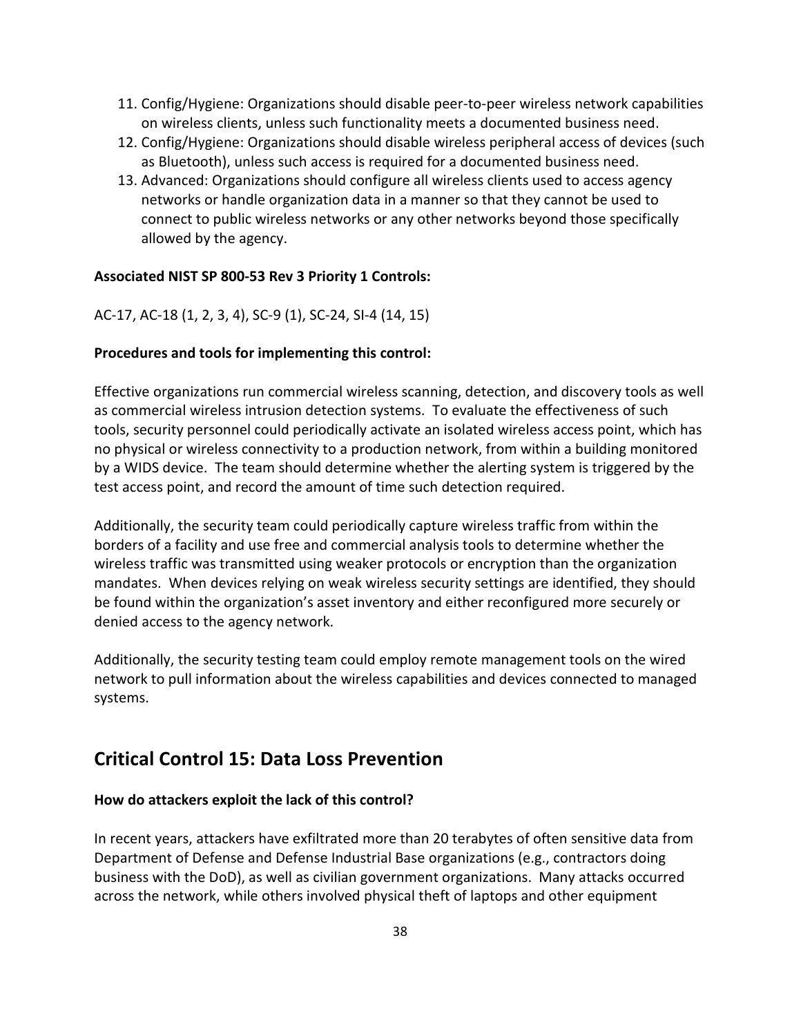11. Config/Hygiene: Organizations should disable peer-to-peer wireless network capabilities on wireless clients, unless such functionality meets a documented business need.
12. Config/Hygiene: Organizations should disable wireless peripheral access of devices (such as Bluetooth), unless such access is required for a documented business need.
13. Advanced: Organizations should configure all wireless clients used to access agency networks or handle organization data in a manner so that they cannot be used to connect to public wireless networks or any other networks beyond those specifically allowed by the agency.

**Associated NIST SP 800-53 Rev 3 Priority 1 Controls:**

AC-17, AC-18 (1, 2, 3, 4), SC-9 (1), SC-24, SI-4 (14, 15)

**Procedures and tools for implementing this control:**

Effective organizations run commercial wireless scanning, detection, and discovery tools as well as commercial wireless intrusion detection systems. To evaluate the effectiveness of such tools, security personnel could periodically activate an isolated wireless access point, which has no physical or wireless connectivity to a production network, from within a building monitored by a WIDS device. The team should determine whether the alerting system is triggered by the test access point, and record the amount of time such detection required.

Additionally, the security team could periodically capture wireless traffic from within the borders of a facility and use free and commercial analysis tools to determine whether the wireless traffic was transmitted using weaker protocols or encryption than the organization mandates. When devices relying on weak wireless security settings are identified, they should be found within the organization's asset inventory and either reconfigured more securely or denied access to the agency network.

Additionally, the security testing team could employ remote management tools on the wired network to pull information about the wireless capabilities and devices connected to managed systems.

## Critical Control 15: Data Loss Prevention

**How do attackers exploit the lack of this control?**

In recent years, attackers have exfiltrated more than 20 terabytes of often sensitive data from Department of Defense and Defense Industrial Base organizations (e.g., contractors doing business with the DoD), as well as civilian government organizations. Many attacks occurred across the network, while others involved physical theft of laptops and other equipment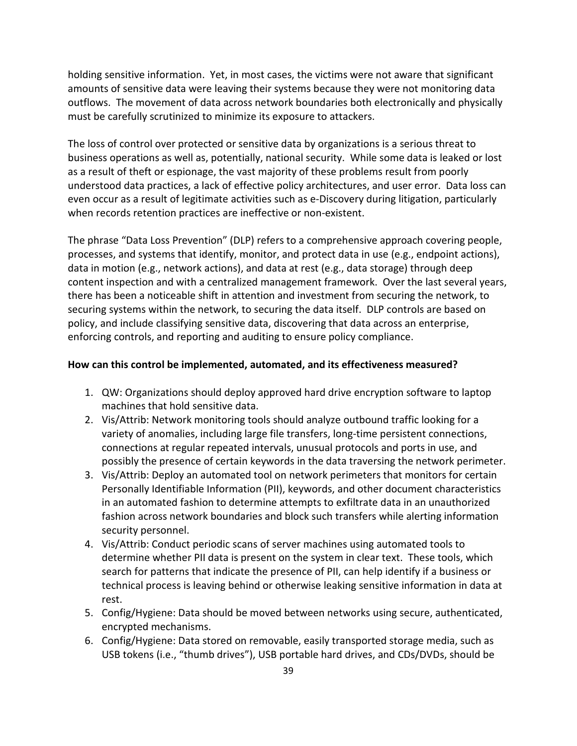holding sensitive information. Yet, in most cases, the victims were not aware that significant amounts of sensitive data were leaving their systems because they were not monitoring data outflows. The movement of data across network boundaries both electronically and physically must be carefully scrutinized to minimize its exposure to attackers.

The loss of control over protected or sensitive data by organizations is a serious threat to business operations as well as, potentially, national security. While some data is leaked or lost as a result of theft or espionage, the vast majority of these problems result from poorly understood data practices, a lack of effective policy architectures, and user error. Data loss can even occur as a result of legitimate activities such as e-Discovery during litigation, particularly when records retention practices are ineffective or non-existent.

The phrase "Data Loss Prevention" (DLP) refers to a comprehensive approach covering people, processes, and systems that identify, monitor, and protect data in use (e.g., endpoint actions), data in motion (e.g., network actions), and data at rest (e.g., data storage) through deep content inspection and with a centralized management framework. Over the last several years, there has been a noticeable shift in attention and investment from securing the network, to securing systems within the network, to securing the data itself. DLP controls are based on policy, and include classifying sensitive data, discovering that data across an enterprise, enforcing controls, and reporting and auditing to ensure policy compliance.

**How can this control be implemented, automated, and its effectiveness measured?**

1. QW: Organizations should deploy approved hard drive encryption software to laptop machines that hold sensitive data.
2. Vis/Attrib: Network monitoring tools should analyze outbound traffic looking for a variety of anomalies, including large file transfers, long-time persistent connections, connections at regular repeated intervals, unusual protocols and ports in use, and possibly the presence of certain keywords in the data traversing the network perimeter.
3. Vis/Attrib: Deploy an automated tool on network perimeters that monitors for certain Personally Identifiable Information (PII), keywords, and other document characteristics in an automated fashion to determine attempts to exfiltrate data in an unauthorized fashion across network boundaries and block such transfers while alerting information security personnel.
4. Vis/Attrib: Conduct periodic scans of server machines using automated tools to determine whether PII data is present on the system in clear text. These tools, which search for patterns that indicate the presence of PII, can help identify if a business or technical process is leaving behind or otherwise leaking sensitive information in data at rest.
5. Config/Hygiene: Data should be moved between networks using secure, authenticated, encrypted mechanisms.
6. Config/Hygiene: Data stored on removable, easily transported storage media, such as USB tokens (i.e., "thumb drives"), USB portable hard drives, and CDs/DVDs, should be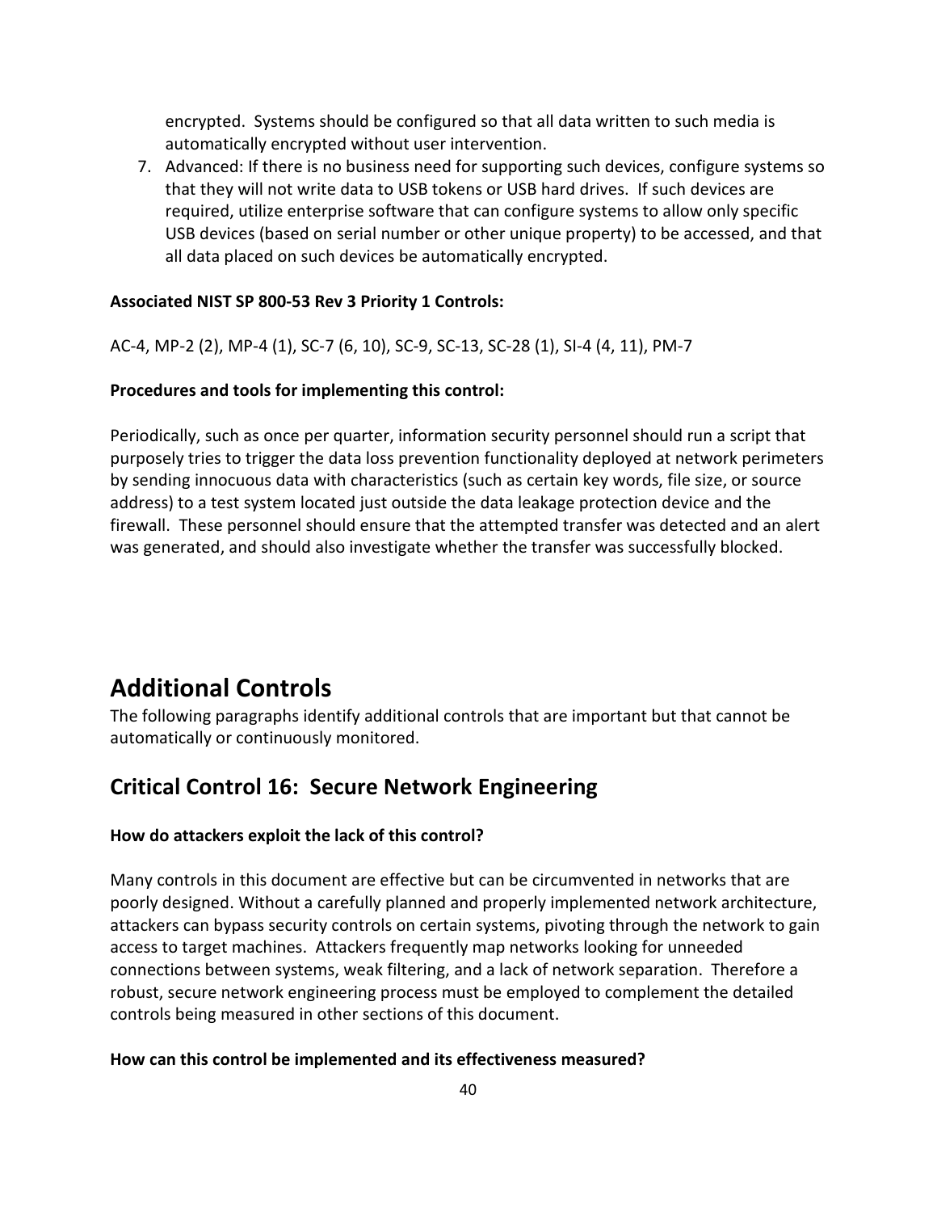encrypted. Systems should be configured so that all data written to such media is automatically encrypted without user intervention.

7. Advanced: If there is no business need for supporting such devices, configure systems so that they will not write data to USB tokens or USB hard drives. If such devices are required, utilize enterprise software that can configure systems to allow only specific USB devices (based on serial number or other unique property) to be accessed, and that all data placed on such devices be automatically encrypted.

**Associated NIST SP 800-53 Rev 3 Priority 1 Controls:**

AC-4, MP-2 (2), MP-4 (1), SC-7 (6, 10), SC-9, SC-13, SC-28 (1), SI-4 (4, 11), PM-7

**Procedures and tools for implementing this control:**

Periodically, such as once per quarter, information security personnel should run a script that purposely tries to trigger the data loss prevention functionality deployed at network perimeters by sending innocuous data with characteristics (such as certain key words, file size, or source address) to a test system located just outside the data leakage protection device and the firewall. These personnel should ensure that the attempted transfer was detected and an alert was generated, and should also investigate whether the transfer was successfully blocked.

# Additional Controls

The following paragraphs identify additional controls that are important but that cannot be automatically or continuously monitored.

## Critical Control 16: Secure Network Engineering

**How do attackers exploit the lack of this control?**

Many controls in this document are effective but can be circumvented in networks that are poorly designed. Without a carefully planned and properly implemented network architecture, attackers can bypass security controls on certain systems, pivoting through the network to gain access to target machines. Attackers frequently map networks looking for unneeded connections between systems, weak filtering, and a lack of network separation. Therefore a robust, secure network engineering process must be employed to complement the detailed controls being measured in other sections of this document.

**How can this control be implemented and its effectiveness measured?**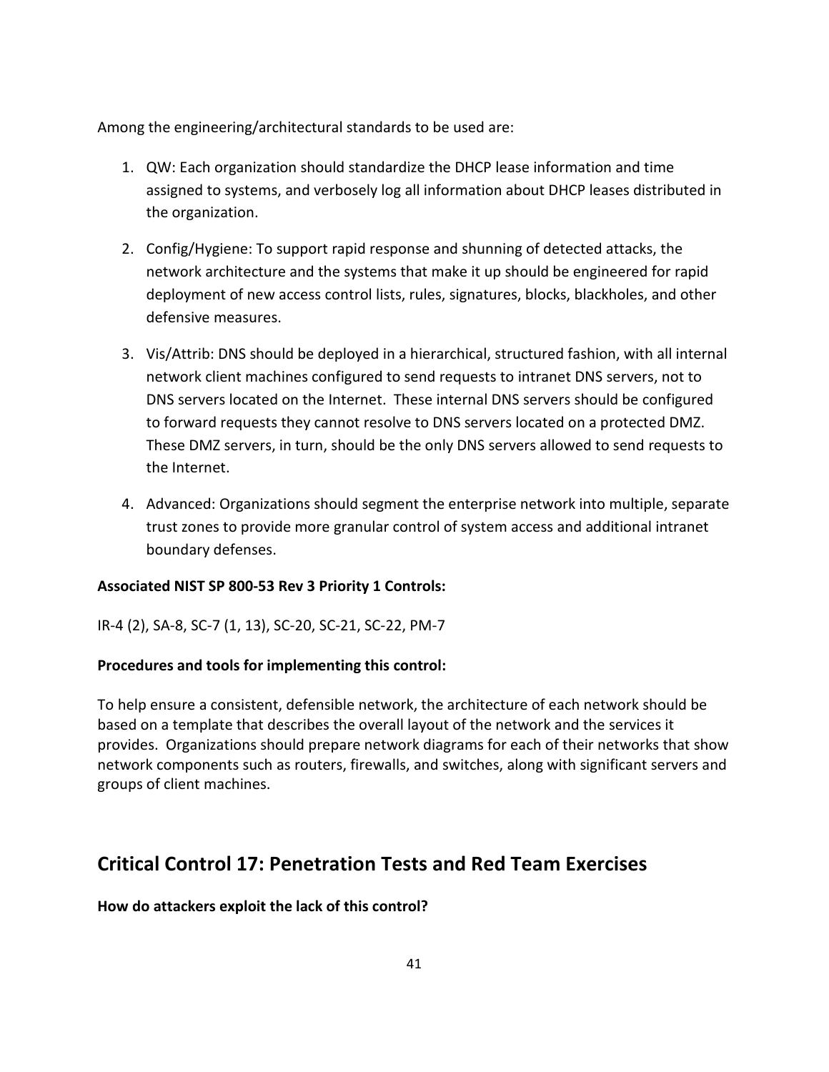Among the engineering/architectural standards to be used are:

1. QW: Each organization should standardize the DHCP lease information and time assigned to systems, and verbosely log all information about DHCP leases distributed in the organization.

2. Config/Hygiene: To support rapid response and shunning of detected attacks, the network architecture and the systems that make it up should be engineered for rapid deployment of new access control lists, rules, signatures, blocks, blackholes, and other defensive measures.

3. Vis/Attrib: DNS should be deployed in a hierarchical, structured fashion, with all internal network client machines configured to send requests to intranet DNS servers, not to DNS servers located on the Internet. These internal DNS servers should be configured to forward requests they cannot resolve to DNS servers located on a protected DMZ. These DMZ servers, in turn, should be the only DNS servers allowed to send requests to the Internet.

4. Advanced: Organizations should segment the enterprise network into multiple, separate trust zones to provide more granular control of system access and additional intranet boundary defenses.

**Associated NIST SP 800-53 Rev 3 Priority 1 Controls:**

IR-4 (2), SA-8, SC-7 (1, 13), SC-20, SC-21, SC-22, PM-7

**Procedures and tools for implementing this control:**

To help ensure a consistent, defensible network, the architecture of each network should be based on a template that describes the overall layout of the network and the services it provides. Organizations should prepare network diagrams for each of their networks that show network components such as routers, firewalls, and switches, along with significant servers and groups of client machines.

## Critical Control 17: Penetration Tests and Red Team Exercises

**How do attackers exploit the lack of this control?**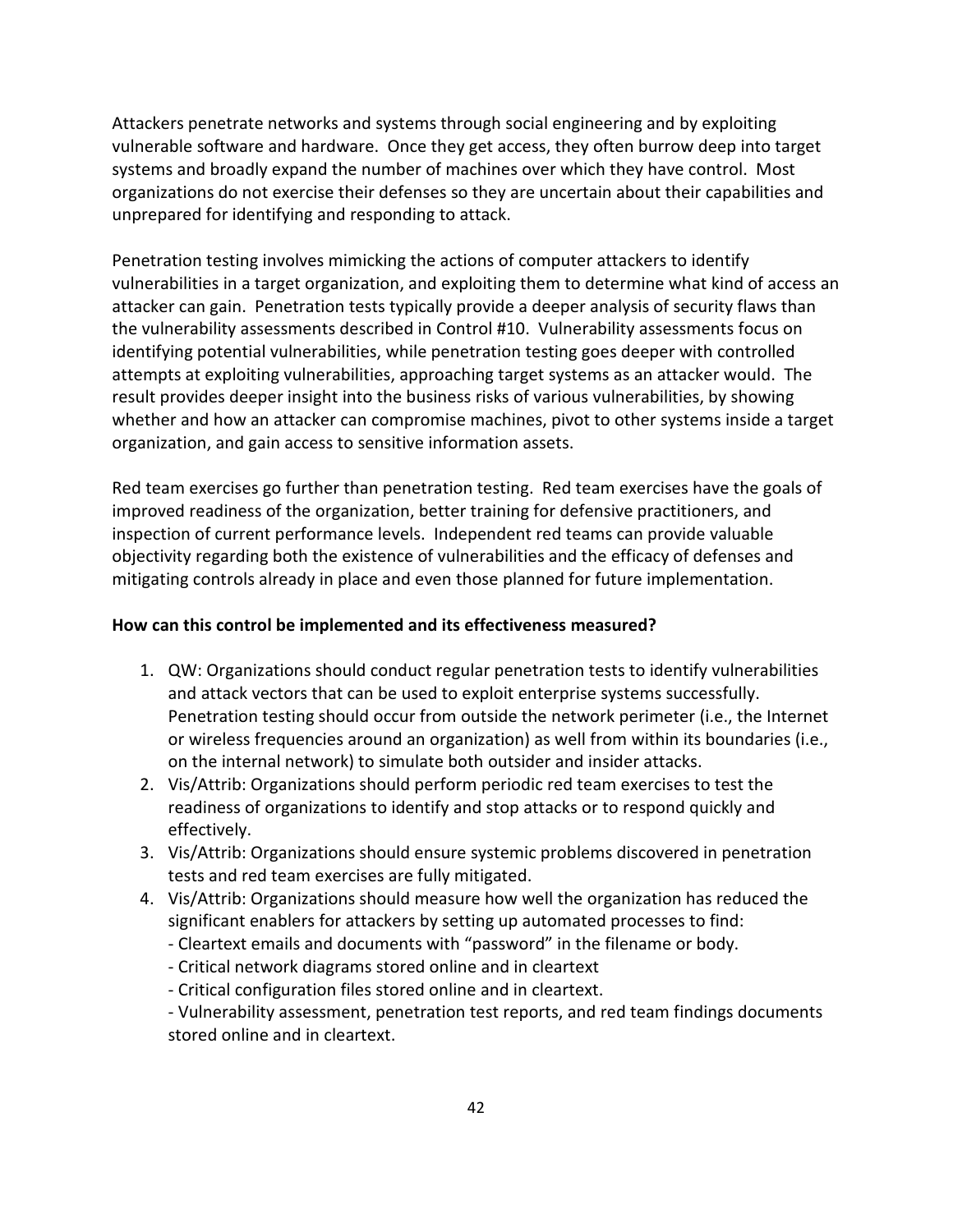Attackers penetrate networks and systems through social engineering and by exploiting vulnerable software and hardware. Once they get access, they often burrow deep into target systems and broadly expand the number of machines over which they have control. Most organizations do not exercise their defenses so they are uncertain about their capabilities and unprepared for identifying and responding to attack.

Penetration testing involves mimicking the actions of computer attackers to identify vulnerabilities in a target organization, and exploiting them to determine what kind of access an attacker can gain. Penetration tests typically provide a deeper analysis of security flaws than the vulnerability assessments described in Control #10. Vulnerability assessments focus on identifying potential vulnerabilities, while penetration testing goes deeper with controlled attempts at exploiting vulnerabilities, approaching target systems as an attacker would. The result provides deeper insight into the business risks of various vulnerabilities, by showing whether and how an attacker can compromise machines, pivot to other systems inside a target organization, and gain access to sensitive information assets.

Red team exercises go further than penetration testing. Red team exercises have the goals of improved readiness of the organization, better training for defensive practitioners, and inspection of current performance levels. Independent red teams can provide valuable objectivity regarding both the existence of vulnerabilities and the efficacy of defenses and mitigating controls already in place and even those planned for future implementation.

**How can this control be implemented and its effectiveness measured?**

1. QW: Organizations should conduct regular penetration tests to identify vulnerabilities and attack vectors that can be used to exploit enterprise systems successfully. Penetration testing should occur from outside the network perimeter (i.e., the Internet or wireless frequencies around an organization) as well from within its boundaries (i.e., on the internal network) to simulate both outsider and insider attacks.
2. Vis/Attrib: Organizations should perform periodic red team exercises to test the readiness of organizations to identify and stop attacks or to respond quickly and effectively.
3. Vis/Attrib: Organizations should ensure systemic problems discovered in penetration tests and red team exercises are fully mitigated.
4. Vis/Attrib: Organizations should measure how well the organization has reduced the significant enablers for attackers by setting up automated processes to find:
   - Cleartext emails and documents with "password" in the filename or body.
   - Critical network diagrams stored online and in cleartext
   - Critical configuration files stored online and in cleartext.
   - Vulnerability assessment, penetration test reports, and red team findings documents stored online and in cleartext.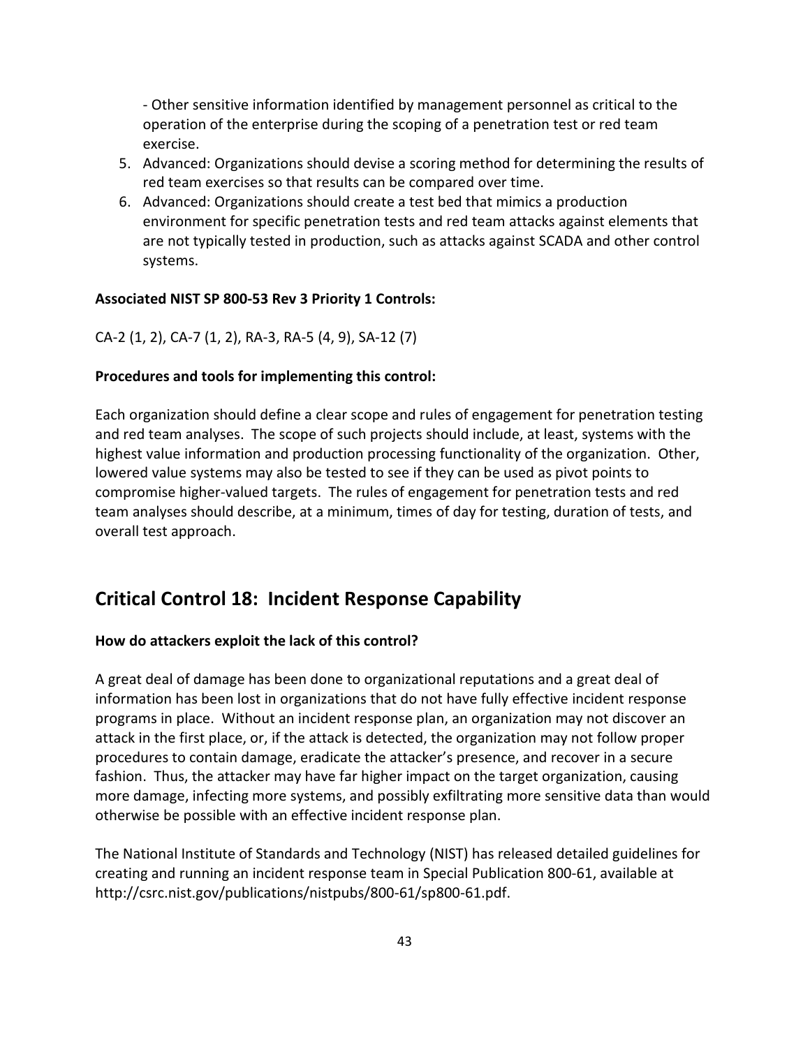- Other sensitive information identified by management personnel as critical to the operation of the enterprise during the scoping of a penetration test or red team exercise.

5. Advanced: Organizations should devise a scoring method for determining the results of red team exercises so that results can be compared over time.
6. Advanced: Organizations should create a test bed that mimics a production environment for specific penetration tests and red team attacks against elements that are not typically tested in production, such as attacks against SCADA and other control systems.

**Associated NIST SP 800-53 Rev 3 Priority 1 Controls:**

CA-2 (1, 2), CA-7 (1, 2), RA-3, RA-5 (4, 9), SA-12 (7)

**Procedures and tools for implementing this control:**

Each organization should define a clear scope and rules of engagement for penetration testing and red team analyses. The scope of such projects should include, at least, systems with the highest value information and production processing functionality of the organization. Other, lowered value systems may also be tested to see if they can be used as pivot points to compromise higher-valued targets. The rules of engagement for penetration tests and red team analyses should describe, at a minimum, times of day for testing, duration of tests, and overall test approach.

## Critical Control 18: Incident Response Capability

**How do attackers exploit the lack of this control?**

A great deal of damage has been done to organizational reputations and a great deal of information has been lost in organizations that do not have fully effective incident response programs in place. Without an incident response plan, an organization may not discover an attack in the first place, or, if the attack is detected, the organization may not follow proper procedures to contain damage, eradicate the attacker's presence, and recover in a secure fashion. Thus, the attacker may have far higher impact on the target organization, causing more damage, infecting more systems, and possibly exfiltrating more sensitive data than would otherwise be possible with an effective incident response plan.

The National Institute of Standards and Technology (NIST) has released detailed guidelines for creating and running an incident response team in Special Publication 800-61, available at http://csrc.nist.gov/publications/nistpubs/800-61/sp800-61.pdf.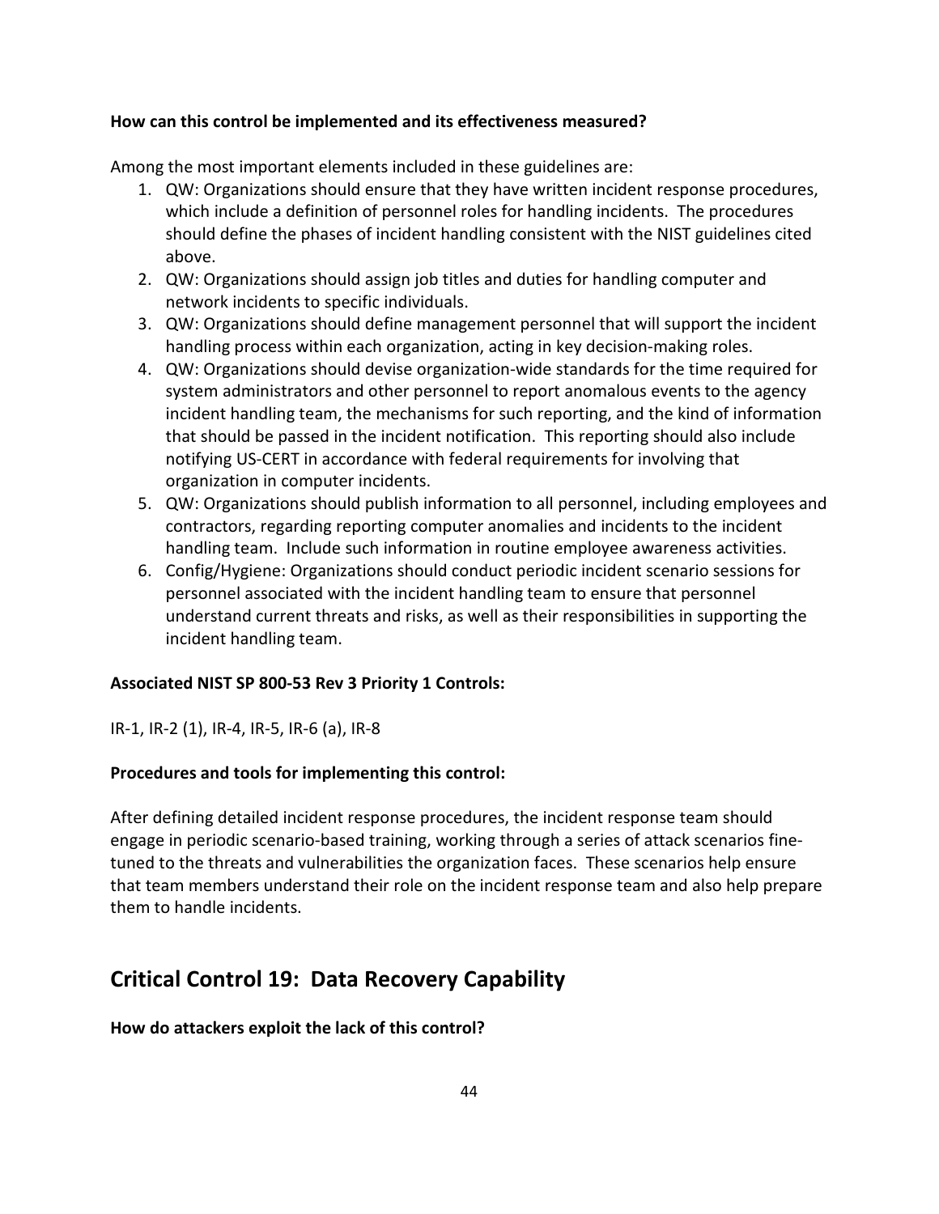**How can this control be implemented and its effectiveness measured?**

Among the most important elements included in these guidelines are:

1. QW: Organizations should ensure that they have written incident response procedures, which include a definition of personnel roles for handling incidents. The procedures should define the phases of incident handling consistent with the NIST guidelines cited above.
2. QW: Organizations should assign job titles and duties for handling computer and network incidents to specific individuals.
3. QW: Organizations should define management personnel that will support the incident handling process within each organization, acting in key decision-making roles.
4. QW: Organizations should devise organization-wide standards for the time required for system administrators and other personnel to report anomalous events to the agency incident handling team, the mechanisms for such reporting, and the kind of information that should be passed in the incident notification. This reporting should also include notifying US-CERT in accordance with federal requirements for involving that organization in computer incidents.
5. QW: Organizations should publish information to all personnel, including employees and contractors, regarding reporting computer anomalies and incidents to the incident handling team. Include such information in routine employee awareness activities.
6. Config/Hygiene: Organizations should conduct periodic incident scenario sessions for personnel associated with the incident handling team to ensure that personnel understand current threats and risks, as well as their responsibilities in supporting the incident handling team.

**Associated NIST SP 800-53 Rev 3 Priority 1 Controls:**

IR-1, IR-2 (1), IR-4, IR-5, IR-6 (a), IR-8

**Procedures and tools for implementing this control:**

After defining detailed incident response procedures, the incident response team should engage in periodic scenario-based training, working through a series of attack scenarios fine-tuned to the threats and vulnerabilities the organization faces. These scenarios help ensure that team members understand their role on the incident response team and also help prepare them to handle incidents.

## Critical Control 19: Data Recovery Capability

**How do attackers exploit the lack of this control?**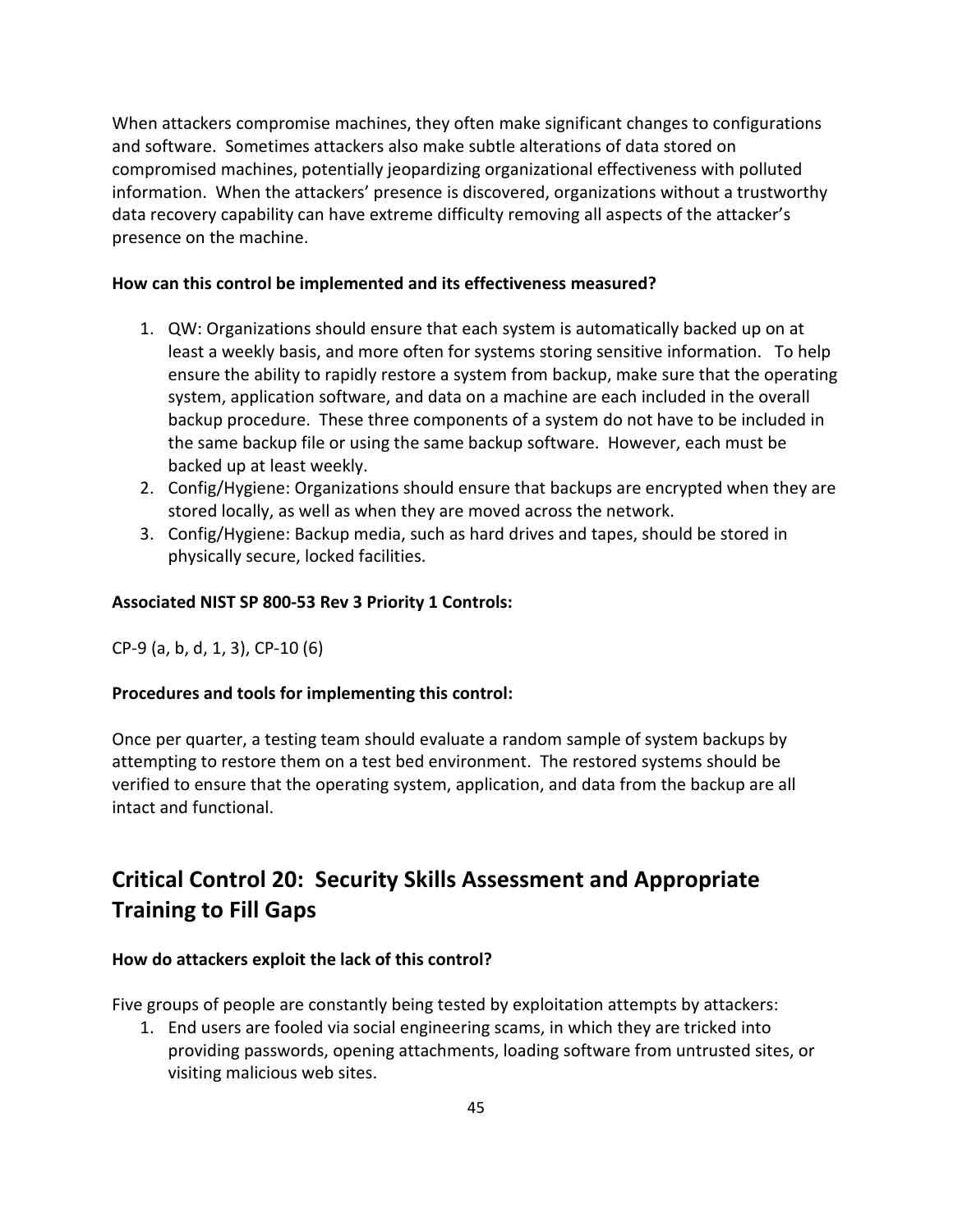When attackers compromise machines, they often make significant changes to configurations and software. Sometimes attackers also make subtle alterations of data stored on compromised machines, potentially jeopardizing organizational effectiveness with polluted information. When the attackers' presence is discovered, organizations without a trustworthy data recovery capability can have extreme difficulty removing all aspects of the attacker's presence on the machine.

**How can this control be implemented and its effectiveness measured?**

1. QW: Organizations should ensure that each system is automatically backed up on at least a weekly basis, and more often for systems storing sensitive information. To help ensure the ability to rapidly restore a system from backup, make sure that the operating system, application software, and data on a machine are each included in the overall backup procedure. These three components of a system do not have to be included in the same backup file or using the same backup software. However, each must be backed up at least weekly.
2. Config/Hygiene: Organizations should ensure that backups are encrypted when they are stored locally, as well as when they are moved across the network.
3. Config/Hygiene: Backup media, such as hard drives and tapes, should be stored in physically secure, locked facilities.

**Associated NIST SP 800-53 Rev 3 Priority 1 Controls:**

CP-9 (a, b, d, 1, 3), CP-10 (6)

**Procedures and tools for implementing this control:**

Once per quarter, a testing team should evaluate a random sample of system backups by attempting to restore them on a test bed environment. The restored systems should be verified to ensure that the operating system, application, and data from the backup are all intact and functional.

## Critical Control 20: Security Skills Assessment and Appropriate Training to Fill Gaps

**How do attackers exploit the lack of this control?**

Five groups of people are constantly being tested by exploitation attempts by attackers:

1. End users are fooled via social engineering scams, in which they are tricked into providing passwords, opening attachments, loading software from untrusted sites, or visiting malicious web sites.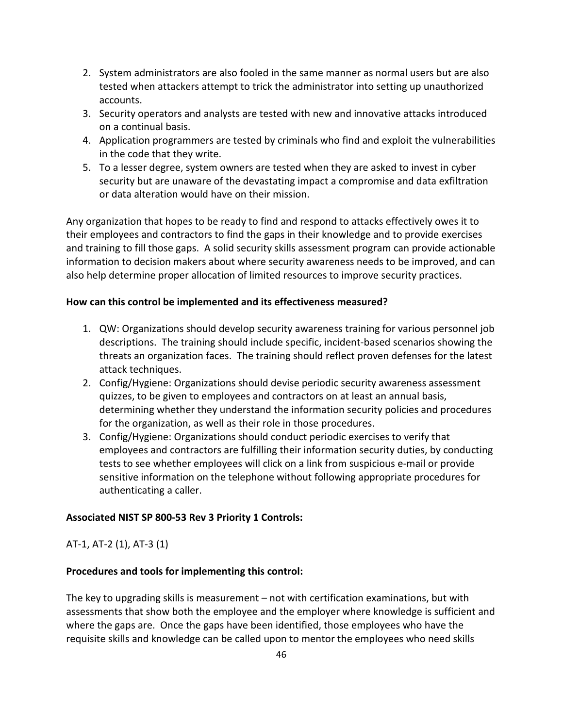2. System administrators are also fooled in the same manner as normal users but are also tested when attackers attempt to trick the administrator into setting up unauthorized accounts.
3. Security operators and analysts are tested with new and innovative attacks introduced on a continual basis.
4. Application programmers are tested by criminals who find and exploit the vulnerabilities in the code that they write.
5. To a lesser degree, system owners are tested when they are asked to invest in cyber security but are unaware of the devastating impact a compromise and data exfiltration or data alteration would have on their mission.

Any organization that hopes to be ready to find and respond to attacks effectively owes it to their employees and contractors to find the gaps in their knowledge and to provide exercises and training to fill those gaps. A solid security skills assessment program can provide actionable information to decision makers about where security awareness needs to be improved, and can also help determine proper allocation of limited resources to improve security practices.

**How can this control be implemented and its effectiveness measured?**

1. QW: Organizations should develop security awareness training for various personnel job descriptions. The training should include specific, incident-based scenarios showing the threats an organization faces. The training should reflect proven defenses for the latest attack techniques.
2. Config/Hygiene: Organizations should devise periodic security awareness assessment quizzes, to be given to employees and contractors on at least an annual basis, determining whether they understand the information security policies and procedures for the organization, as well as their role in those procedures.
3. Config/Hygiene: Organizations should conduct periodic exercises to verify that employees and contractors are fulfilling their information security duties, by conducting tests to see whether employees will click on a link from suspicious e-mail or provide sensitive information on the telephone without following appropriate procedures for authenticating a caller.

**Associated NIST SP 800-53 Rev 3 Priority 1 Controls:**

AT-1, AT-2 (1), AT-3 (1)

**Procedures and tools for implementing this control:**

The key to upgrading skills is measurement – not with certification examinations, but with assessments that show both the employee and the employer where knowledge is sufficient and where the gaps are. Once the gaps have been identified, those employees who have the requisite skills and knowledge can be called upon to mentor the employees who need skills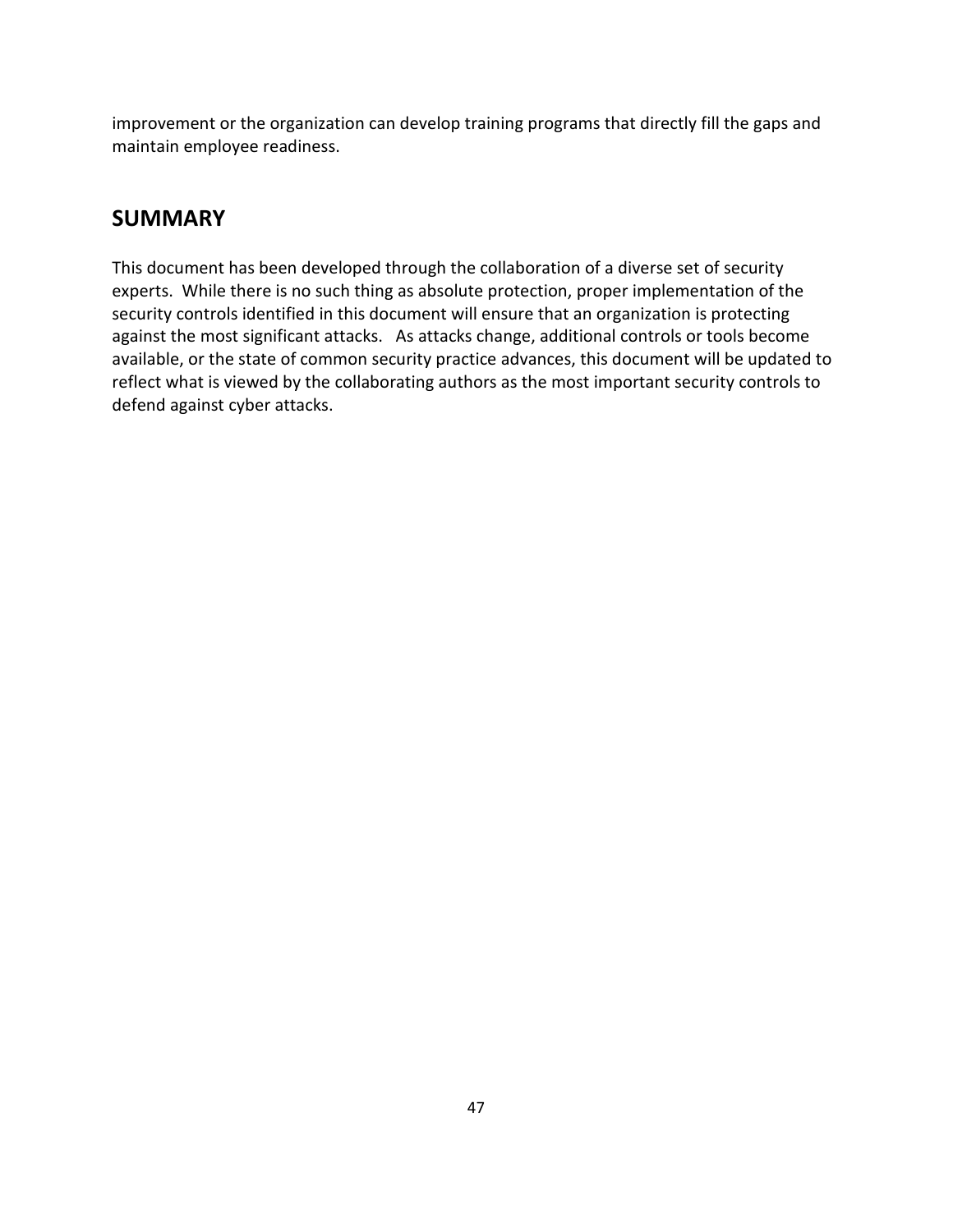improvement or the organization can develop training programs that directly fill the gaps and maintain employee readiness.

## SUMMARY

This document has been developed through the collaboration of a diverse set of security experts. While there is no such thing as absolute protection, proper implementation of the security controls identified in this document will ensure that an organization is protecting against the most significant attacks. As attacks change, additional controls or tools become available, or the state of common security practice advances, this document will be updated to reflect what is viewed by the collaborating authors as the most important security controls to defend against cyber attacks.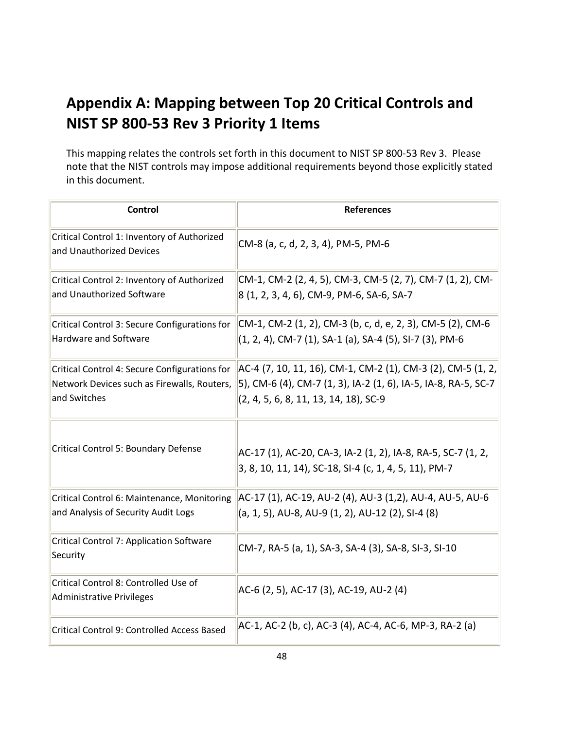## Appendix A: Mapping between Top 20 Critical Controls and NIST SP 800-53 Rev 3 Priority 1 Items

This mapping relates the controls set forth in this document to NIST SP 800-53 Rev 3. Please note that the NIST controls may impose additional requirements beyond those explicitly stated in this document.

| Control | References |
|---|---|
| Critical Control 1: Inventory of Authorized and Unauthorized Devices | CM-8 (a, c, d, 2, 3, 4), PM-5, PM-6 |
| Critical Control 2: Inventory of Authorized and Unauthorized Software | CM-1, CM-2 (2, 4, 5), CM-3, CM-5 (2, 7), CM-7 (1, 2), CM-8 (1, 2, 3, 4, 6), CM-9, PM-6, SA-6, SA-7 |
| Critical Control 3: Secure Configurations for Hardware and Software | CM-1, CM-2 (1, 2), CM-3 (b, c, d, e, 2, 3), CM-5 (2), CM-6 (1, 2, 4), CM-7 (1), SA-1 (a), SA-4 (5), SI-7 (3), PM-6 |
| Critical Control 4: Secure Configurations for Network Devices such as Firewalls, Routers, and Switches | AC-4 (7, 10, 11, 16), CM-1, CM-2 (1), CM-3 (2), CM-5 (1, 2, 5), CM-6 (4), CM-7 (1, 3), IA-2 (1, 6), IA-5, IA-8, RA-5, SC-7 (2, 4, 5, 6, 8, 11, 13, 14, 18), SC-9 |
| Critical Control 5: Boundary Defense | AC-17 (1), AC-20, CA-3, IA-2 (1, 2), IA-8, RA-5, SC-7 (1, 2, 3, 8, 10, 11, 14), SC-18, SI-4 (c, 1, 4, 5, 11), PM-7 |
| Critical Control 6: Maintenance, Monitoring and Analysis of Security Audit Logs | AC-17 (1), AC-19, AU-2 (4), AU-3 (1,2), AU-4, AU-5, AU-6 (a, 1, 5), AU-8, AU-9 (1, 2), AU-12 (2), SI-4 (8) |
| Critical Control 7: Application Software Security | CM-7, RA-5 (a, 1), SA-3, SA-4 (3), SA-8, SI-3, SI-10 |
| Critical Control 8: Controlled Use of Administrative Privileges | AC-6 (2, 5), AC-17 (3), AC-19, AU-2 (4) |
| Critical Control 9: Controlled Access Based | AC-1, AC-2 (b, c), AC-3 (4), AC-4, AC-6, MP-3, RA-2 (a) |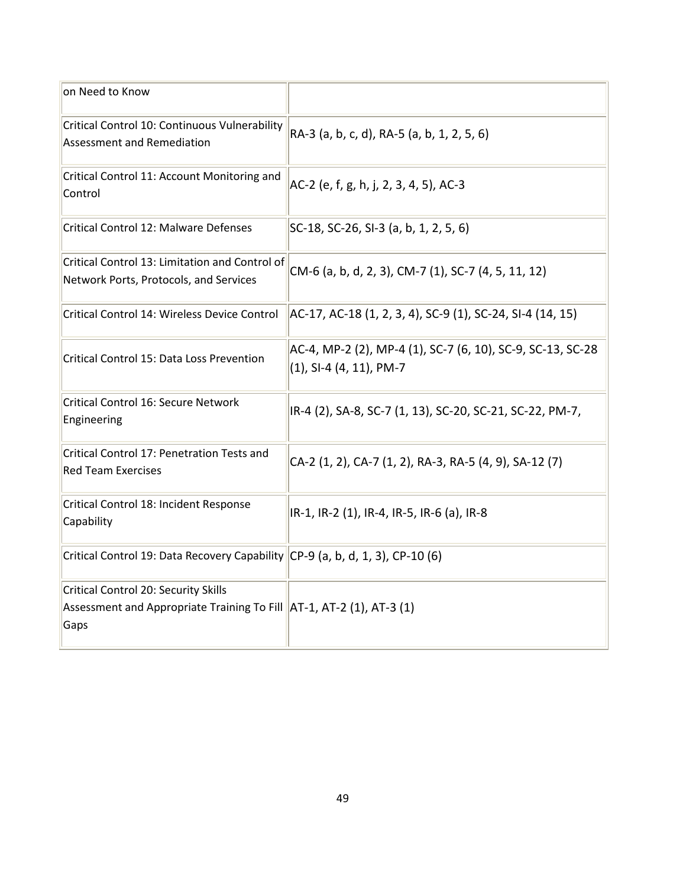| | |
|---|---|
| on Need to Know | |
| Critical Control 10: Continuous Vulnerability Assessment and Remediation | RA-3 (a, b, c, d), RA-5 (a, b, 1, 2, 5, 6) |
| Critical Control 11: Account Monitoring and Control | AC-2 (e, f, g, h, j, 2, 3, 4, 5), AC-3 |
| Critical Control 12: Malware Defenses | SC-18, SC-26, SI-3 (a, b, 1, 2, 5, 6) |
| Critical Control 13: Limitation and Control of Network Ports, Protocols, and Services | CM-6 (a, b, d, 2, 3), CM-7 (1), SC-7 (4, 5, 11, 12) |
| Critical Control 14: Wireless Device Control | AC-17, AC-18 (1, 2, 3, 4), SC-9 (1), SC-24, SI-4 (14, 15) |
| Critical Control 15: Data Loss Prevention | AC-4, MP-2 (2), MP-4 (1), SC-7 (6, 10), SC-9, SC-13, SC-28 (1), SI-4 (4, 11), PM-7 |
| Critical Control 16: Secure Network Engineering | IR-4 (2), SA-8, SC-7 (1, 13), SC-20, SC-21, SC-22, PM-7, |
| Critical Control 17: Penetration Tests and Red Team Exercises | CA-2 (1, 2), CA-7 (1, 2), RA-3, RA-5 (4, 9), SA-12 (7) |
| Critical Control 18: Incident Response Capability | IR-1, IR-2 (1), IR-4, IR-5, IR-6 (a), IR-8 |
| Critical Control 19: Data Recovery Capability | CP-9 (a, b, d, 1, 3), CP-10 (6) |
| Critical Control 20: Security Skills Assessment and Appropriate Training To Fill Gaps | AT-1, AT-2 (1), AT-3 (1) |